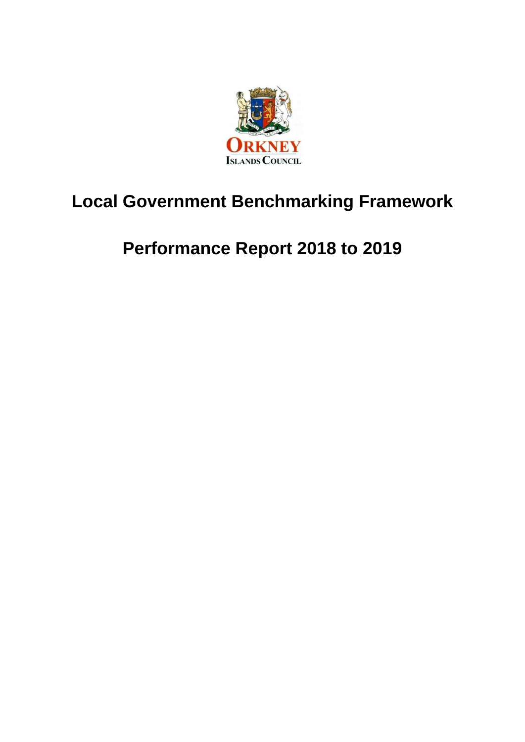# Local Government Benchmarking Framework

## Performance Report 2018 to 2019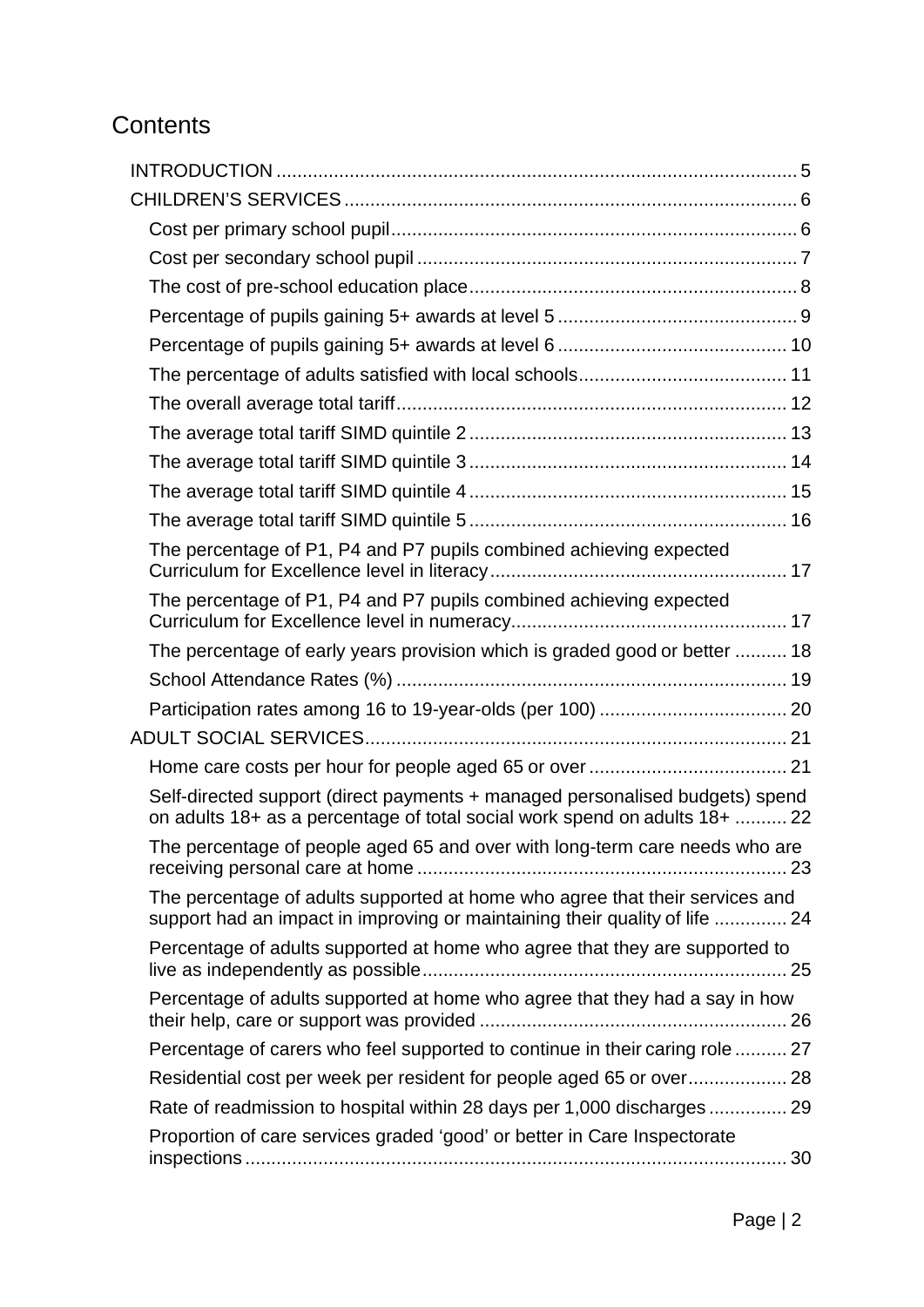# Contents

- INTRODUCTION .......... 5
- CHILDREN'S SERVICES .......... 6
  - Cost per primary school pupil .......... 6
  - Cost per secondary school pupil .......... 7
  - The cost of pre-school education place .......... 8
  - Percentage of pupils gaining 5+ awards at level 5 .......... 9
  - Percentage of pupils gaining 5+ awards at level 6 .......... 10
  - The percentage of adults satisfied with local schools .......... 11
  - The overall average total tariff .......... 12
  - The average total tariff SIMD quintile 2 .......... 13
  - The average total tariff SIMD quintile 3 .......... 14
  - The average total tariff SIMD quintile 4 .......... 15
  - The average total tariff SIMD quintile 5 .......... 16
  - The percentage of P1, P4 and P7 pupils combined achieving expected Curriculum for Excellence level in literacy .......... 17
  - The percentage of P1, P4 and P7 pupils combined achieving expected Curriculum for Excellence level in numeracy .......... 17
  - The percentage of early years provision which is graded good or better .......... 18
  - School Attendance Rates (%) .......... 19
  - Participation rates among 16 to 19-year-olds (per 100) .......... 20
- ADULT SOCIAL SERVICES .......... 21
  - Home care costs per hour for people aged 65 or over .......... 21
  - Self-directed support (direct payments + managed personalised budgets) spend on adults 18+ as a percentage of total social work spend on adults 18+ .......... 22
  - The percentage of people aged 65 and over with long-term care needs who are receiving personal care at home .......... 23
  - The percentage of adults supported at home who agree that their services and support had an impact in improving or maintaining their quality of life .......... 24
  - Percentage of adults supported at home who agree that they are supported to live as independently as possible .......... 25
  - Percentage of adults supported at home who agree that they had a say in how their help, care or support was provided .......... 26
  - Percentage of carers who feel supported to continue in their caring role .......... 27
  - Residential cost per week per resident for people aged 65 or over .......... 28
  - Rate of readmission to hospital within 28 days per 1,000 discharges .......... 29
  - Proportion of care services graded 'good' or better in Care Inspectorate inspections .......... 30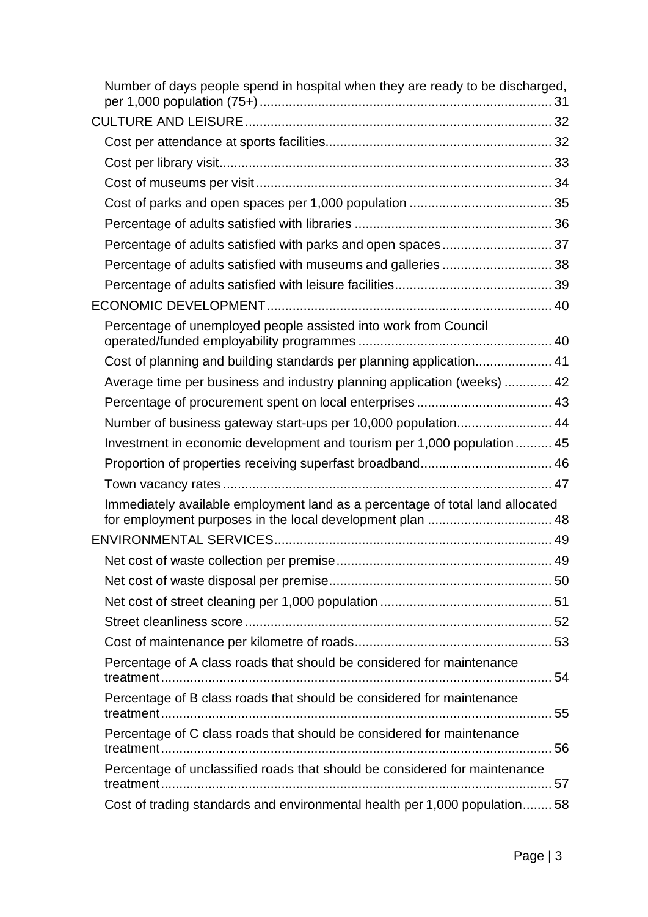Number of days people spend in hospital when they are ready to be discharged, per 1,000 population (75+) ........ 31

CULTURE AND LEISURE ........ 32

- Cost per attendance at sports facilities ........ 32
- Cost per library visit ........ 33
- Cost of museums per visit ........ 34
- Cost of parks and open spaces per 1,000 population ........ 35
- Percentage of adults satisfied with libraries ........ 36
- Percentage of adults satisfied with parks and open spaces ........ 37
- Percentage of adults satisfied with museums and galleries ........ 38
- Percentage of adults satisfied with leisure facilities ........ 39

ECONOMIC DEVELOPMENT ........ 40

- Percentage of unemployed people assisted into work from Council operated/funded employability programmes ........ 40
- Cost of planning and building standards per planning application ........ 41
- Average time per business and industry planning application (weeks) ........ 42
- Percentage of procurement spent on local enterprises ........ 43
- Number of business gateway start-ups per 10,000 population ........ 44
- Investment in economic development and tourism per 1,000 population ........ 45
- Proportion of properties receiving superfast broadband ........ 46
- Town vacancy rates ........ 47
- Immediately available employment land as a percentage of total land allocated for employment purposes in the local development plan ........ 48

ENVIRONMENTAL SERVICES ........ 49

- Net cost of waste collection per premise ........ 49
- Net cost of waste disposal per premise ........ 50
- Net cost of street cleaning per 1,000 population ........ 51
- Street cleanliness score ........ 52
- Cost of maintenance per kilometre of roads ........ 53
- Percentage of A class roads that should be considered for maintenance treatment ........ 54
- Percentage of B class roads that should be considered for maintenance treatment ........ 55
- Percentage of C class roads that should be considered for maintenance treatment ........ 56
- Percentage of unclassified roads that should be considered for maintenance treatment ........ 57
- Cost of trading standards and environmental health per 1,000 population ........ 58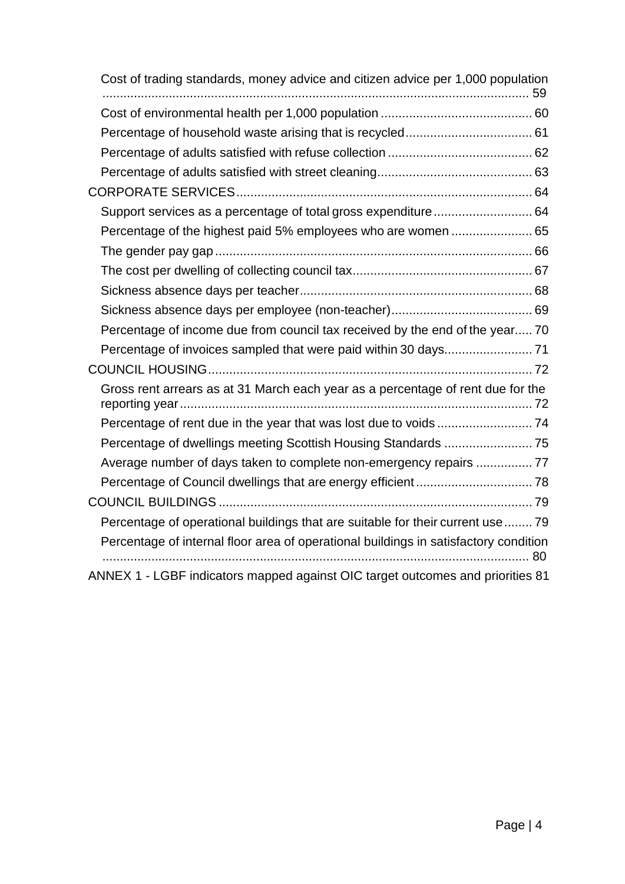- Cost of trading standards, money advice and citizen advice per 1,000 population ........ 59
- Cost of environmental health per 1,000 population ........ 60
- Percentage of household waste arising that is recycled ........ 61
- Percentage of adults satisfied with refuse collection ........ 62
- Percentage of adults satisfied with street cleaning ........ 63

CORPORATE SERVICES ........ 64

- Support services as a percentage of total gross expenditure ........ 64
- Percentage of the highest paid 5% employees who are women ........ 65
- The gender pay gap ........ 66
- The cost per dwelling of collecting council tax ........ 67
- Sickness absence days per teacher ........ 68
- Sickness absence days per employee (non-teacher) ........ 69
- Percentage of income due from council tax received by the end of the year ..... 70
- Percentage of invoices sampled that were paid within 30 days ........ 71

COUNCIL HOUSING ........ 72

- Gross rent arrears as at 31 March each year as a percentage of rent due for the reporting year ........ 72
- Percentage of rent due in the year that was lost due to voids ........ 74
- Percentage of dwellings meeting Scottish Housing Standards ........ 75
- Average number of days taken to complete non-emergency repairs ........ 77
- Percentage of Council dwellings that are energy efficient ........ 78

COUNCIL BUILDINGS ........ 79

- Percentage of operational buildings that are suitable for their current use ........ 79
- Percentage of internal floor area of operational buildings in satisfactory condition ........ 80

ANNEX 1 - LGBF indicators mapped against OIC target outcomes and priorities 81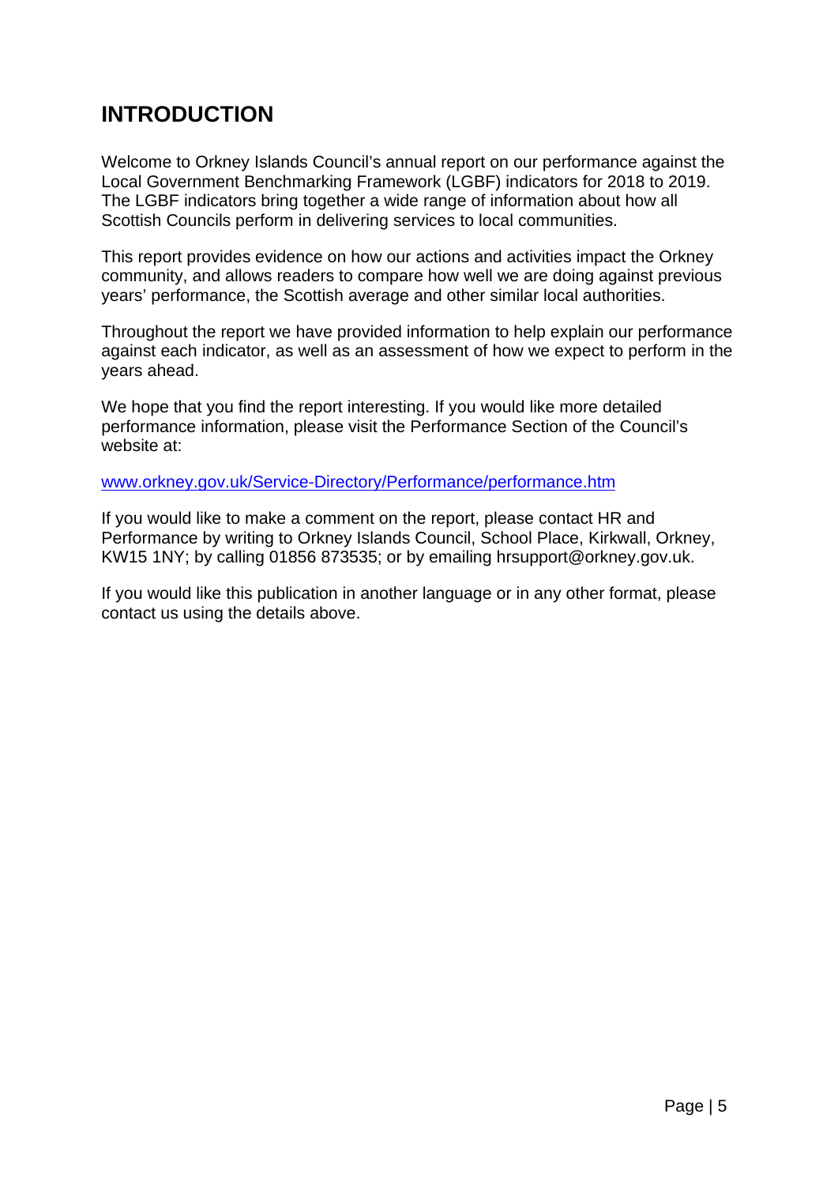# INTRODUCTION

Welcome to Orkney Islands Council's annual report on our performance against the Local Government Benchmarking Framework (LGBF) indicators for 2018 to 2019. The LGBF indicators bring together a wide range of information about how all Scottish Councils perform in delivering services to local communities.

This report provides evidence on how our actions and activities impact the Orkney community, and allows readers to compare how well we are doing against previous years' performance, the Scottish average and other similar local authorities.

Throughout the report we have provided information to help explain our performance against each indicator, as well as an assessment of how we expect to perform in the years ahead.

We hope that you find the report interesting. If you would like more detailed performance information, please visit the Performance Section of the Council's website at:

[www.orkney.gov.uk/Service-Directory/Performance/performance.htm](www.orkney.gov.uk/Service-Directory/Performance/performance.htm)

If you would like to make a comment on the report, please contact HR and Performance by writing to Orkney Islands Council, School Place, Kirkwall, Orkney, KW15 1NY; by calling 01856 873535; or by emailing hrsupport@orkney.gov.uk.

If you would like this publication in another language or in any other format, please contact us using the details above.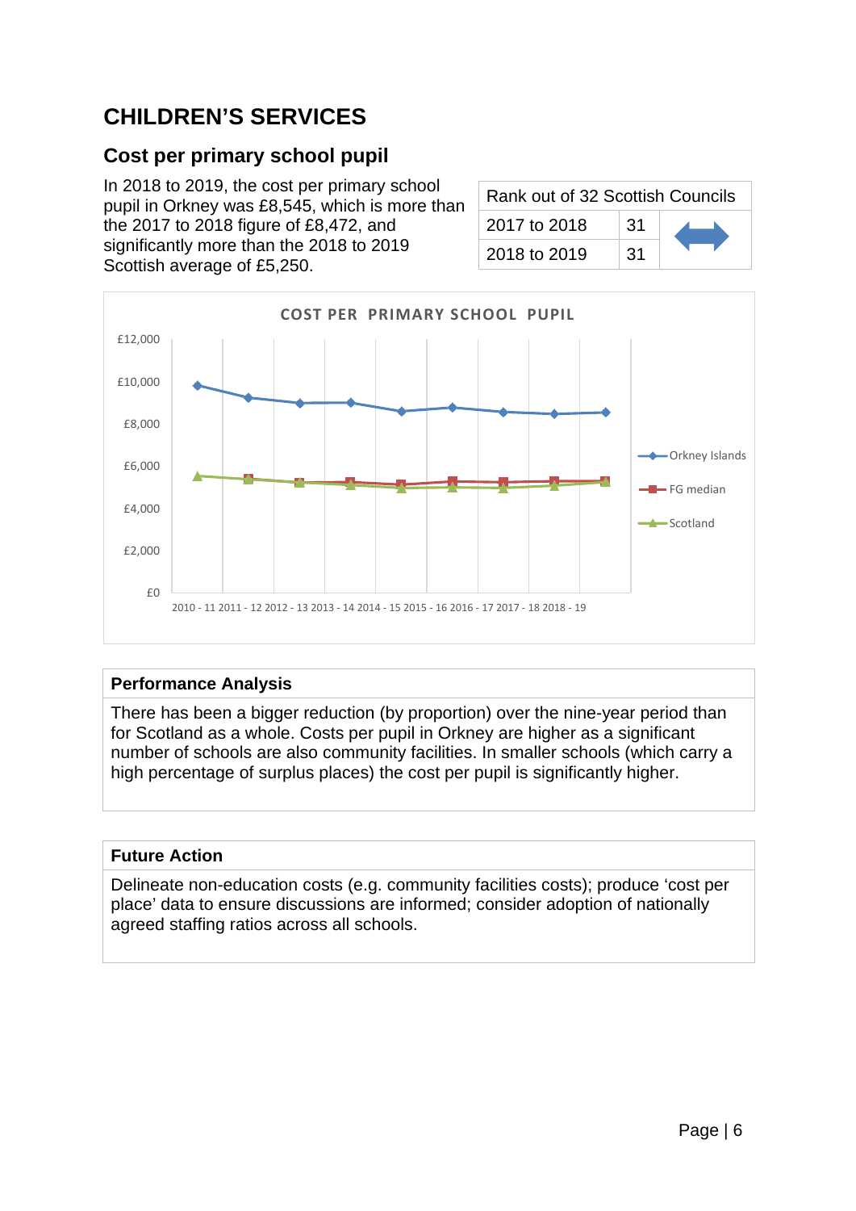# CHILDREN'S SERVICES

## Cost per primary school pupil

In 2018 to 2019, the cost per primary school pupil in Orkney was £8,545, which is more than the 2017 to 2018 figure of £8,472, and significantly more than the 2018 to 2019 Scottish average of £5,250.

| Rank out of 32 Scottish Councils | | |
|---|---|---|
| 2017 to 2018 | 31 | ↔ |
| 2018 to 2019 | 31 | |

COST PER PRIMARY SCHOOL PUPIL

| | 2010 - 11 | 2011 - 12 | 2012 - 13 | 2013 - 14 | 2014 - 15 | 2015 - 16 | 2016 - 17 | 2017 - 18 | 2018 - 19 |
|---|---|---|---|---|---|---|---|---|---|
| Orkney Islands | | | | | | | | | |
| FG median | | | | | | | | | |
| Scotland | | | | | | | | | |

### Performance Analysis

There has been a bigger reduction (by proportion) over the nine-year period than for Scotland as a whole. Costs per pupil in Orkney are higher as a significant number of schools are also community facilities. In smaller schools (which carry a high percentage of surplus places) the cost per pupil is significantly higher.

### Future Action

Delineate non-education costs (e.g. community facilities costs); produce 'cost per place' data to ensure discussions are informed; consider adoption of nationally agreed staffing ratios across all schools.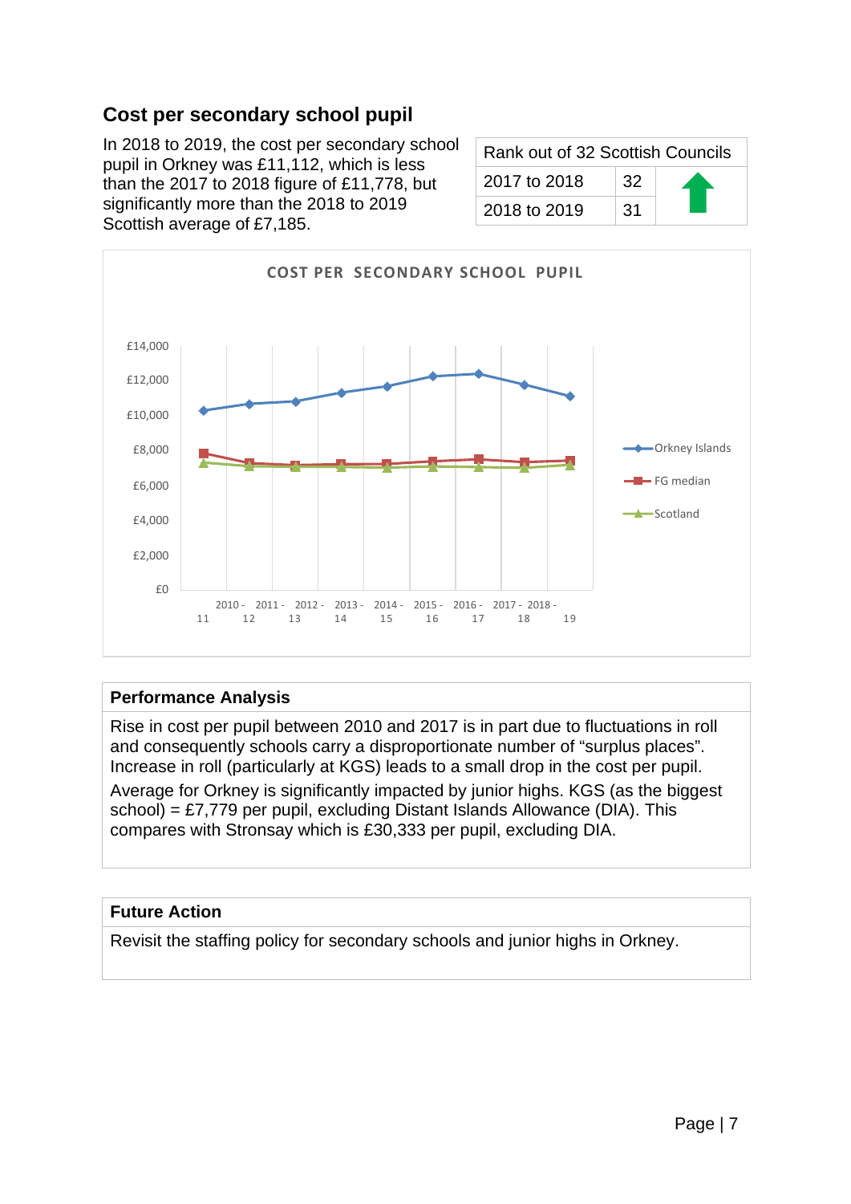## Cost per secondary school pupil

In 2018 to 2019, the cost per secondary school pupil in Orkney was £11,112, which is less than the 2017 to 2018 figure of £11,778, but significantly more than the 2018 to 2019 Scottish average of £7,185.

| Rank out of 32 Scottish Councils | | |
|---|---|---|
| 2017 to 2018 | 32 | ⬆ |
| 2018 to 2019 | 31 | |

COST PER SECONDARY SCHOOL PUPIL

### Performance Analysis

Rise in cost per pupil between 2010 and 2017 is in part due to fluctuations in roll and consequently schools carry a disproportionate number of "surplus places". Increase in roll (particularly at KGS) leads to a small drop in the cost per pupil.

Average for Orkney is significantly impacted by junior highs. KGS (as the biggest school) = £7,779 per pupil, excluding Distant Islands Allowance (DIA). This compares with Stronsay which is £30,333 per pupil, excluding DIA.

### Future Action

Revisit the staffing policy for secondary schools and junior highs in Orkney.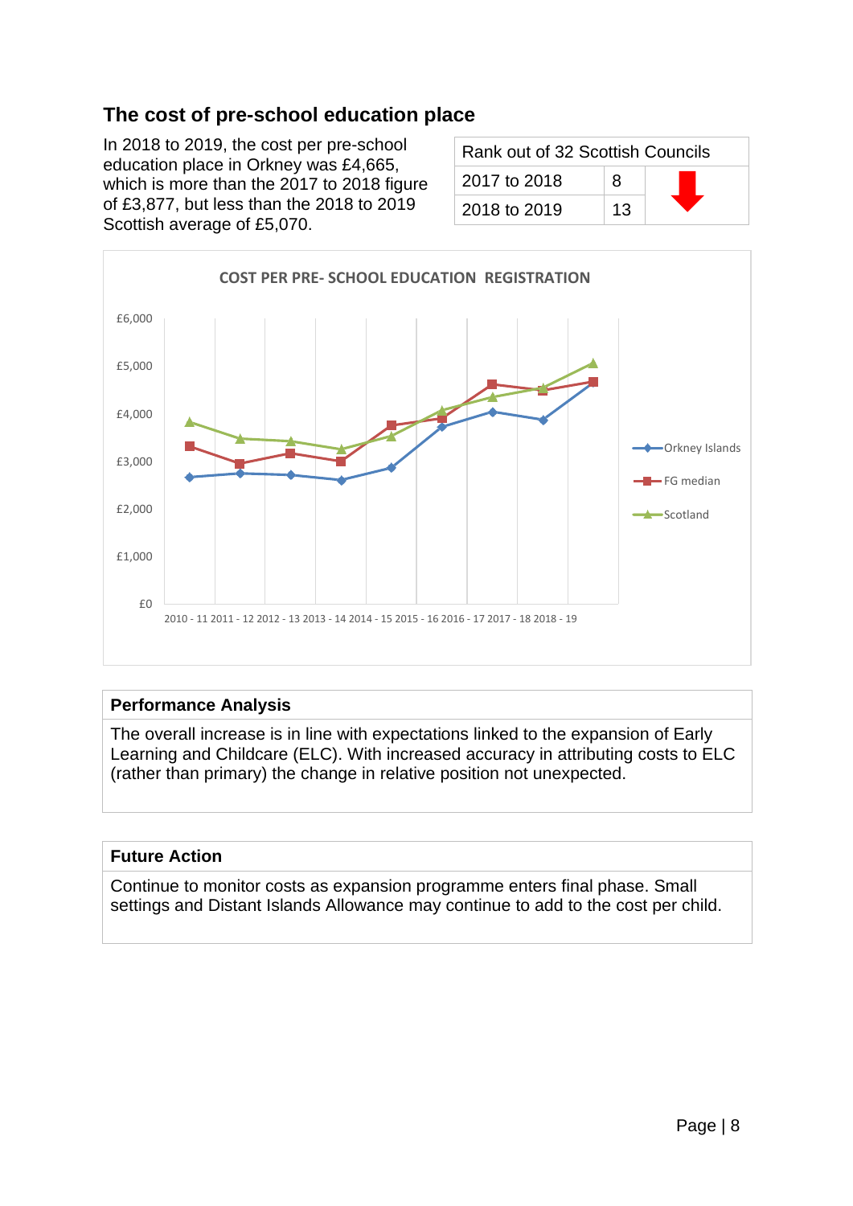## The cost of pre-school education place

In 2018 to 2019, the cost per pre-school education place in Orkney was £4,665, which is more than the 2017 to 2018 figure of £3,877, but less than the 2018 to 2019 Scottish average of £5,070.

| Rank out of 32 Scottish Councils | | |
|---|---|---|
| 2017 to 2018 | 8 | |
| 2018 to 2019 | 13 | |

COST PER PRE- SCHOOL EDUCATION REGISTRATION

£6,000
£5,000
£4,000
£3,000
£2,000
£1,000
£0

2010 - 11 2011 - 12 2012 - 13 2013 - 14 2014 - 15 2015 - 16 2016 - 17 2017 - 18 2018 - 19

Orkney Islands
FG median
Scotland

**Performance Analysis**

The overall increase is in line with expectations linked to the expansion of Early Learning and Childcare (ELC). With increased accuracy in attributing costs to ELC (rather than primary) the change in relative position not unexpected.

**Future Action**

Continue to monitor costs as expansion programme enters final phase. Small settings and Distant Islands Allowance may continue to add to the cost per child.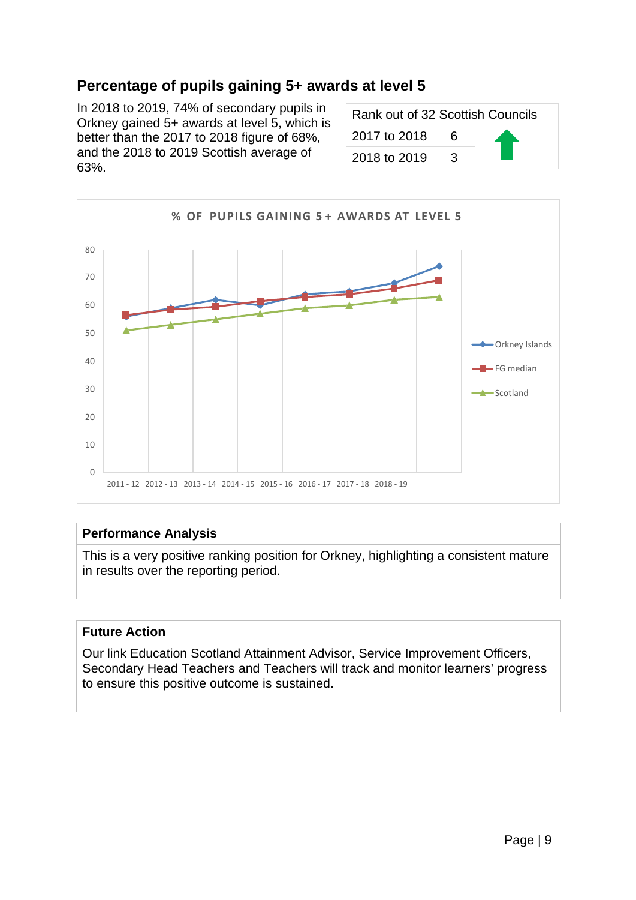## Percentage of pupils gaining 5+ awards at level 5

In 2018 to 2019, 74% of secondary pupils in Orkney gained 5+ awards at level 5, which is better than the 2017 to 2018 figure of 68%, and the 2018 to 2019 Scottish average of 63%.

| Rank out of 32 Scottish Councils | | |
|---|---|---|
| 2017 to 2018 | 6 | ↑ |
| 2018 to 2019 | 3 | |

% OF PUPILS GAINING 5+ AWARDS AT LEVEL 5

| | 2011 - 12 | 2012 - 13 | 2013 - 14 | 2014 - 15 | 2015 - 16 | 2016 - 17 | 2017 - 18 | 2018 - 19 |
|---|---|---|---|---|---|---|---|---|
| Orkney Islands | 56 | 59 | 62 | 60 | 64 | 65 | 68 | 74 |
| FG median | 56.5 | 58.5 | 59.5 | 61.5 | 63 | 64 | 66 | 69 |
| Scotland | 51 | 53 | 55 | 57 | 59 | 60 | 62 | 63 |

### Performance Analysis

This is a very positive ranking position for Orkney, highlighting a consistent mature in results over the reporting period.

### Future Action

Our link Education Scotland Attainment Advisor, Service Improvement Officers, Secondary Head Teachers and Teachers will track and monitor learners' progress to ensure this positive outcome is sustained.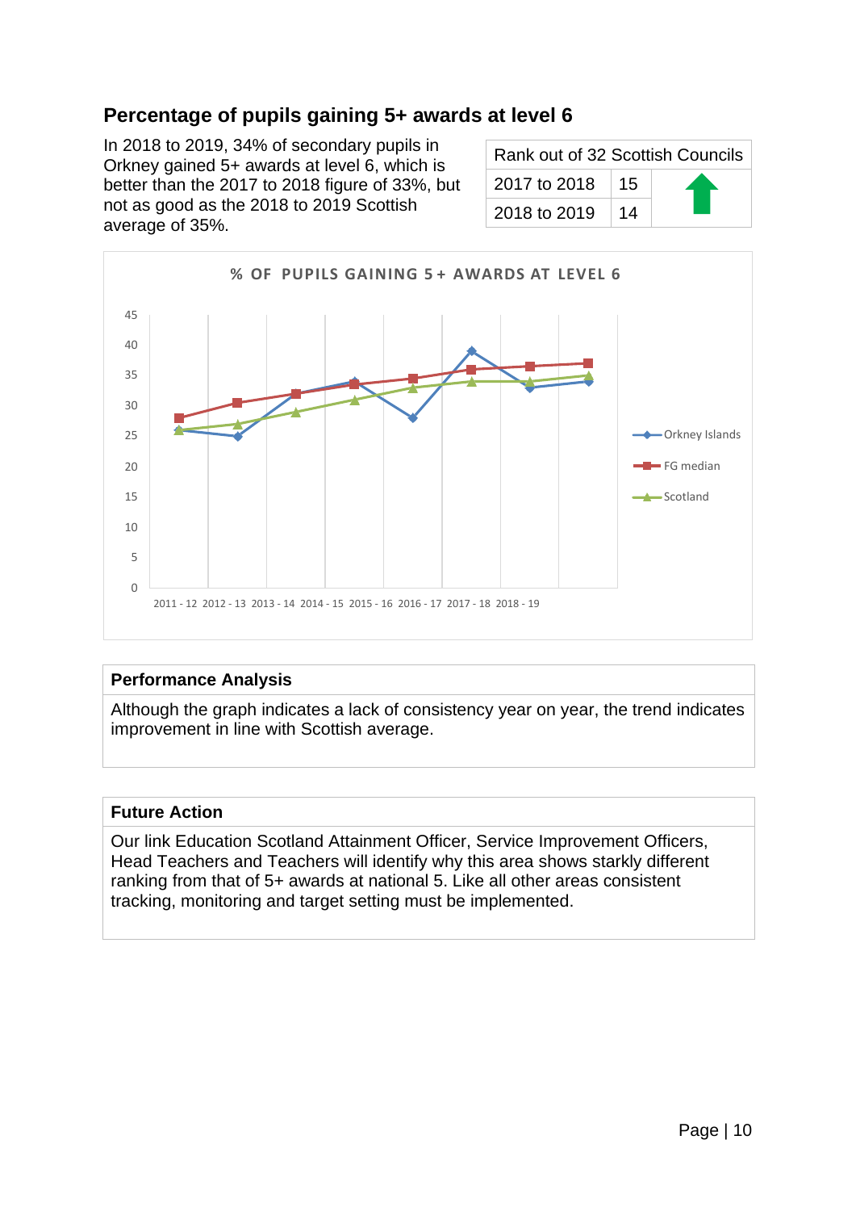## Percentage of pupils gaining 5+ awards at level 6

In 2018 to 2019, 34% of secondary pupils in Orkney gained 5+ awards at level 6, which is better than the 2017 to 2018 figure of 33%, but not as good as the 2018 to 2019 Scottish average of 35%.

| Rank out of 32 Scottish Councils | | |
|---|---|---|
| 2017 to 2018 | 15 | ↑ |
| 2018 to 2019 | 14 | |

**% OF PUPILS GAINING 5+ AWARDS AT LEVEL 6**

(Chart: Orkney Islands, FG median, Scotland; 2011 - 12 to 2018 - 19)

| Performance Analysis |
|---|
| Although the graph indicates a lack of consistency year on year, the trend indicates improvement in line with Scottish average. |

| Future Action |
|---|
| Our link Education Scotland Attainment Officer, Service Improvement Officers, Head Teachers and Teachers will identify why this area shows starkly different ranking from that of 5+ awards at national 5. Like all other areas consistent tracking, monitoring and target setting must be implemented. |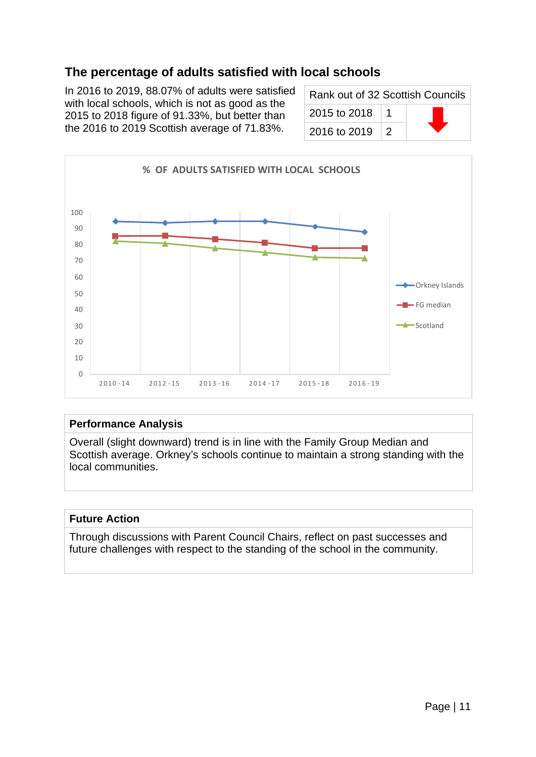## The percentage of adults satisfied with local schools

In 2016 to 2019, 88.07% of adults were satisfied with local schools, which is not as good as the 2015 to 2018 figure of 91.33%, but better than the 2016 to 2019 Scottish average of 71.83%.

| Rank out of 32 Scottish Councils | | |
|---|---|---|
| 2015 to 2018 | 1 | ⬇ |
| 2016 to 2019 | 2 | |

**% OF ADULTS SATISFIED WITH LOCAL SCHOOLS**

Legend: Orkney Islands, FG median, Scotland

Y-axis: 0–100. X-axis: 2010-14, 2012-15, 2013-16, 2014-17, 2015-18, 2016-19

| Performance Analysis |
|---|
| Overall (slight downward) trend is in line with the Family Group Median and Scottish average. Orkney's schools continue to maintain a strong standing with the local communities. |

| Future Action |
|---|
| Through discussions with Parent Council Chairs, reflect on past successes and future challenges with respect to the standing of the school in the community. |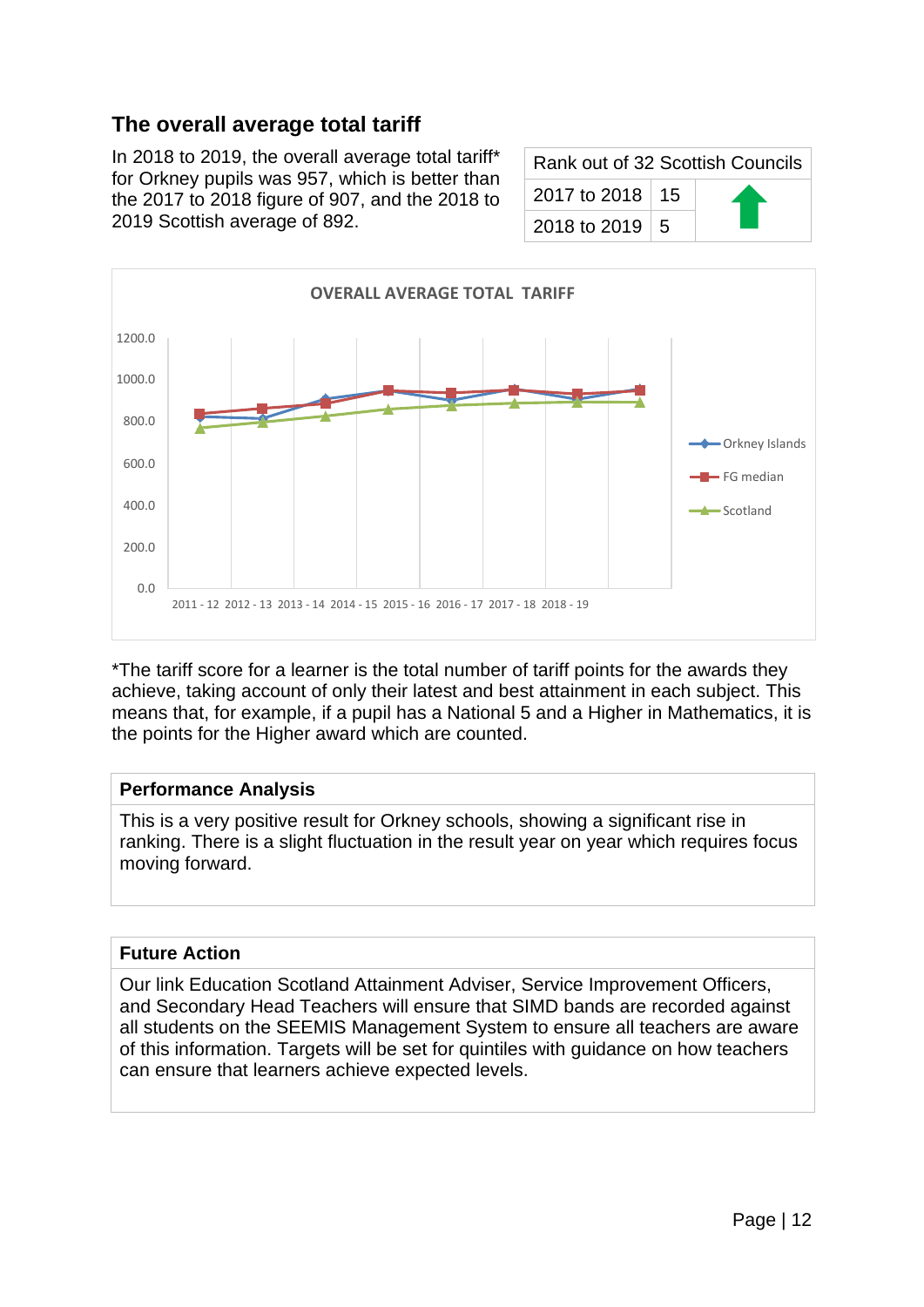## The overall average total tariff

In 2018 to 2019, the overall average total tariff* for Orkney pupils was 957, which is better than the 2017 to 2018 figure of 907, and the 2018 to 2019 Scottish average of 892.

| Rank out of 32 Scottish Councils | | |
|---|---|---|
| 2017 to 2018 | 15 | ⬆ |
| 2018 to 2019 | 5 | |

**OVERALL AVERAGE TOTAL TARIFF**

*The tariff score for a learner is the total number of tariff points for the awards they achieve, taking account of only their latest and best attainment in each subject. This means that, for example, if a pupil has a National 5 and a Higher in Mathematics, it is the points for the Higher award which are counted.

| Performance Analysis |
|---|
| This is a very positive result for Orkney schools, showing a significant rise in ranking. There is a slight fluctuation in the result year on year which requires focus moving forward. |

| Future Action |
|---|
| Our link Education Scotland Attainment Adviser, Service Improvement Officers, and Secondary Head Teachers will ensure that SIMD bands are recorded against all students on the SEEMIS Management System to ensure all teachers are aware of this information. Targets will be set for quintiles with guidance on how teachers can ensure that learners achieve expected levels. |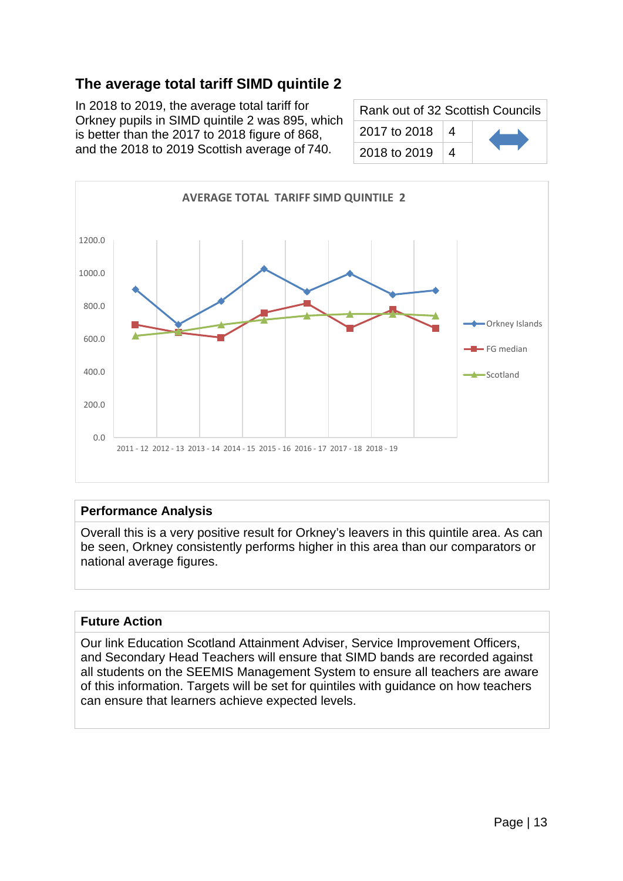## The average total tariff SIMD quintile 2

In 2018 to 2019, the average total tariff for Orkney pupils in SIMD quintile 2 was 895, which is better than the 2017 to 2018 figure of 868, and the 2018 to 2019 Scottish average of 740.

| Rank out of 32 Scottish Councils | | |
|---|---|---|
| 2017 to 2018 | 4 | ⟷ |
| 2018 to 2019 | 4 | |

AVERAGE TOTAL TARIFF SIMD QUINTILE 2

### Performance Analysis

Overall this is a very positive result for Orkney's leavers in this quintile area. As can be seen, Orkney consistently performs higher in this area than our comparators or national average figures.

### Future Action

Our link Education Scotland Attainment Adviser, Service Improvement Officers, and Secondary Head Teachers will ensure that SIMD bands are recorded against all students on the SEEMIS Management System to ensure all teachers are aware of this information. Targets will be set for quintiles with guidance on how teachers can ensure that learners achieve expected levels.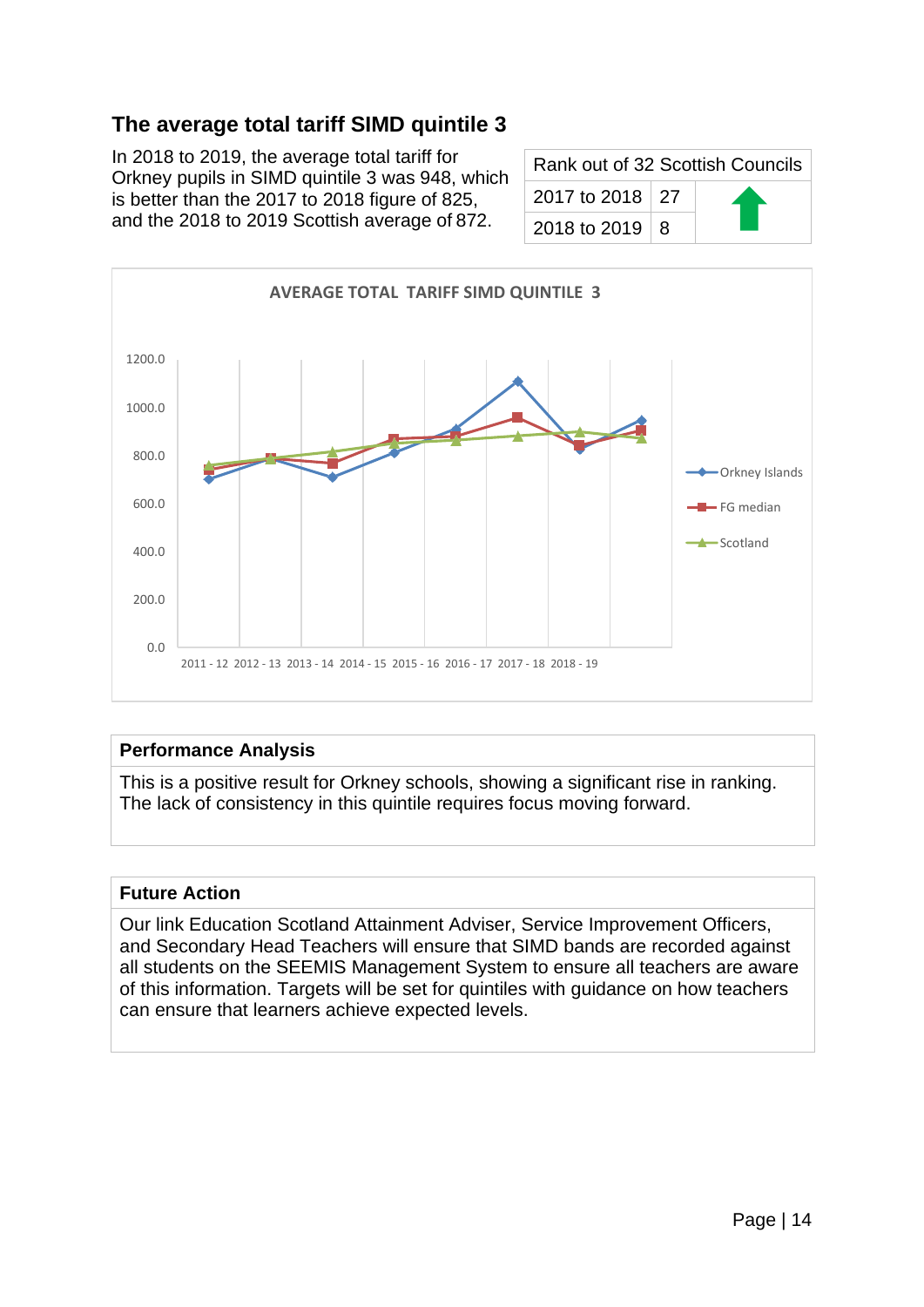## The average total tariff SIMD quintile 3

In 2018 to 2019, the average total tariff for Orkney pupils in SIMD quintile 3 was 948, which is better than the 2017 to 2018 figure of 825, and the 2018 to 2019 Scottish average of 872.

| Rank out of 32 Scottish Councils | | |
|---|---|---|
| 2017 to 2018 | 27 | ↑ |
| 2018 to 2019 | 8 | |

**AVERAGE TOTAL TARIFF SIMD QUINTILE 3**

Legend: Orkney Islands, FG median, Scotland

Y-axis: 0.0, 200.0, 400.0, 600.0, 800.0, 1000.0, 1200.0

X-axis: 2011 - 12, 2012 - 13, 2013 - 14, 2014 - 15, 2015 - 16, 2016 - 17, 2017 - 18, 2018 - 19

### Performance Analysis

This is a positive result for Orkney schools, showing a significant rise in ranking. The lack of consistency in this quintile requires focus moving forward.

### Future Action

Our link Education Scotland Attainment Adviser, Service Improvement Officers, and Secondary Head Teachers will ensure that SIMD bands are recorded against all students on the SEEMIS Management System to ensure all teachers are aware of this information. Targets will be set for quintiles with guidance on how teachers can ensure that learners achieve expected levels.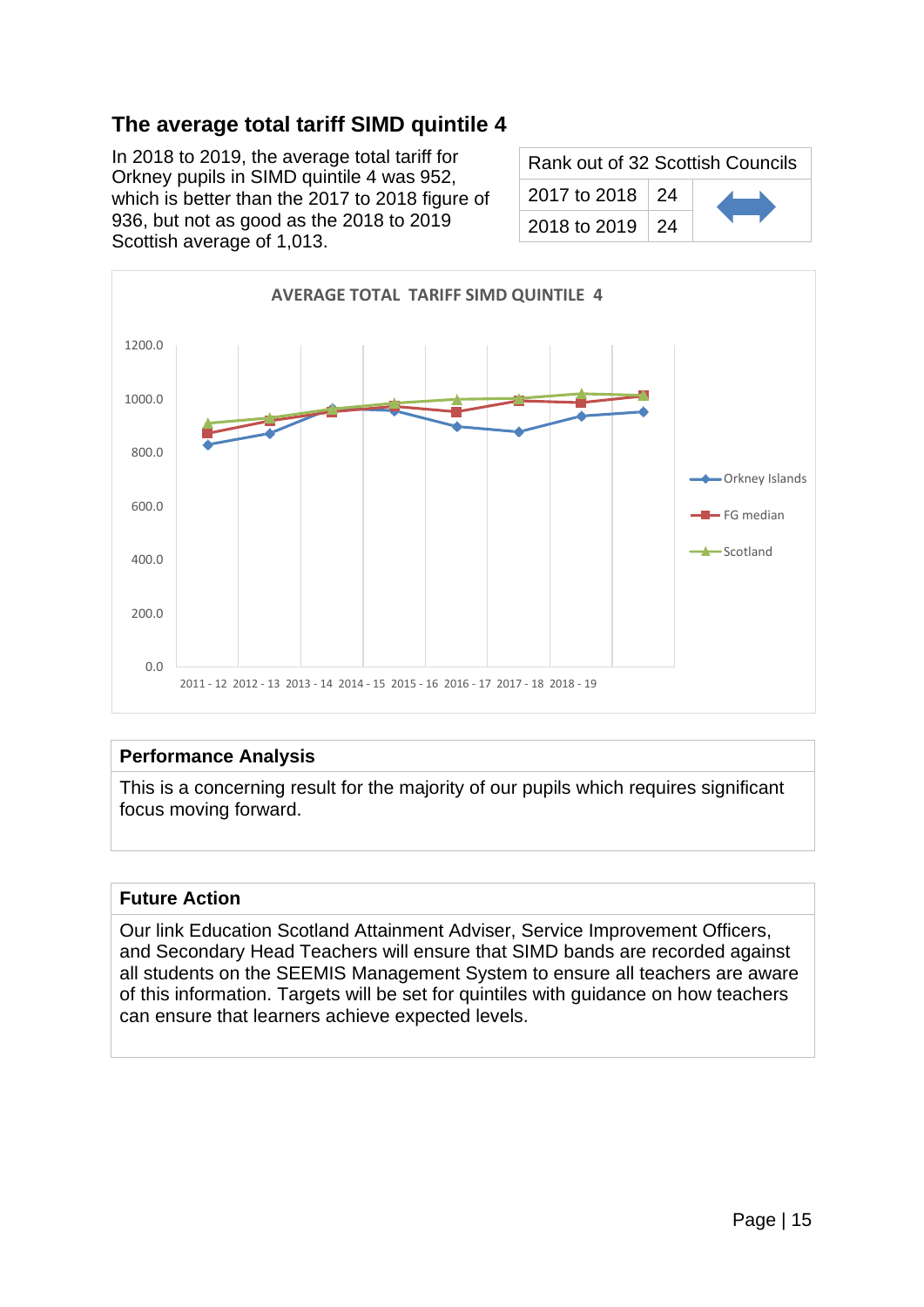## The average total tariff SIMD quintile 4

In 2018 to 2019, the average total tariff for Orkney pupils in SIMD quintile 4 was 952, which is better than the 2017 to 2018 figure of 936, but not as good as the 2018 to 2019 Scottish average of 1,013.

| Rank out of 32 Scottish Councils | | |
|---|---|---|
| 2017 to 2018 | 24 | ⟷ |
| 2018 to 2019 | 24 | |

AVERAGE TOTAL TARIFF SIMD QUINTILE 4

### Performance Analysis

This is a concerning result for the majority of our pupils which requires significant focus moving forward.

### Future Action

Our link Education Scotland Attainment Adviser, Service Improvement Officers, and Secondary Head Teachers will ensure that SIMD bands are recorded against all students on the SEEMIS Management System to ensure all teachers are aware of this information. Targets will be set for quintiles with guidance on how teachers can ensure that learners achieve expected levels.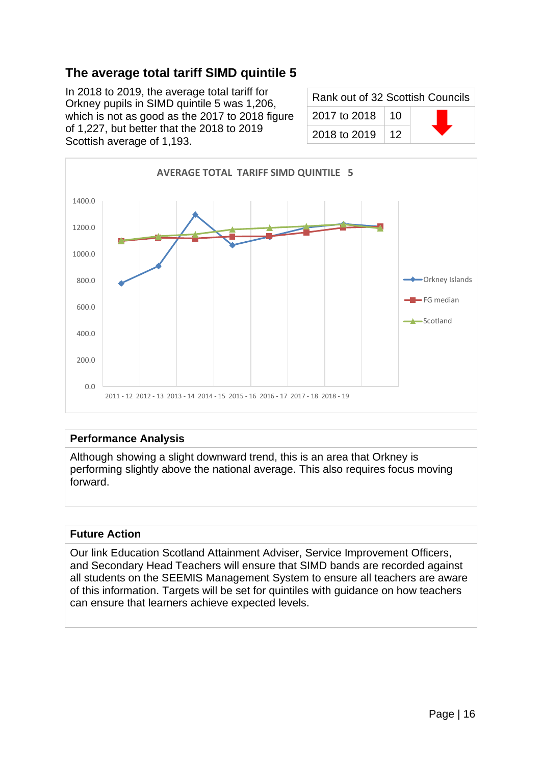## The average total tariff SIMD quintile 5

In 2018 to 2019, the average total tariff for Orkney pupils in SIMD quintile 5 was 1,206, which is not as good as the 2017 to 2018 figure of 1,227, but better that the 2018 to 2019 Scottish average of 1,193.

| Rank out of 32 Scottish Councils | | |
|---|---|---|
| 2017 to 2018 | 10 | ⬇ |
| 2018 to 2019 | 12 | |

AVERAGE TOTAL TARIFF SIMD QUINTILE 5

| Performance Analysis |
|---|
| Although showing a slight downward trend, this is an area that Orkney is performing slightly above the national average. This also requires focus moving forward. |

| Future Action |
|---|
| Our link Education Scotland Attainment Adviser, Service Improvement Officers, and Secondary Head Teachers will ensure that SIMD bands are recorded against all students on the SEEMIS Management System to ensure all teachers are aware of this information. Targets will be set for quintiles with guidance on how teachers can ensure that learners achieve expected levels. |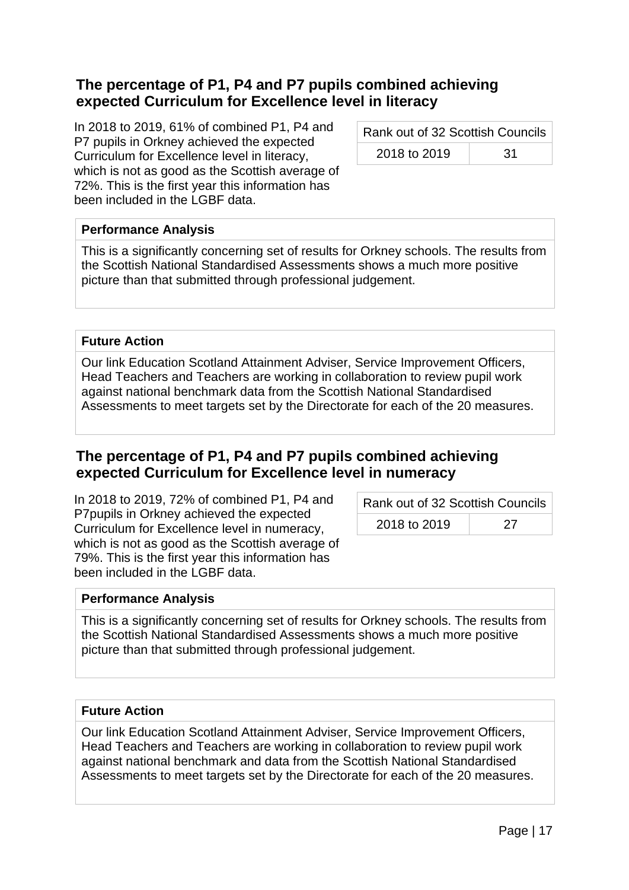## The percentage of P1, P4 and P7 pupils combined achieving expected Curriculum for Excellence level in literacy

In 2018 to 2019, 61% of combined P1, P4 and P7 pupils in Orkney achieved the expected Curriculum for Excellence level in literacy, which is not as good as the Scottish average of 72%. This is the first year this information has been included in the LGBF data.

| Rank out of 32 Scottish Councils | |
|---|---|
| 2018 to 2019 | 31 |

**Performance Analysis**

This is a significantly concerning set of results for Orkney schools. The results from the Scottish National Standardised Assessments shows a much more positive picture than that submitted through professional judgement.

**Future Action**

Our link Education Scotland Attainment Adviser, Service Improvement Officers, Head Teachers and Teachers are working in collaboration to review pupil work against national benchmark data from the Scottish National Standardised Assessments to meet targets set by the Directorate for each of the 20 measures.

## The percentage of P1, P4 and P7 pupils combined achieving expected Curriculum for Excellence level in numeracy

In 2018 to 2019, 72% of combined P1, P4 and P7pupils in Orkney achieved the expected Curriculum for Excellence level in numeracy, which is not as good as the Scottish average of 79%. This is the first year this information has been included in the LGBF data.

| Rank out of 32 Scottish Councils | |
|---|---|
| 2018 to 2019 | 27 |

**Performance Analysis**

This is a significantly concerning set of results for Orkney schools. The results from the Scottish National Standardised Assessments shows a much more positive picture than that submitted through professional judgement.

**Future Action**

Our link Education Scotland Attainment Adviser, Service Improvement Officers, Head Teachers and Teachers are working in collaboration to review pupil work against national benchmark and data from the Scottish National Standardised Assessments to meet targets set by the Directorate for each of the 20 measures.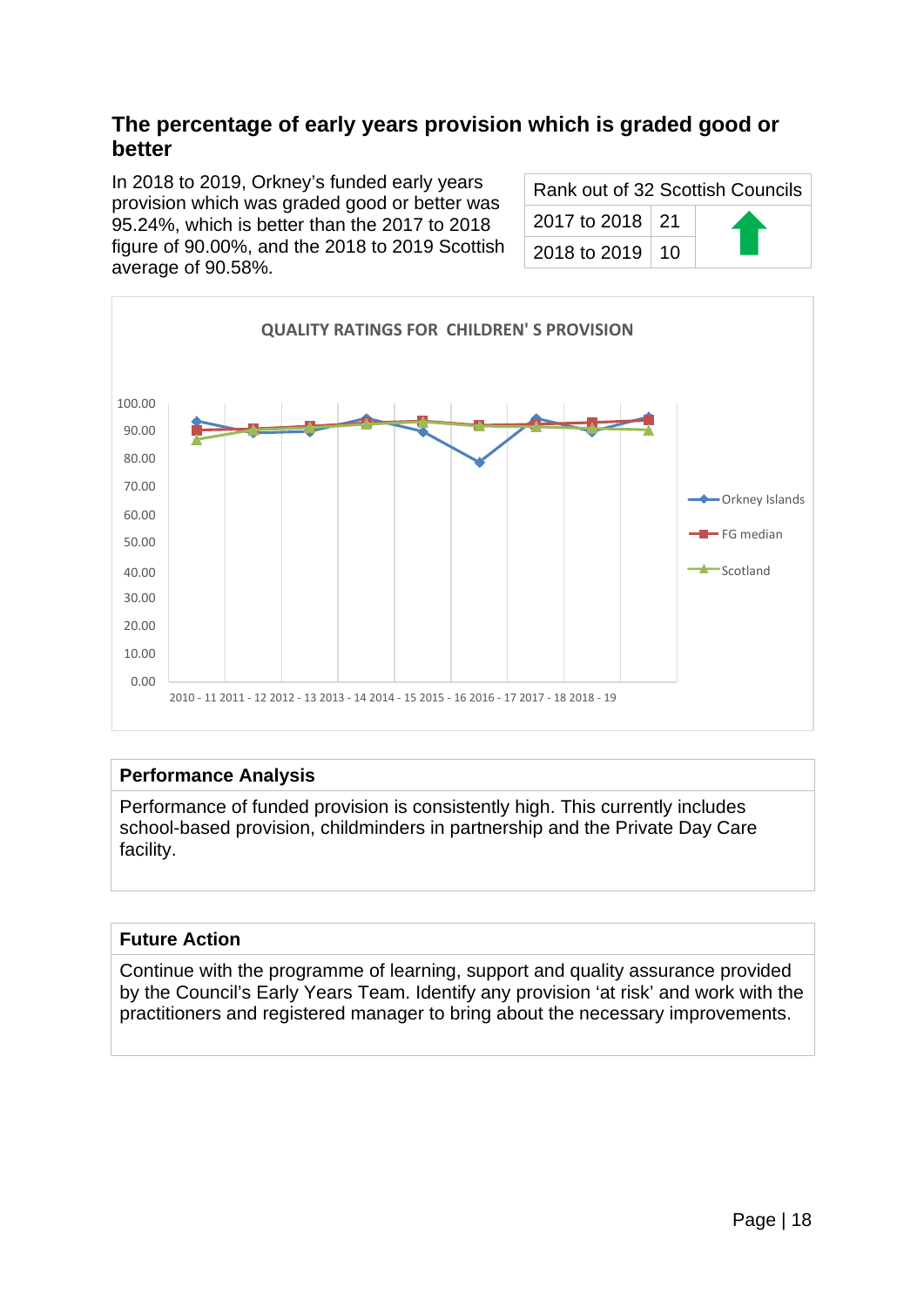## The percentage of early years provision which is graded good or better

In 2018 to 2019, Orkney's funded early years provision which was graded good or better was 95.24%, which is better than the 2017 to 2018 figure of 90.00%, and the 2018 to 2019 Scottish average of 90.58%.

| Rank out of 32 Scottish Councils | | |
|---|---|---|
| 2017 to 2018 | 21 | ⬆ |
| 2018 to 2019 | 10 | |

**QUALITY RATINGS FOR CHILDREN' S PROVISION**

Legend: Orkney Islands, FG median, Scotland

Y-axis: 0.00 to 100.00; X-axis: 2010 - 11, 2011 - 12, 2012 - 13, 2013 - 14, 2014 - 15, 2015 - 16, 2016 - 17, 2017 - 18, 2018 - 19

### Performance Analysis

Performance of funded provision is consistently high. This currently includes school-based provision, childminders in partnership and the Private Day Care facility.

### Future Action

Continue with the programme of learning, support and quality assurance provided by the Council's Early Years Team. Identify any provision 'at risk' and work with the practitioners and registered manager to bring about the necessary improvements.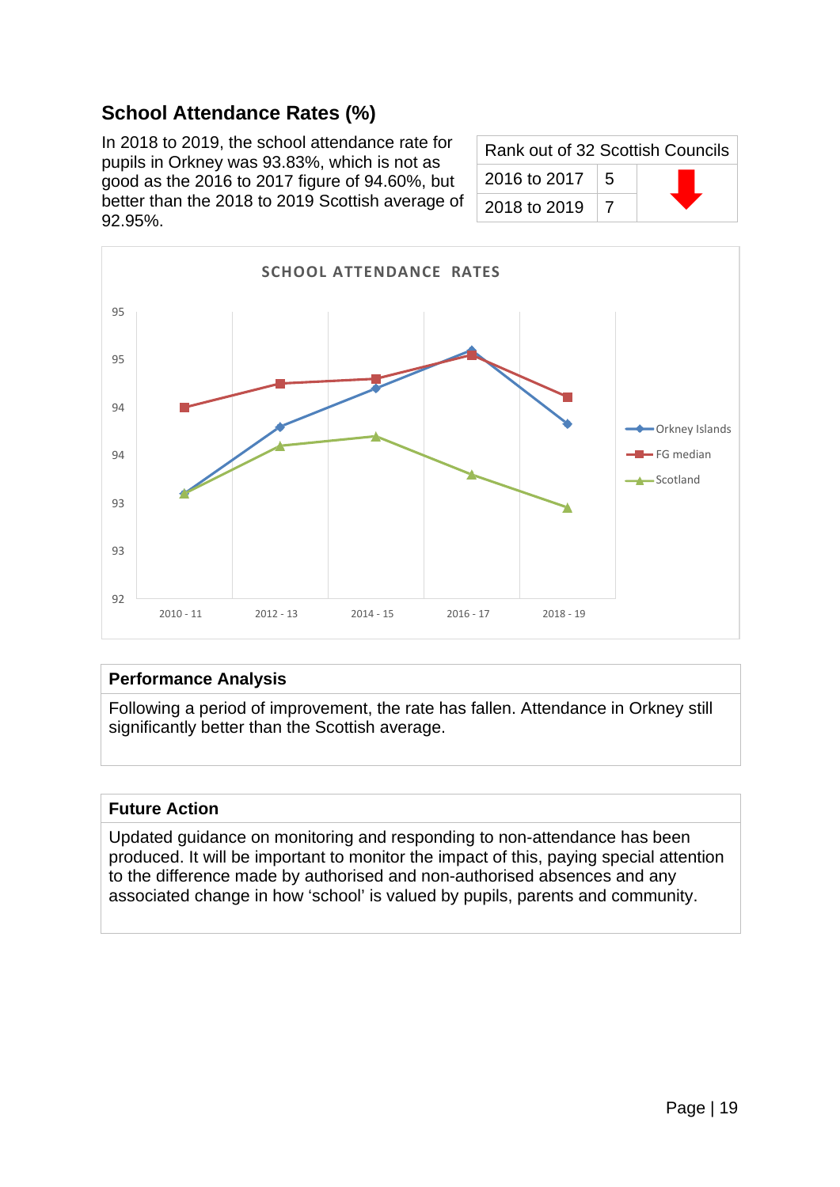## School Attendance Rates (%)

In 2018 to 2019, the school attendance rate for pupils in Orkney was 93.83%, which is not as good as the 2016 to 2017 figure of 94.60%, but better than the 2018 to 2019 Scottish average of 92.95%.

| Rank out of 32 Scottish Councils | | |
|---|---|---|
| 2016 to 2017 | 5 | |
| 2018 to 2019 | 7 | |

**SCHOOL ATTENDANCE RATES**

| Performance Analysis |
|---|
| Following a period of improvement, the rate has fallen. Attendance in Orkney still significantly better than the Scottish average. |

| Future Action |
|---|
| Updated guidance on monitoring and responding to non-attendance has been produced. It will be important to monitor the impact of this, paying special attention to the difference made by authorised and non-authorised absences and any associated change in how 'school' is valued by pupils, parents and community. |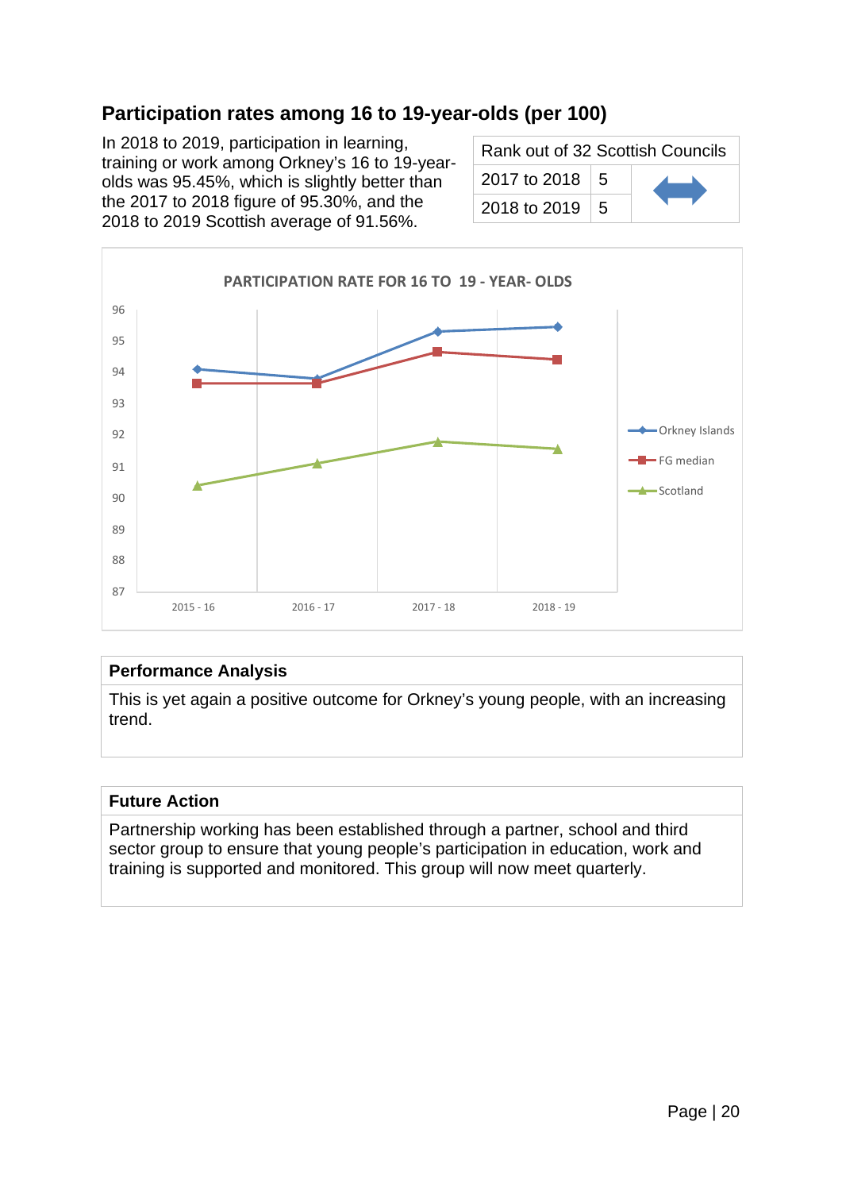## Participation rates among 16 to 19-year-olds (per 100)

In 2018 to 2019, participation in learning, training or work among Orkney's 16 to 19-year-olds was 95.45%, which is slightly better than the 2017 to 2018 figure of 95.30%, and the 2018 to 2019 Scottish average of 91.56%.

| Rank out of 32 Scottish Councils | | |
|---|---|---|
| 2017 to 2018 | 5 | ⟷ |
| 2018 to 2019 | 5 | |

**PARTICIPATION RATE FOR 16 TO 19 - YEAR- OLDS**

### Performance Analysis

This is yet again a positive outcome for Orkney's young people, with an increasing trend.

### Future Action

Partnership working has been established through a partner, school and third sector group to ensure that young people's participation in education, work and training is supported and monitored. This group will now meet quarterly.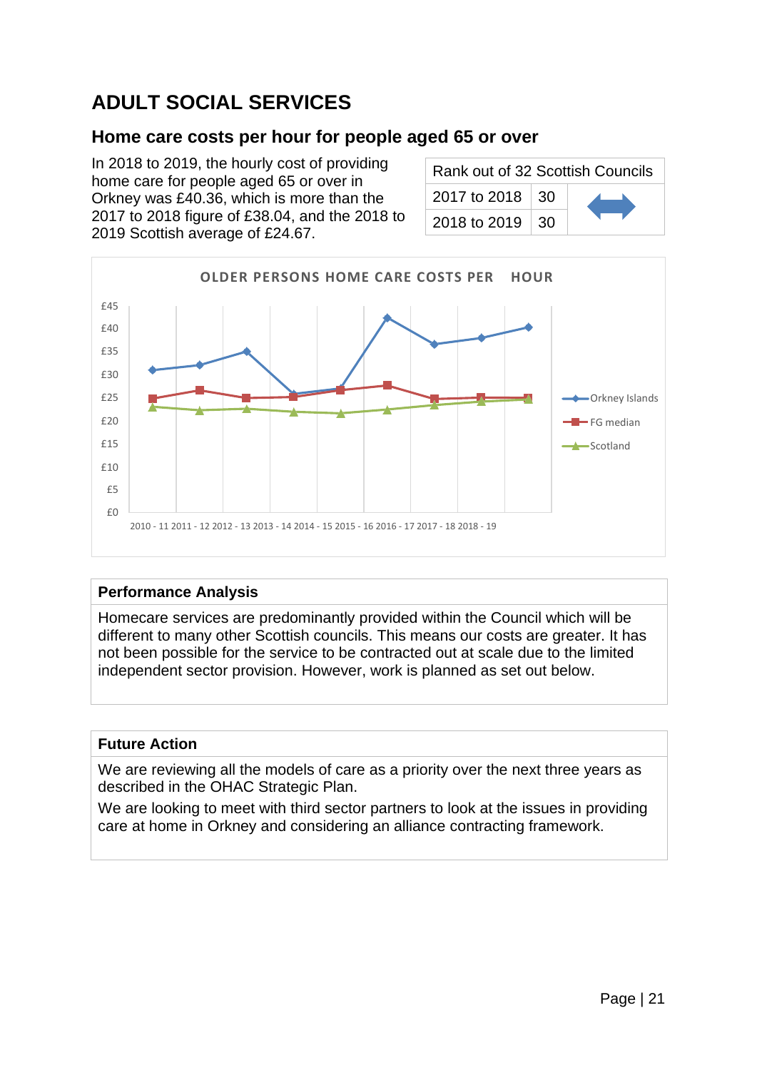# ADULT SOCIAL SERVICES

## Home care costs per hour for people aged 65 or over

In 2018 to 2019, the hourly cost of providing home care for people aged 65 or over in Orkney was £40.36, which is more than the 2017 to 2018 figure of £38.04, and the 2018 to 2019 Scottish average of £24.67.

| Rank out of 32 Scottish Councils | | |
|---|---|---|
| 2017 to 2018 | 30 | ↔ |
| 2018 to 2019 | 30 | |

**OLDER PERSONS HOME CARE COSTS PER HOUR**

£45, £40, £35, £30, £25, £20, £15, £10, £5, £0

2010 - 11 2011 - 12 2012 - 13 2013 - 14 2014 - 15 2015 - 16 2016 - 17 2017 - 18 2018 - 19

Orkney Islands, FG median, Scotland

| Performance Analysis |
|---|
| Homecare services are predominantly provided within the Council which will be different to many other Scottish councils. This means our costs are greater. It has not been possible for the service to be contracted out at scale due to the limited independent sector provision. However, work is planned as set out below. |

| Future Action |
|---|
| We are reviewing all the models of care as a priority over the next three years as described in the OHAC Strategic Plan. We are looking to meet with third sector partners to look at the issues in providing care at home in Orkney and considering an alliance contracting framework. |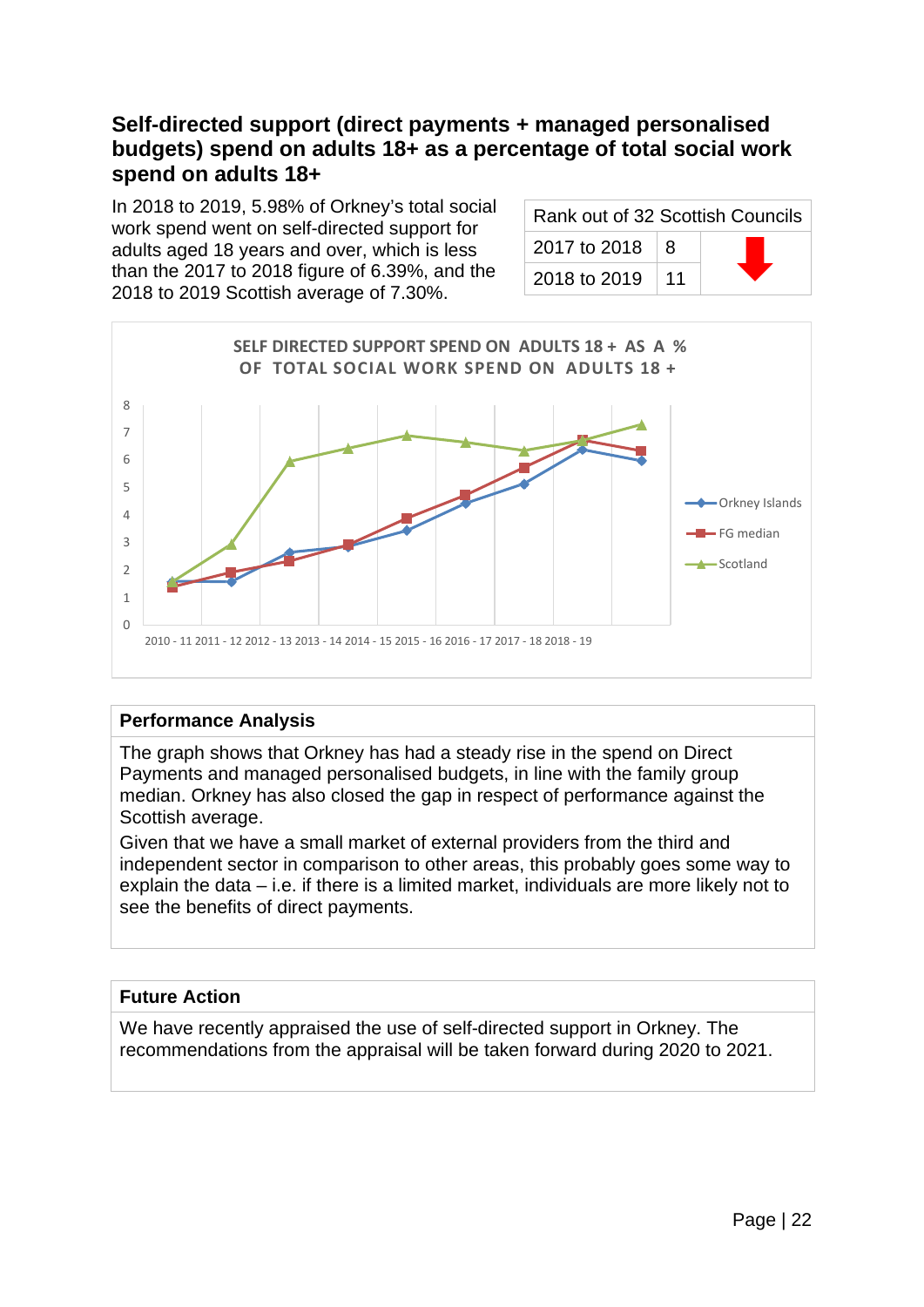## Self-directed support (direct payments + managed personalised budgets) spend on adults 18+ as a percentage of total social work spend on adults 18+

In 2018 to 2019, 5.98% of Orkney's total social work spend went on self-directed support for adults aged 18 years and over, which is less than the 2017 to 2018 figure of 6.39%, and the 2018 to 2019 Scottish average of 7.30%.

| Rank out of 32 Scottish Councils | | |
|---|---|---|
| 2017 to 2018 | 8 | ↓ |
| 2018 to 2019 | 11 | |

**SELF DIRECTED SUPPORT SPEND ON ADULTS 18 + AS A % OF TOTAL SOCIAL WORK SPEND ON ADULTS 18 +**

| Year | Orkney Islands | FG median | Scotland |
|---|---|---|---|
| 2010 - 11 | 1.6 | 1.4 | 1.6 |
| 2011 - 12 | 1.6 | 1.9 | 2.9 |
| 2012 - 13 | 2.6 | 2.3 | 5.9 |
| 2013 - 14 | 2.8 | 2.9 | 6.4 |
| 2014 - 15 | 3.4 | 3.8 | 6.9 |
| 2015 - 16 | 4.4 | 4.7 | 6.6 |
| 2016 - 17 | 5.1 | 5.7 | 6.3 |
| 2017 - 18 | 6.39 | 6.7 | 6.7 |
| 2018 - 19 | 5.98 | 6.3 | 7.30 |

### Performance Analysis

The graph shows that Orkney has had a steady rise in the spend on Direct Payments and managed personalised budgets, in line with the family group median. Orkney has also closed the gap in respect of performance against the Scottish average.

Given that we have a small market of external providers from the third and independent sector in comparison to other areas, this probably goes some way to explain the data – i.e. if there is a limited market, individuals are more likely not to see the benefits of direct payments.

### Future Action

We have recently appraised the use of self-directed support in Orkney. The recommendations from the appraisal will be taken forward during 2020 to 2021.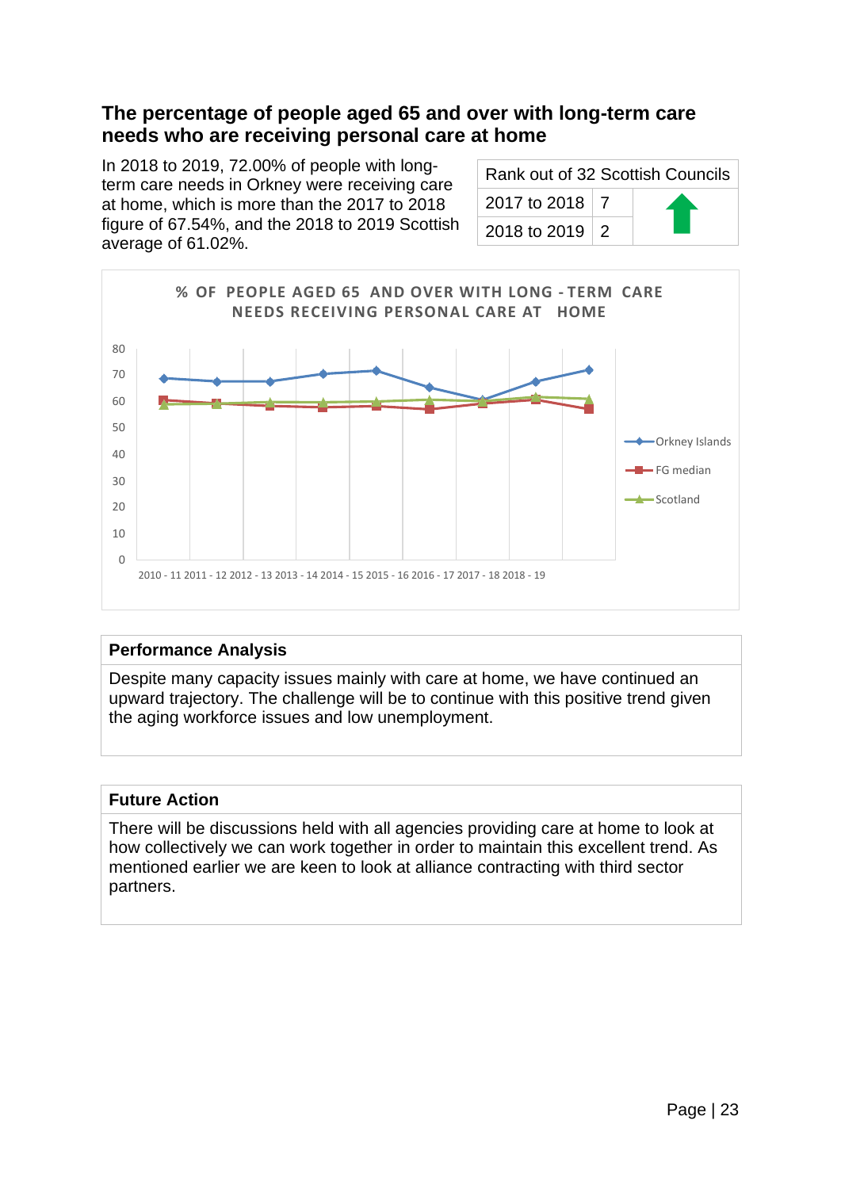## The percentage of people aged 65 and over with long-term care needs who are receiving personal care at home

In 2018 to 2019, 72.00% of people with long-term care needs in Orkney were receiving care at home, which is more than the 2017 to 2018 figure of 67.54%, and the 2018 to 2019 Scottish average of 61.02%.

| Rank out of 32 Scottish Councils | | |
|---|---|---|
| 2017 to 2018 | 7 | ⬆ |
| 2018 to 2019 | 2 | |

% OF PEOPLE AGED 65 AND OVER WITH LONG - TERM CARE NEEDS RECEIVING PERSONAL CARE AT HOME

Legend: Orkney Islands, FG median, Scotland

X-axis: 2010 - 11, 2011 - 12, 2012 - 13, 2013 - 14, 2014 - 15, 2015 - 16, 2016 - 17, 2017 - 18, 2018 - 19

Y-axis: 0–80

### Performance Analysis

Despite many capacity issues mainly with care at home, we have continued an upward trajectory. The challenge will be to continue with this positive trend given the aging workforce issues and low unemployment.

### Future Action

There will be discussions held with all agencies providing care at home to look at how collectively we can work together in order to maintain this excellent trend. As mentioned earlier we are keen to look at alliance contracting with third sector partners.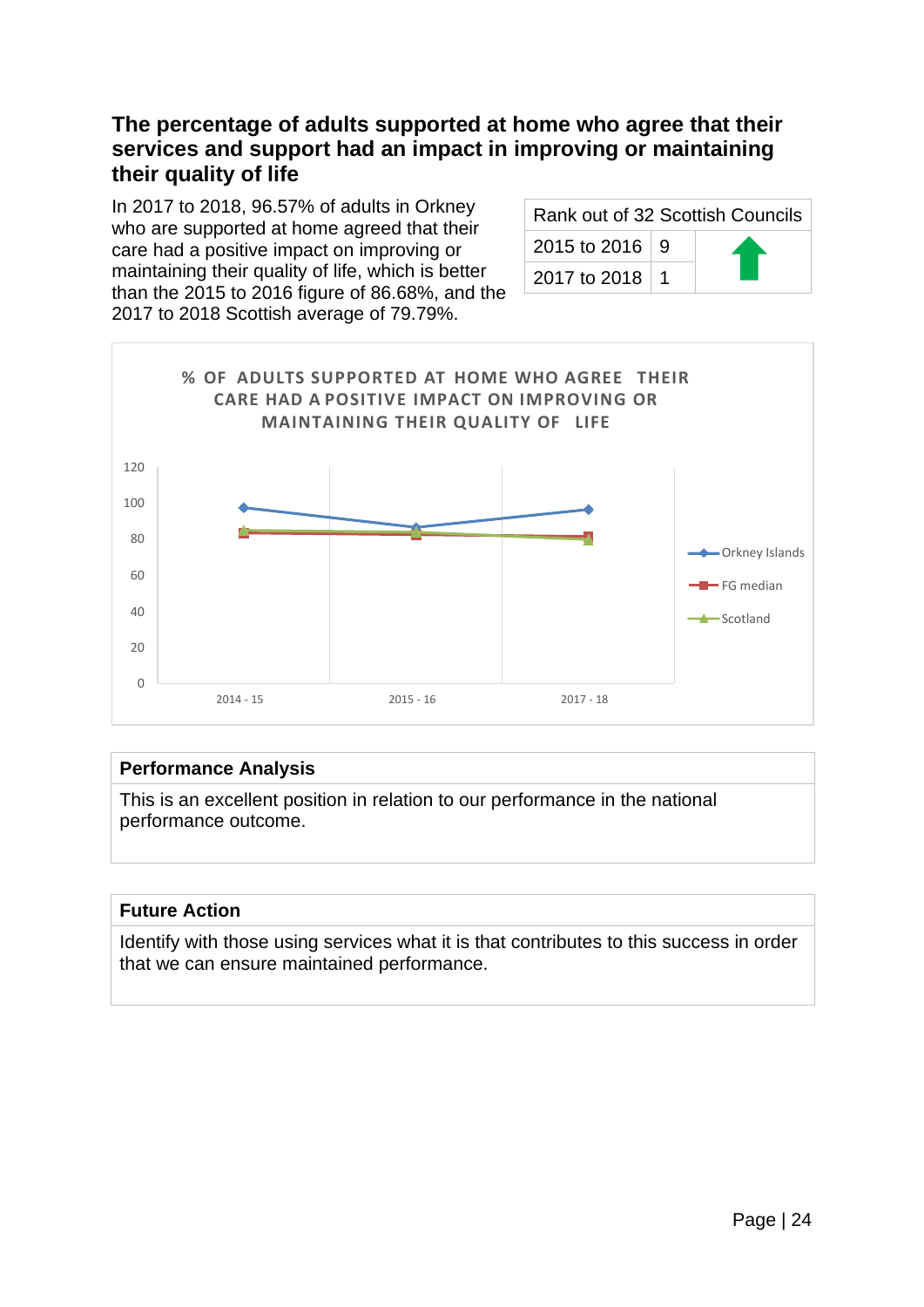## The percentage of adults supported at home who agree that their services and support had an impact in improving or maintaining their quality of life

In 2017 to 2018, 96.57% of adults in Orkney who are supported at home agreed that their care had a positive impact on improving or maintaining their quality of life, which is better than the 2015 to 2016 figure of 86.68%, and the 2017 to 2018 Scottish average of 79.79%.

| Rank out of 32 Scottish Councils | | |
|---|---|---|
| 2015 to 2016 | 9 | ⬆ |
| 2017 to 2018 | 1 | |

**% OF ADULTS SUPPORTED AT HOME WHO AGREE THEIR CARE HAD A POSITIVE IMPACT ON IMPROVING OR MAINTAINING THEIR QUALITY OF LIFE**

### Performance Analysis

This is an excellent position in relation to our performance in the national performance outcome.

### Future Action

Identify with those using services what it is that contributes to this success in order that we can ensure maintained performance.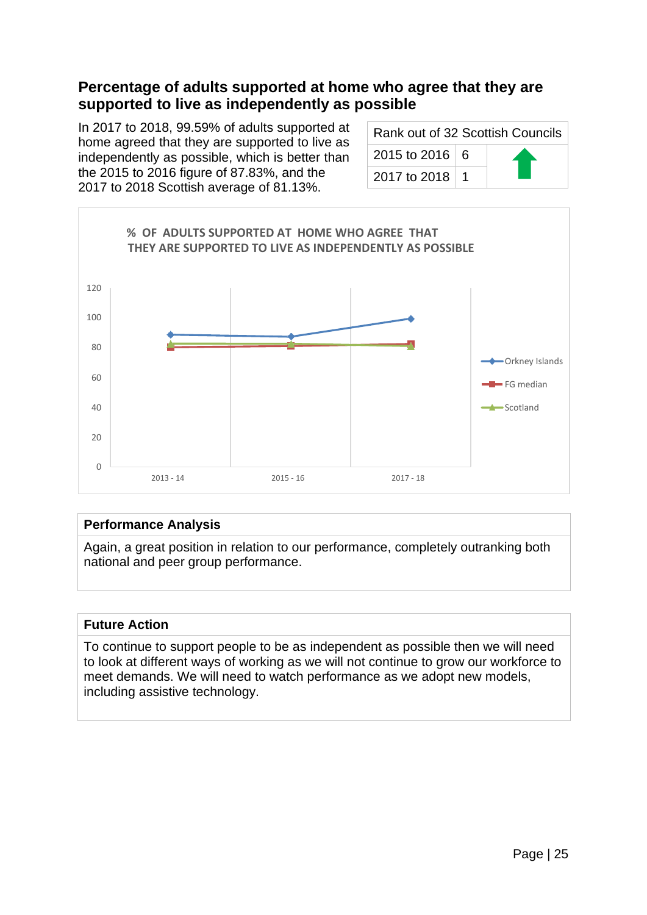## Percentage of adults supported at home who agree that they are supported to live as independently as possible

In 2017 to 2018, 99.59% of adults supported at home agreed that they are supported to live as independently as possible, which is better than the 2015 to 2016 figure of 87.83%, and the 2017 to 2018 Scottish average of 81.13%.

| Rank out of 32 Scottish Councils | | |
|---|---|---|
| 2015 to 2016 | 6 | ⬆ |
| 2017 to 2018 | 1 | |

| Performance Analysis |
|---|
| Again, a great position in relation to our performance, completely outranking both national and peer group performance. |

| Future Action |
|---|
| To continue to support people to be as independent as possible then we will need to look at different ways of working as we will not continue to grow our workforce to meet demands. We will need to watch performance as we adopt new models, including assistive technology. |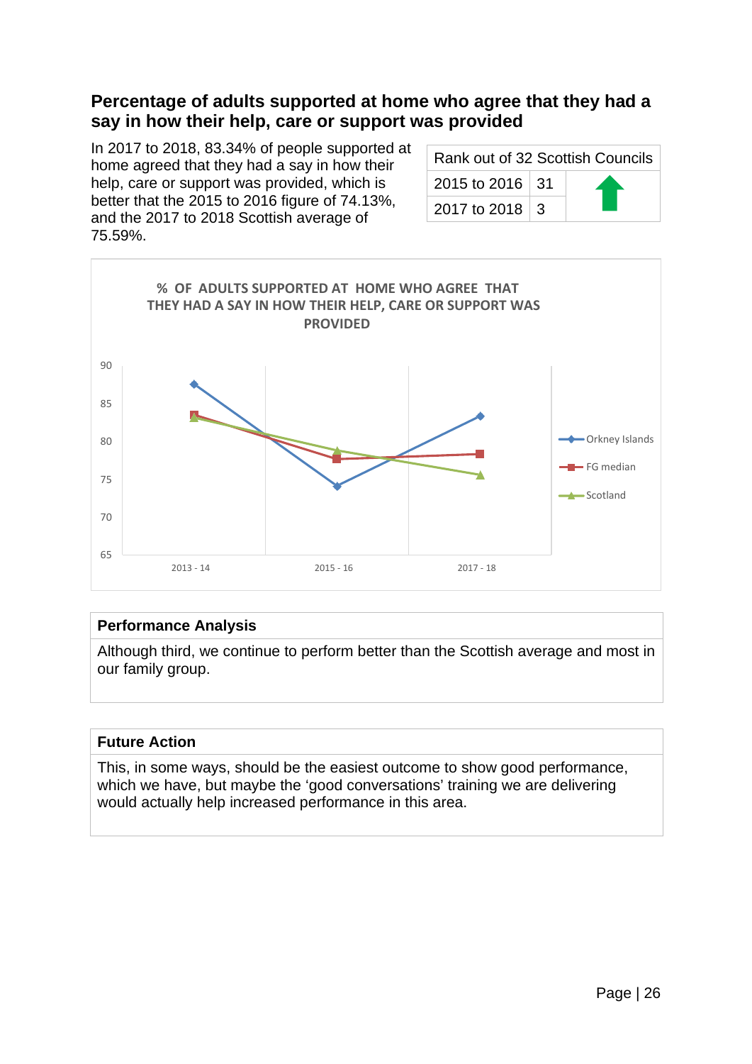## Percentage of adults supported at home who agree that they had a say in how their help, care or support was provided

In 2017 to 2018, 83.34% of people supported at home agreed that they had a say in how their help, care or support was provided, which is better that the 2015 to 2016 figure of 74.13%, and the 2017 to 2018 Scottish average of 75.59%.

| Rank out of 32 Scottish Councils | | |
|---|---|---|
| 2015 to 2016 | 31 | ⬆ |
| 2017 to 2018 | 3 | |

% OF ADULTS SUPPORTED AT HOME WHO AGREE THAT THEY HAD A SAY IN HOW THEIR HELP, CARE OR SUPPORT WAS PROVIDED

| | 2013 - 14 | 2015 - 16 | 2017 - 18 |
|---|---|---|---|
| Orkney Islands | ~87.5 | 74.13 | 83.34 |
| FG median | ~83.5 | ~77.7 | ~78.3 |
| Scotland | ~83.1 | ~78.8 | 75.59 |

### Performance Analysis

Although third, we continue to perform better than the Scottish average and most in our family group.

### Future Action

This, in some ways, should be the easiest outcome to show good performance, which we have, but maybe the 'good conversations' training we are delivering would actually help increased performance in this area.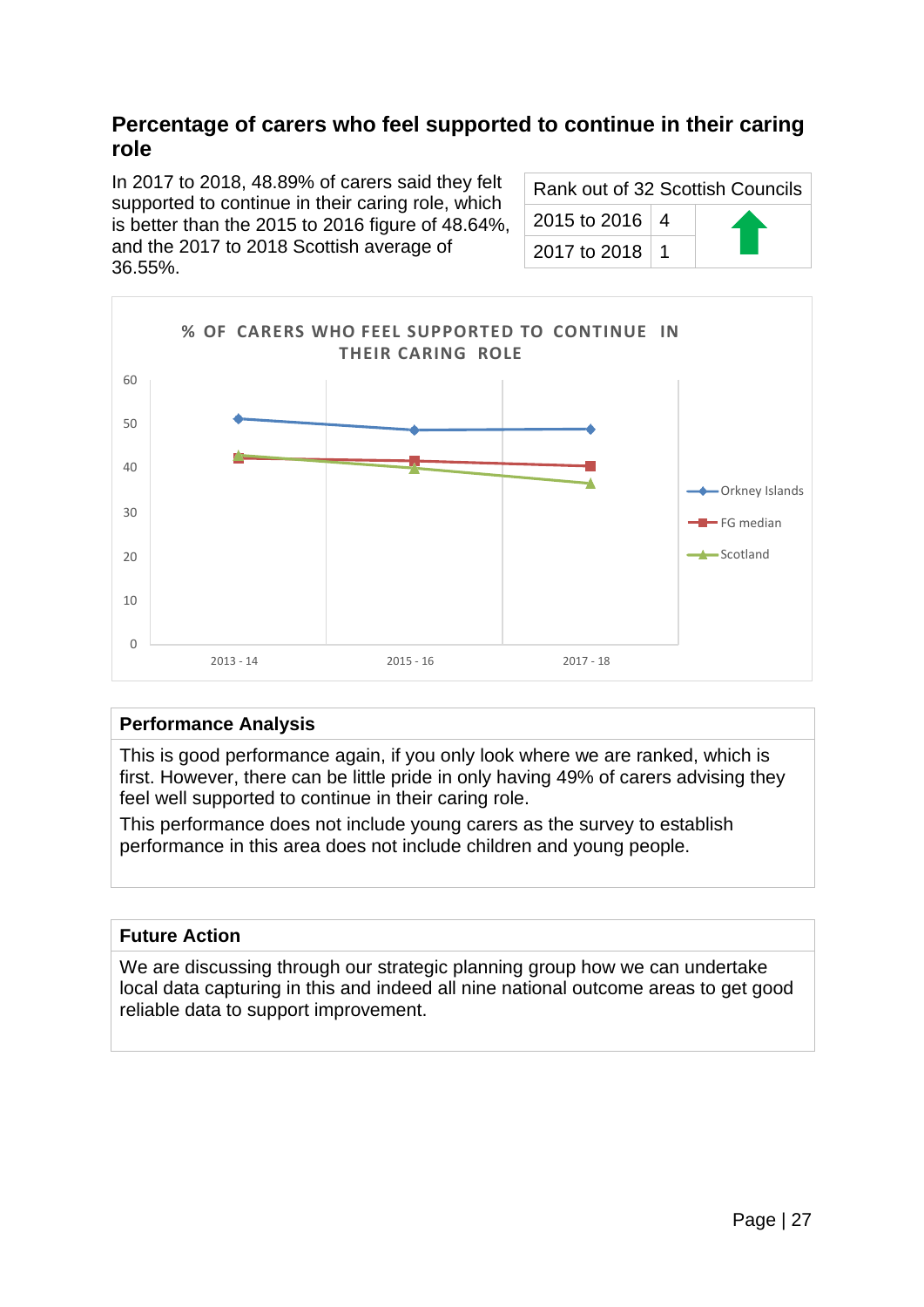## Percentage of carers who feel supported to continue in their caring role

In 2017 to 2018, 48.89% of carers said they felt supported to continue in their caring role, which is better than the 2015 to 2016 figure of 48.64%, and the 2017 to 2018 Scottish average of 36.55%.

| Rank out of 32 Scottish Councils | | |
|---|---|---|
| 2015 to 2016 | 4 | ⬆ |
| 2017 to 2018 | 1 | |

% OF CARERS WHO FEEL SUPPORTED TO CONTINUE IN THEIR CARING ROLE

### Performance Analysis

This is good performance again, if you only look where we are ranked, which is first. However, there can be little pride in only having 49% of carers advising they feel well supported to continue in their caring role.

This performance does not include young carers as the survey to establish performance in this area does not include children and young people.

### Future Action

We are discussing through our strategic planning group how we can undertake local data capturing in this and indeed all nine national outcome areas to get good reliable data to support improvement.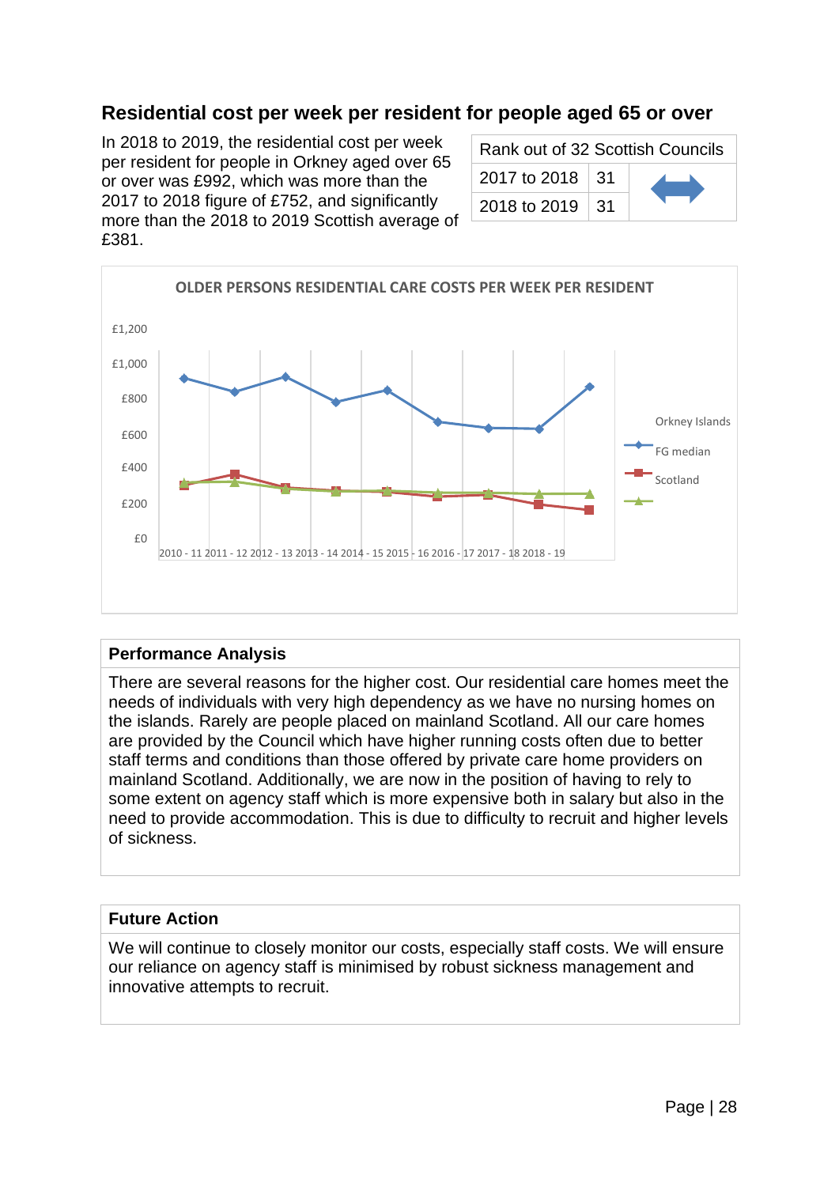## Residential cost per week per resident for people aged 65 or over

In 2018 to 2019, the residential cost per week per resident for people in Orkney aged over 65 or over was £992, which was more than the 2017 to 2018 figure of £752, and significantly more than the 2018 to 2019 Scottish average of £381.

| Rank out of 32 Scottish Councils | | |
|---|---|---|
| 2017 to 2018 | 31 | ⬌ |
| 2018 to 2019 | 31 | |

OLDER PERSONS RESIDENTIAL CARE COSTS PER WEEK PER RESIDENT

### Performance Analysis

There are several reasons for the higher cost. Our residential care homes meet the needs of individuals with very high dependency as we have no nursing homes on the islands. Rarely are people placed on mainland Scotland. All our care homes are provided by the Council which have higher running costs often due to better staff terms and conditions than those offered by private care home providers on mainland Scotland. Additionally, we are now in the position of having to rely to some extent on agency staff which is more expensive both in salary but also in the need to provide accommodation. This is due to difficulty to recruit and higher levels of sickness.

### Future Action

We will continue to closely monitor our costs, especially staff costs. We will ensure our reliance on agency staff is minimised by robust sickness management and innovative attempts to recruit.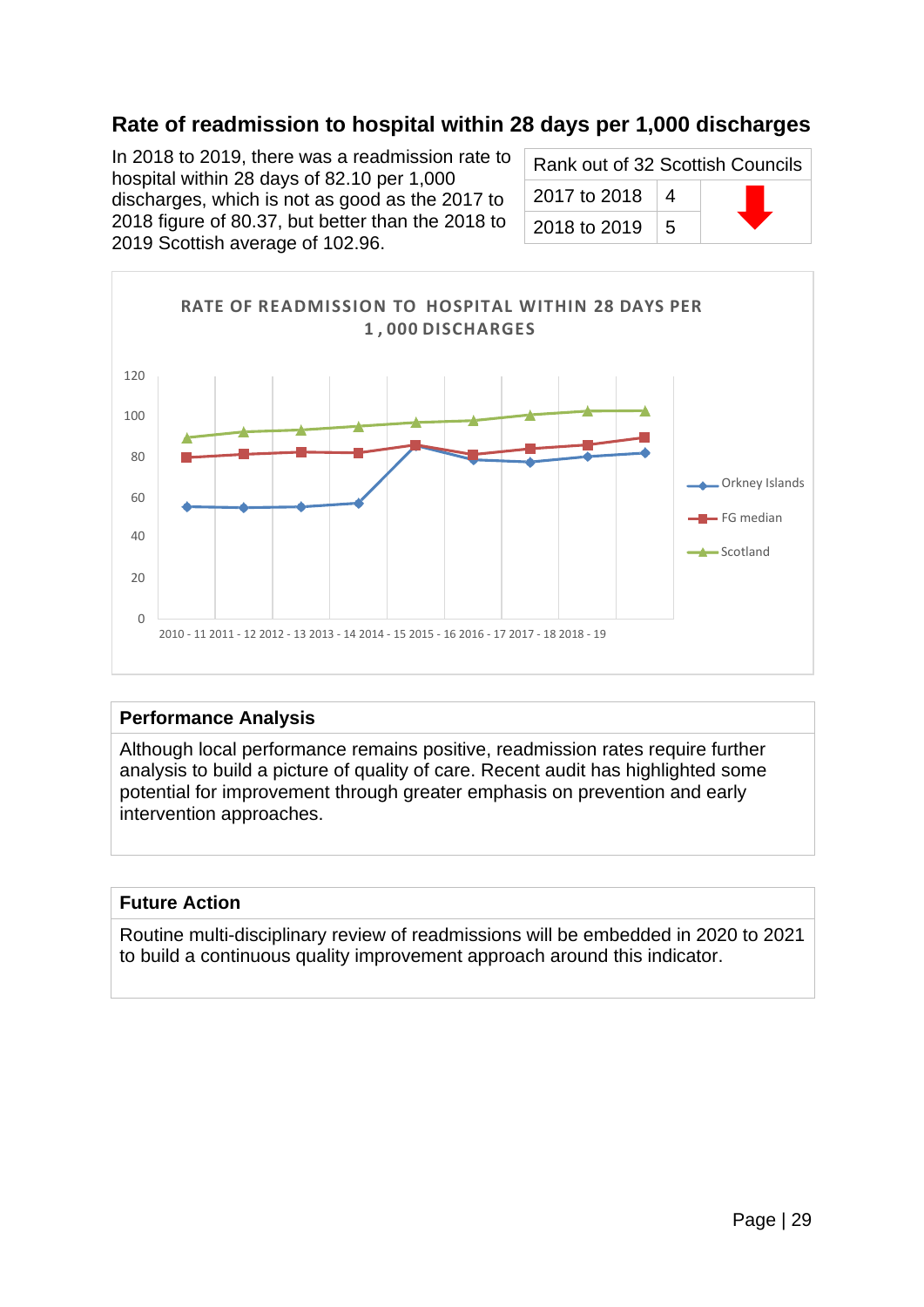## Rate of readmission to hospital within 28 days per 1,000 discharges

In 2018 to 2019, there was a readmission rate to hospital within 28 days of 82.10 per 1,000 discharges, which is not as good as the 2017 to 2018 figure of 80.37, but better than the 2018 to 2019 Scottish average of 102.96.

| Rank out of 32 Scottish Councils | | |
|---|---|---|
| 2017 to 2018 | 4 | ⬇ |
| 2018 to 2019 | 5 | |

RATE OF READMISSION TO HOSPITAL WITHIN 28 DAYS PER 1,000 DISCHARGES

| Year | Orkney Islands | FG median | Scotland |
|---|---|---|---|
| 2010 - 11 | | | |
| 2011 - 12 | | | |
| 2012 - 13 | | | |
| 2013 - 14 | | | |
| 2014 - 15 | | | |
| 2015 - 16 | | | |
| 2016 - 17 | | | |
| 2017 - 18 | 80.37 | | |
| 2018 - 19 | 82.10 | | 102.96 |

### Performance Analysis

Although local performance remains positive, readmission rates require further analysis to build a picture of quality of care. Recent audit has highlighted some potential for improvement through greater emphasis on prevention and early intervention approaches.

### Future Action

Routine multi-disciplinary review of readmissions will be embedded in 2020 to 2021 to build a continuous quality improvement approach around this indicator.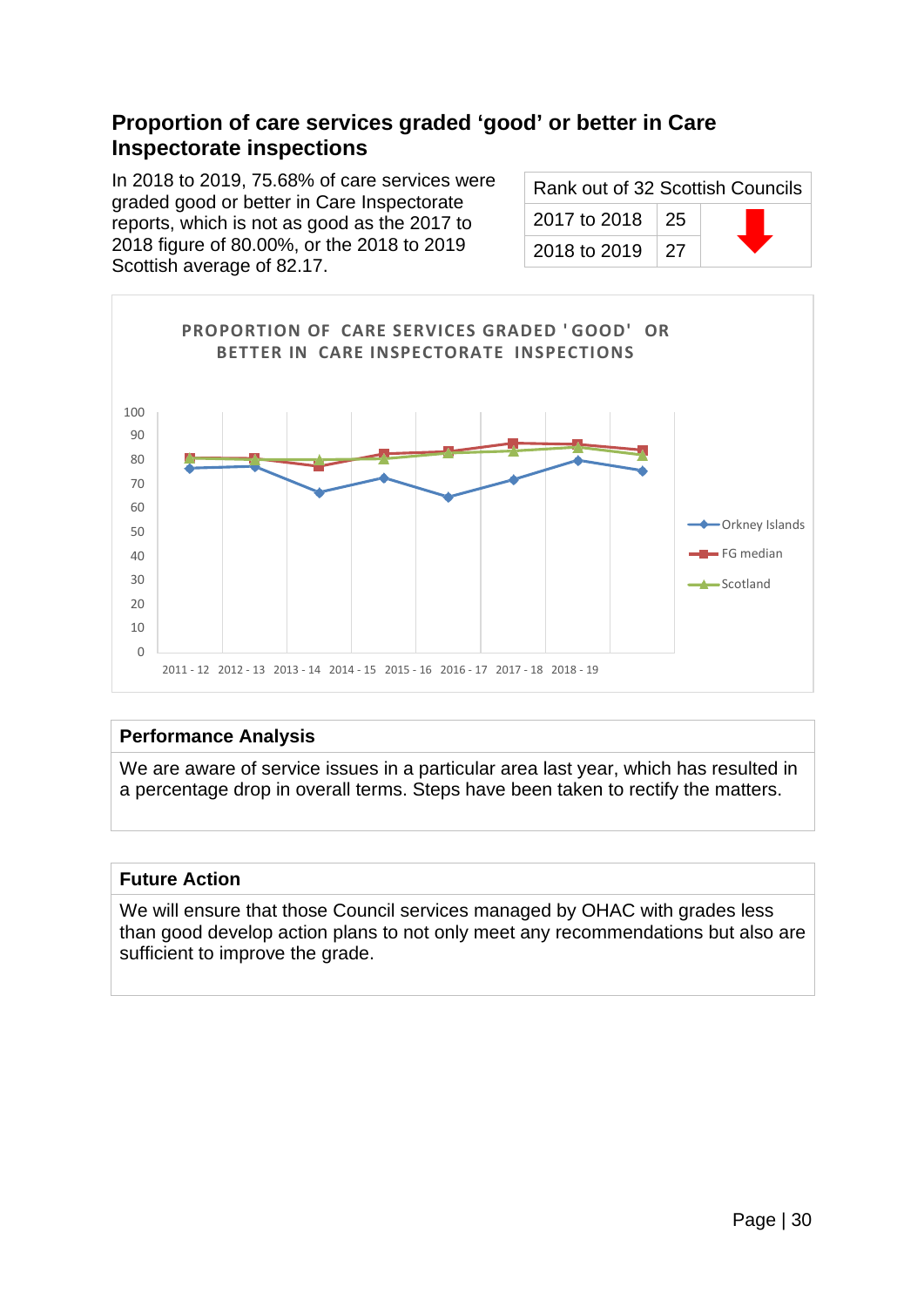## Proportion of care services graded 'good' or better in Care Inspectorate inspections

In 2018 to 2019, 75.68% of care services were graded good or better in Care Inspectorate reports, which is not as good as the 2017 to 2018 figure of 80.00%, or the 2018 to 2019 Scottish average of 82.17.

| Rank out of 32 Scottish Councils | | |
|---|---|---|
| 2017 to 2018 | 25 | ⬇ |
| 2018 to 2019 | 27 | |

PROPORTION OF CARE SERVICES GRADED 'GOOD' OR BETTER IN CARE INSPECTORATE INSPECTIONS

### Performance Analysis

We are aware of service issues in a particular area last year, which has resulted in a percentage drop in overall terms. Steps have been taken to rectify the matters.

### Future Action

We will ensure that those Council services managed by OHAC with grades less than good develop action plans to not only meet any recommendations but also are sufficient to improve the grade.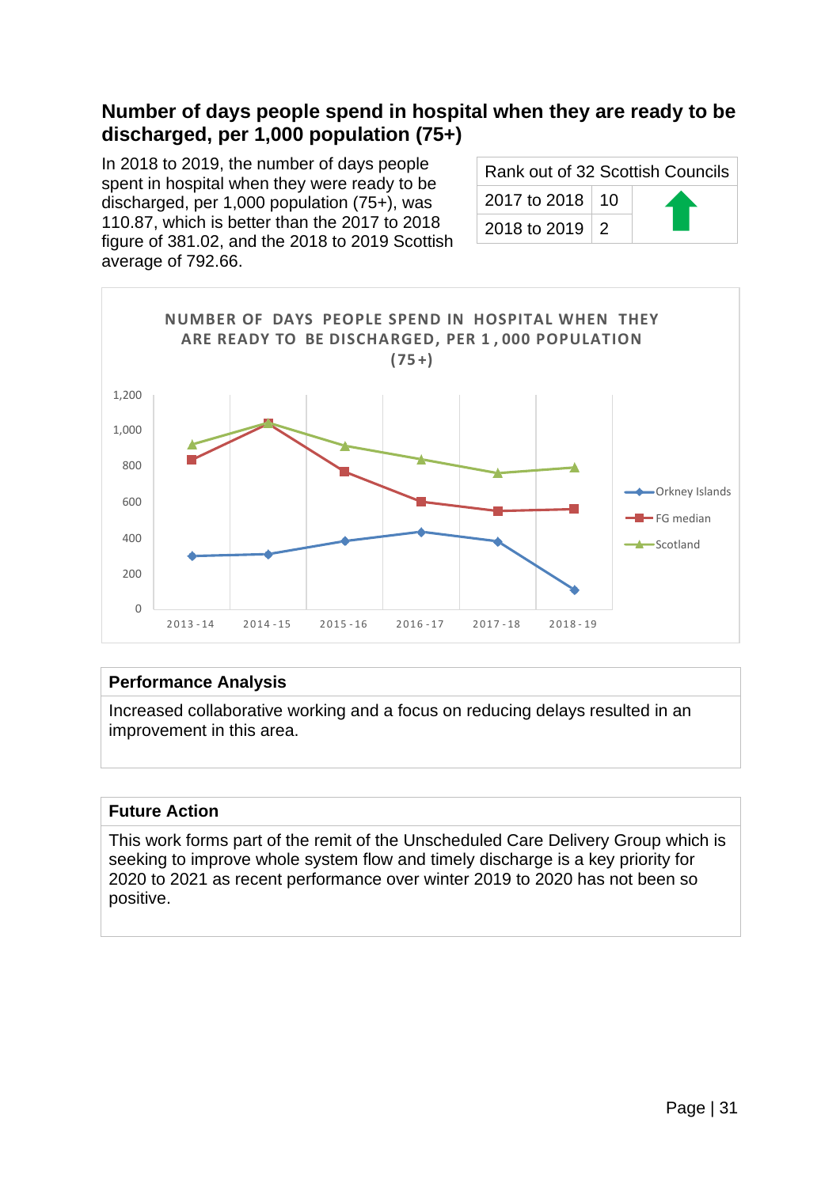## Number of days people spend in hospital when they are ready to be discharged, per 1,000 population (75+)

In 2018 to 2019, the number of days people spent in hospital when they were ready to be discharged, per 1,000 population (75+), was 110.87, which is better than the 2017 to 2018 figure of 381.02, and the 2018 to 2019 Scottish average of 792.66.

| Rank out of 32 Scottish Councils | | |
|---|---|---|
| 2017 to 2018 | 10 | ⬆ |
| 2018 to 2019 | 2 | |

NUMBER OF DAYS PEOPLE SPEND IN HOSPITAL WHEN THEY ARE READY TO BE DISCHARGED, PER 1,000 POPULATION (75+)

### Performance Analysis

Increased collaborative working and a focus on reducing delays resulted in an improvement in this area.

### Future Action

This work forms part of the remit of the Unscheduled Care Delivery Group which is seeking to improve whole system flow and timely discharge is a key priority for 2020 to 2021 as recent performance over winter 2019 to 2020 has not been so positive.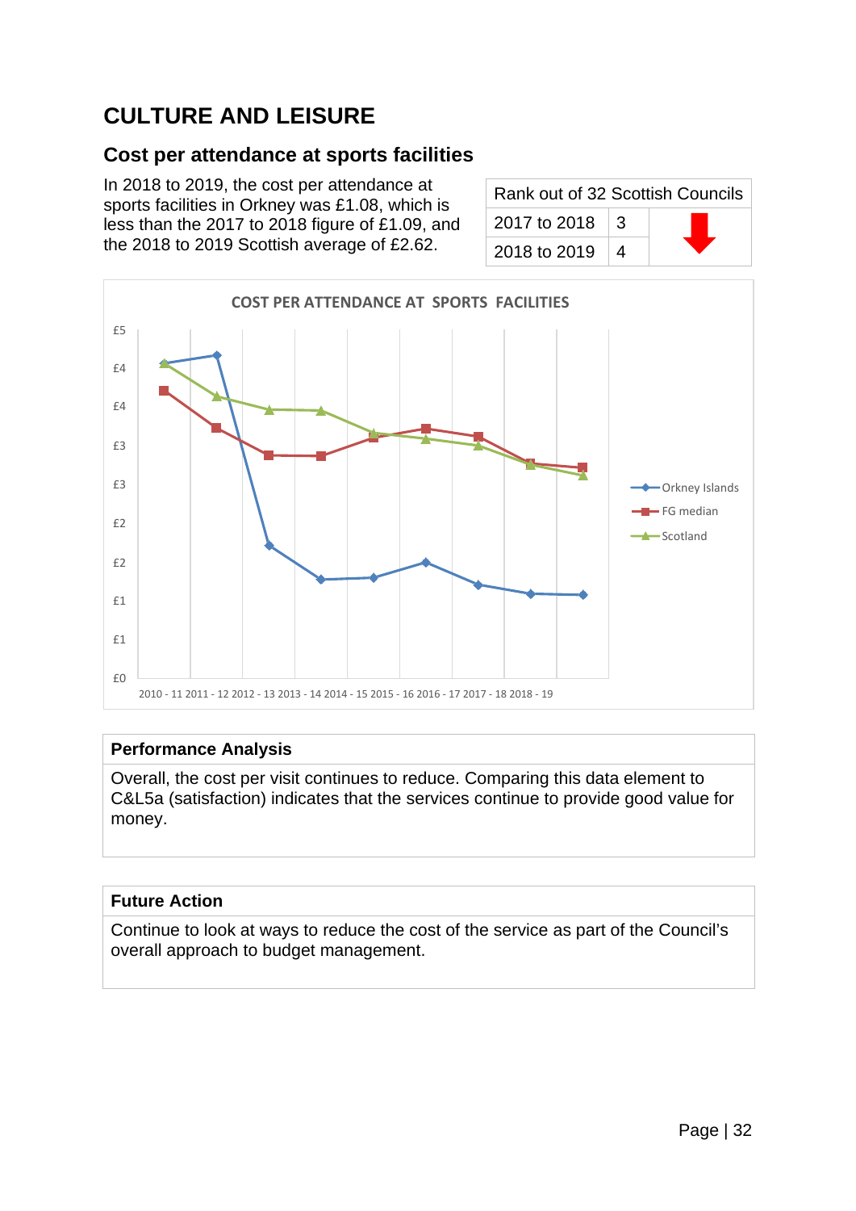# CULTURE AND LEISURE

## Cost per attendance at sports facilities

In 2018 to 2019, the cost per attendance at sports facilities in Orkney was £1.08, which is less than the 2017 to 2018 figure of £1.09, and the 2018 to 2019 Scottish average of £2.62.

| Rank out of 32 Scottish Councils | | |
|---|---|---|
| 2017 to 2018 | 3 | |
| 2018 to 2019 | 4 | |

COST PER ATTENDANCE AT SPORTS FACILITIES

| Performance Analysis |
|---|
| Overall, the cost per visit continues to reduce. Comparing this data element to C&L5a (satisfaction) indicates that the services continue to provide good value for money. |

| Future Action |
|---|
| Continue to look at ways to reduce the cost of the service as part of the Council's overall approach to budget management. |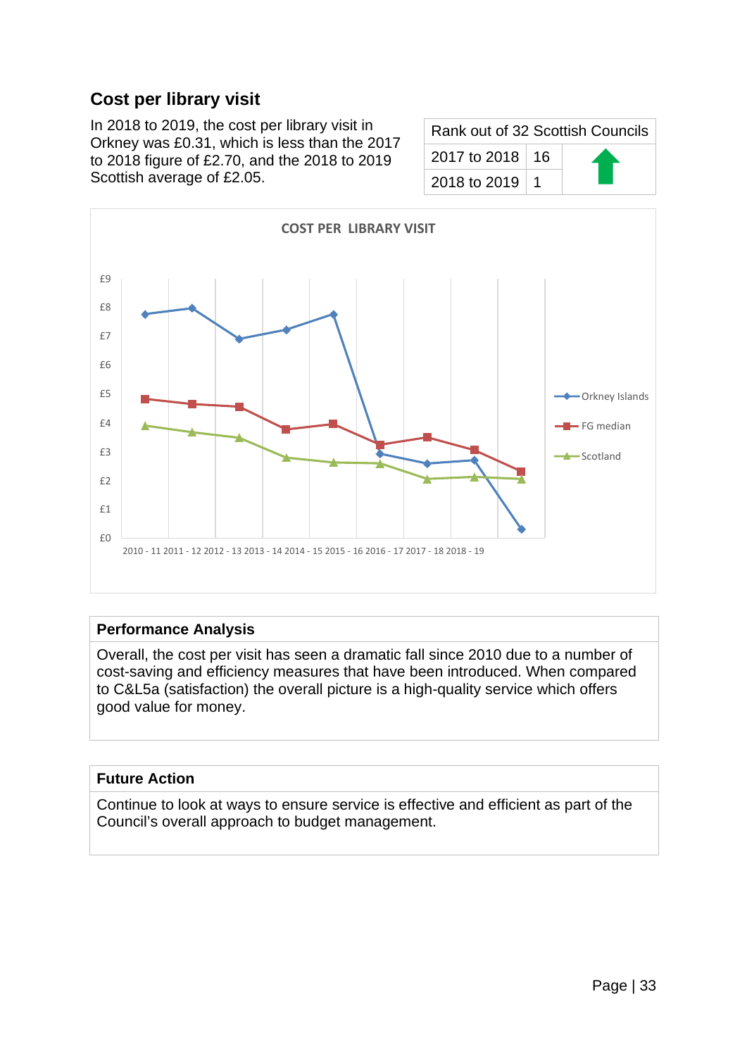## Cost per library visit

In 2018 to 2019, the cost per library visit in Orkney was £0.31, which is less than the 2017 to 2018 figure of £2.70, and the 2018 to 2019 Scottish average of £2.05.

| Rank out of 32 Scottish Councils | | |
|---|---|---|
| 2017 to 2018 | 16 | ↑ |
| 2018 to 2019 | 1 | |

COST PER LIBRARY VISIT

£9
£8
£7
£6
£5
£4
£3
£2
£1
£0

2010 - 11 2011 - 12 2012 - 13 2013 - 14 2014 - 15 2015 - 16 2016 - 17 2017 - 18 2018 - 19

Orkney Islands
FG median
Scotland

| Performance Analysis |
|---|
| Overall, the cost per visit has seen a dramatic fall since 2010 due to a number of cost-saving and efficiency measures that have been introduced. When compared to C&L5a (satisfaction) the overall picture is a high-quality service which offers good value for money. |

| Future Action |
|---|
| Continue to look at ways to ensure service is effective and efficient as part of the Council's overall approach to budget management. |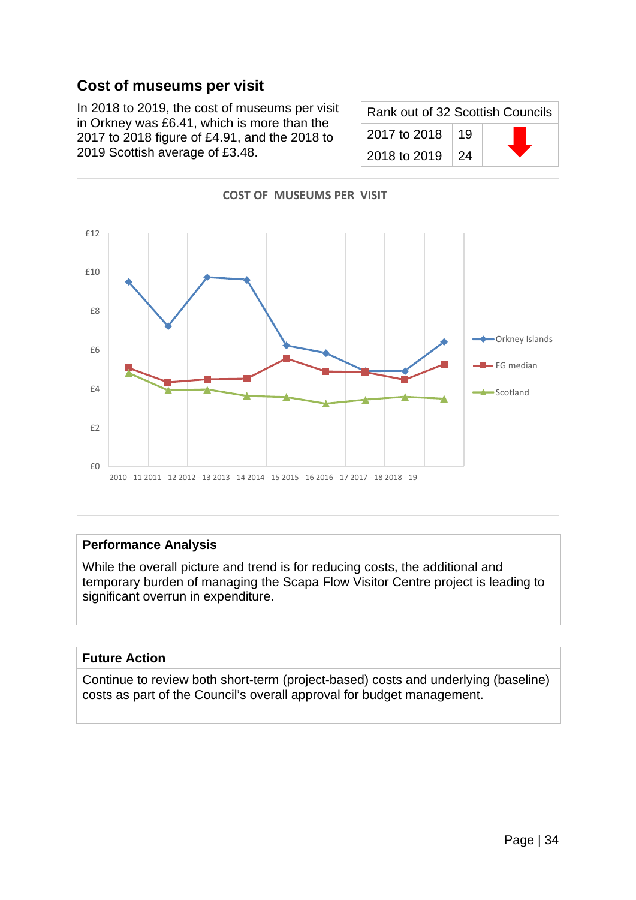## Cost of museums per visit

In 2018 to 2019, the cost of museums per visit in Orkney was £6.41, which is more than the 2017 to 2018 figure of £4.91, and the 2018 to 2019 Scottish average of £3.48.

| Rank out of 32 Scottish Councils | | |
|---|---|---|
| 2017 to 2018 | 19 | ⬇ |
| 2018 to 2019 | 24 | |

COST OF MUSEUMS PER VISIT

| | Orkney Islands | FG median | Scotland |
|---|---|---|---|
| 2010 - 11 | | | |
| 2011 - 12 | | | |
| 2012 - 13 | | | |
| 2013 - 14 | | | |
| 2014 - 15 | | | |
| 2015 - 16 | | | |
| 2016 - 17 | | | |
| 2017 - 18 | £4.91 | | |
| 2018 - 19 | £6.41 | | £3.48 |

### Performance Analysis

While the overall picture and trend is for reducing costs, the additional and temporary burden of managing the Scapa Flow Visitor Centre project is leading to significant overrun in expenditure.

### Future Action

Continue to review both short-term (project-based) costs and underlying (baseline) costs as part of the Council's overall approval for budget management.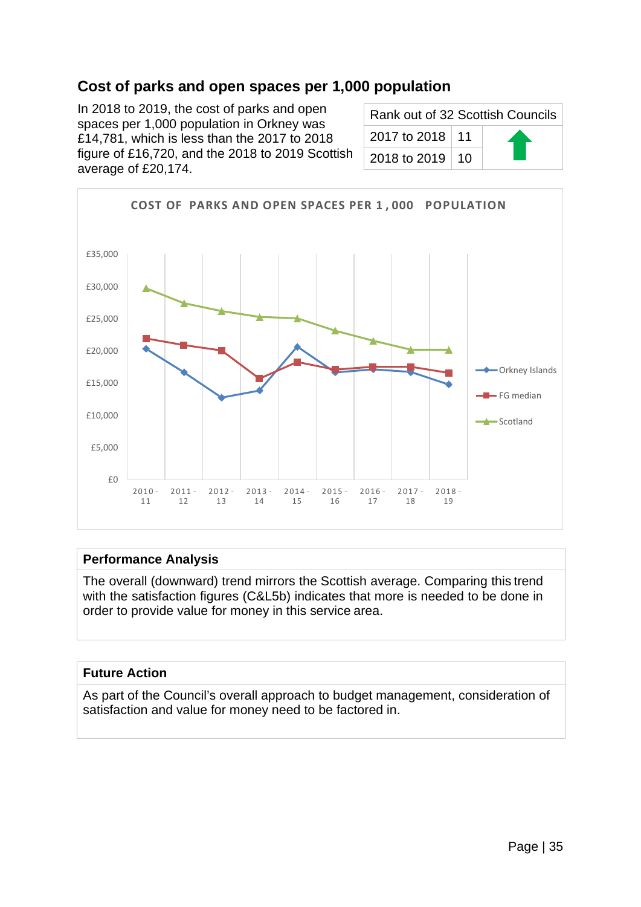## Cost of parks and open spaces per 1,000 population

In 2018 to 2019, the cost of parks and open spaces per 1,000 population in Orkney was £14,781, which is less than the 2017 to 2018 figure of £16,720, and the 2018 to 2019 Scottish average of £20,174.

| Rank out of 32 Scottish Councils | | |
|---|---|---|
| 2017 to 2018 | 11 | |
| 2018 to 2019 | 10 | ↑ |

COST OF PARKS AND OPEN SPACES PER 1,000 POPULATION

### Performance Analysis

The overall (downward) trend mirrors the Scottish average. Comparing this trend with the satisfaction figures (C&L5b) indicates that more is needed to be done in order to provide value for money in this service area.

### Future Action

As part of the Council's overall approach to budget management, consideration of satisfaction and value for money need to be factored in.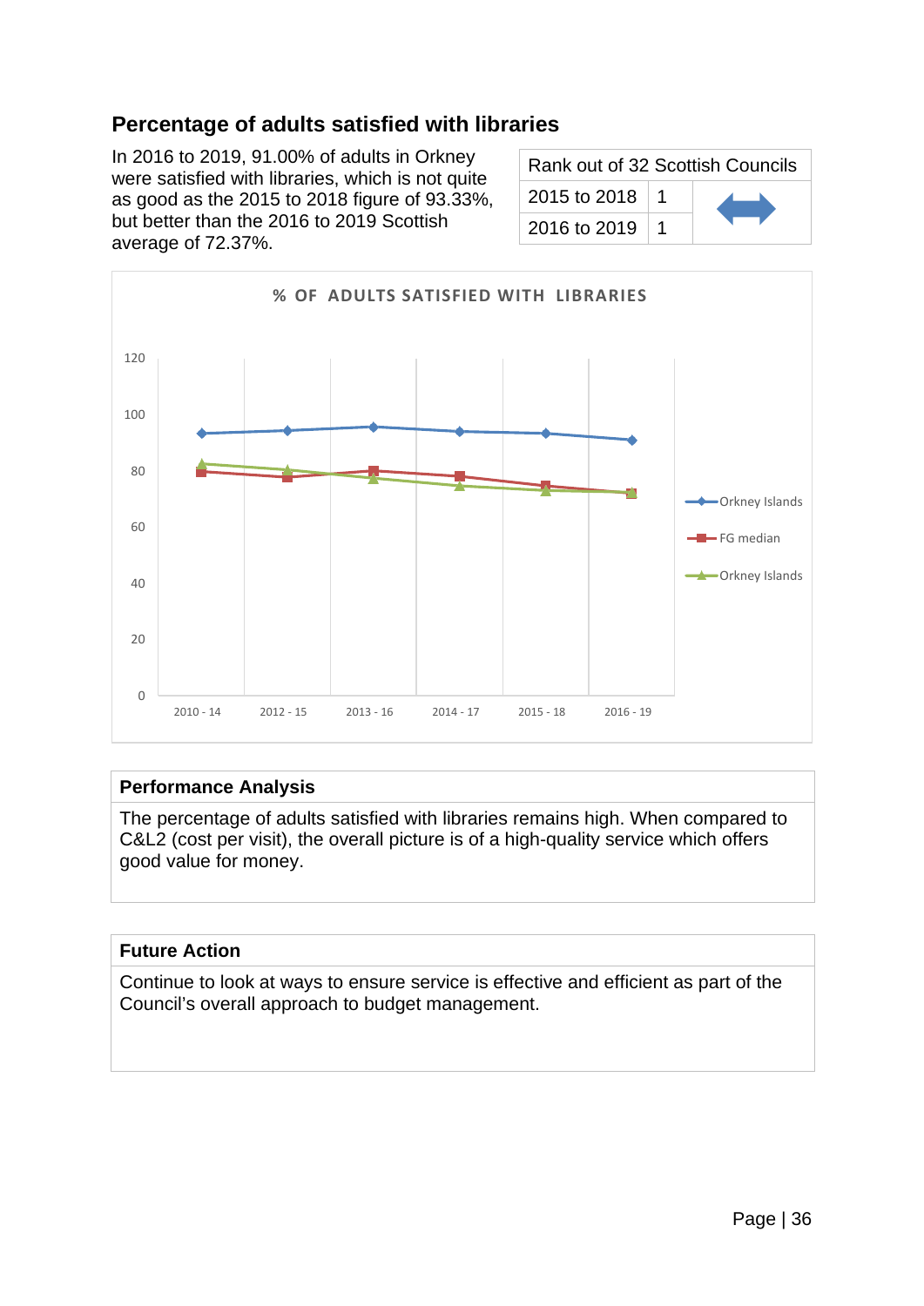## Percentage of adults satisfied with libraries

In 2016 to 2019, 91.00% of adults in Orkney were satisfied with libraries, which is not quite as good as the 2015 to 2018 figure of 93.33%, but better than the 2016 to 2019 Scottish average of 72.37%.

| Rank out of 32 Scottish Councils | | |
|---|---|---|
| 2015 to 2018 | 1 | ⬌ |
| 2016 to 2019 | 1 | |

**% OF ADULTS SATISFIED WITH LIBRARIES**

Legend: Orkney Islands; FG median; Orkney Islands

Y-axis: 0, 20, 40, 60, 80, 100, 120

X-axis: 2010 - 14, 2012 - 15, 2013 - 16, 2014 - 17, 2015 - 18, 2016 - 19

### Performance Analysis

The percentage of adults satisfied with libraries remains high. When compared to C&L2 (cost per visit), the overall picture is of a high-quality service which offers good value for money.

### Future Action

Continue to look at ways to ensure service is effective and efficient as part of the Council's overall approach to budget management.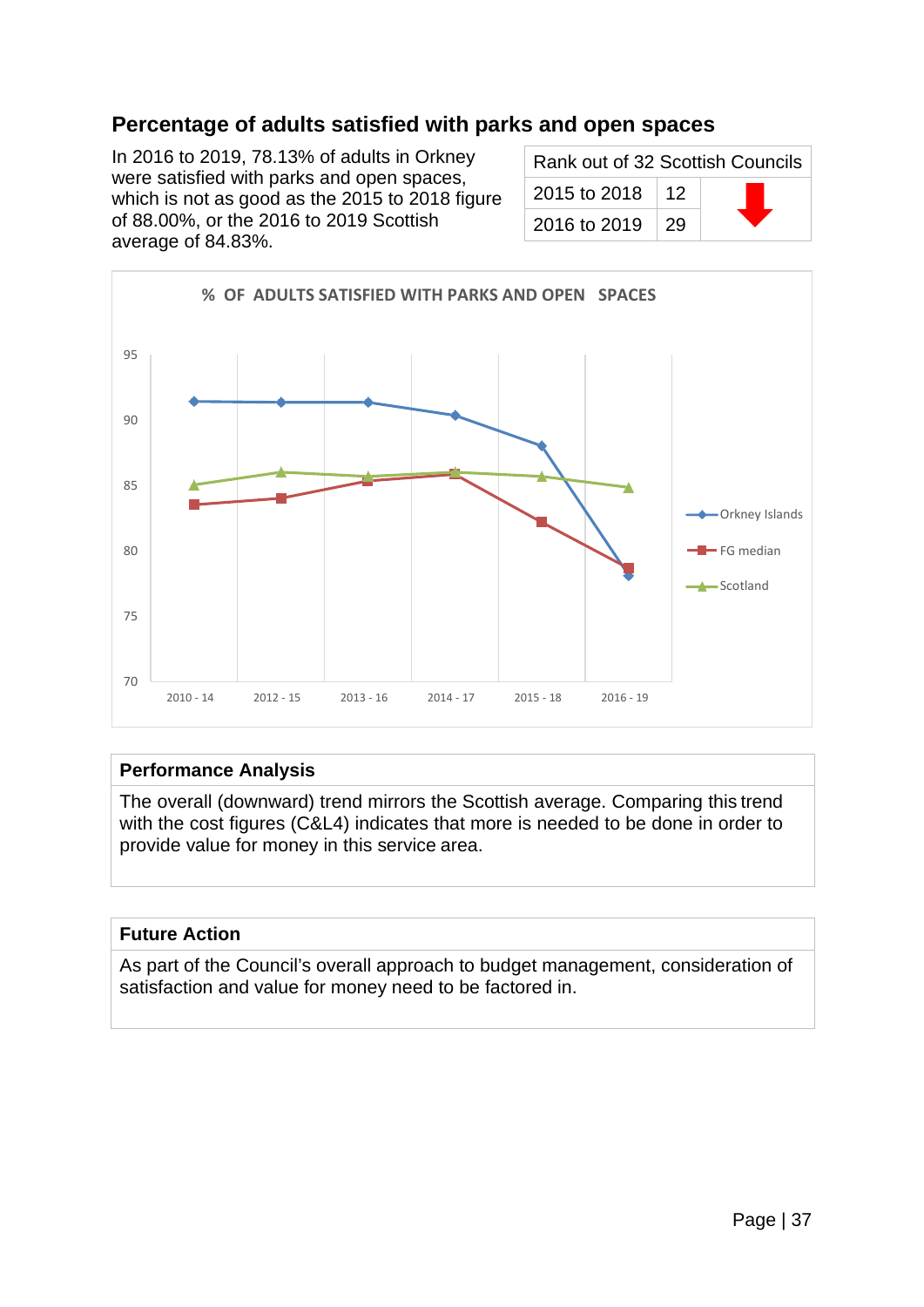## Percentage of adults satisfied with parks and open spaces

In 2016 to 2019, 78.13% of adults in Orkney were satisfied with parks and open spaces, which is not as good as the 2015 to 2018 figure of 88.00%, or the 2016 to 2019 Scottish average of 84.83%.

| Rank out of 32 Scottish Councils | | |
|---|---|---|
| 2015 to 2018 | 12 | ⬇ |
| 2016 to 2019 | 29 | |

% OF ADULTS SATISFIED WITH PARKS AND OPEN SPACES

| | 2010 - 14 | 2012 - 15 | 2013 - 16 | 2014 - 17 | 2015 - 18 | 2016 - 19 |
|---|---|---|---|---|---|---|
| Orkney Islands | | | | | | |
| FG median | | | | | | |
| Scotland | | | | | | |

### Performance Analysis

The overall (downward) trend mirrors the Scottish average. Comparing this trend with the cost figures (C&L4) indicates that more is needed to be done in order to provide value for money in this service area.

### Future Action

As part of the Council's overall approach to budget management, consideration of satisfaction and value for money need to be factored in.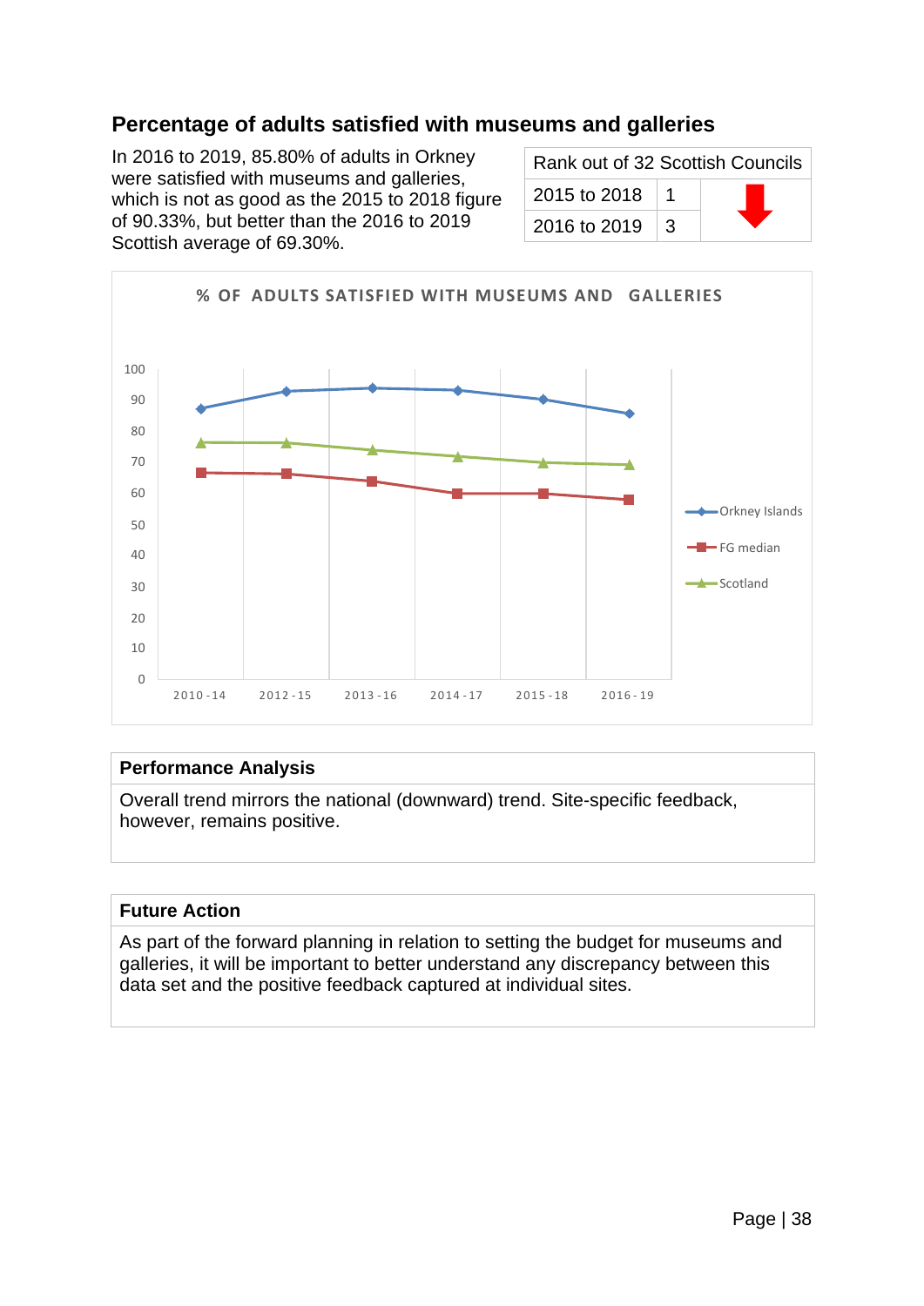## Percentage of adults satisfied with museums and galleries

In 2016 to 2019, 85.80% of adults in Orkney were satisfied with museums and galleries, which is not as good as the 2015 to 2018 figure of 90.33%, but better than the 2016 to 2019 Scottish average of 69.30%.

| Rank out of 32 Scottish Councils | | |
|---|---|---|
| 2015 to 2018 | 1 | ⬇ |
| 2016 to 2019 | 3 | |

**% OF ADULTS SATISFIED WITH MUSEUMS AND GALLERIES**

Legend: Orkney Islands, FG median, Scotland

Y-axis: 0, 10, 20, 30, 40, 50, 60, 70, 80, 90, 100

X-axis: 2010-14, 2012-15, 2013-16, 2014-17, 2015-18, 2016-19

| Performance Analysis |
|---|
| Overall trend mirrors the national (downward) trend. Site-specific feedback, however, remains positive. |

| Future Action |
|---|
| As part of the forward planning in relation to setting the budget for museums and galleries, it will be important to better understand any discrepancy between this data set and the positive feedback captured at individual sites. |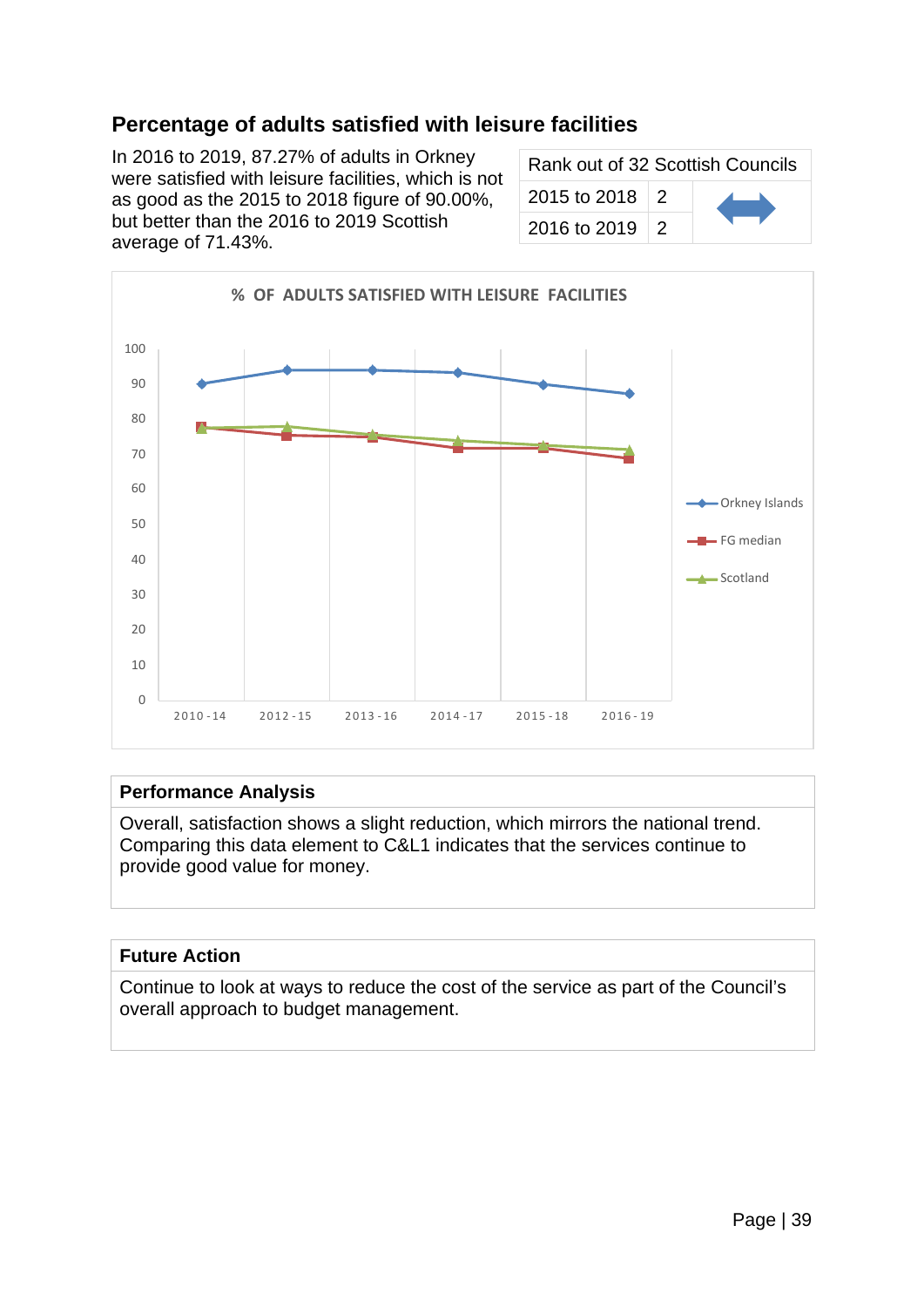## Percentage of adults satisfied with leisure facilities

In 2016 to 2019, 87.27% of adults in Orkney were satisfied with leisure facilities, which is not as good as the 2015 to 2018 figure of 90.00%, but better than the 2016 to 2019 Scottish average of 71.43%.

| Rank out of 32 Scottish Councils | | |
|---|---|---|
| 2015 to 2018 | 2 | ↔ |
| 2016 to 2019 | 2 | |

% OF ADULTS SATISFIED WITH LEISURE FACILITIES

### Performance Analysis

Overall, satisfaction shows a slight reduction, which mirrors the national trend. Comparing this data element to C&L1 indicates that the services continue to provide good value for money.

### Future Action

Continue to look at ways to reduce the cost of the service as part of the Council's overall approach to budget management.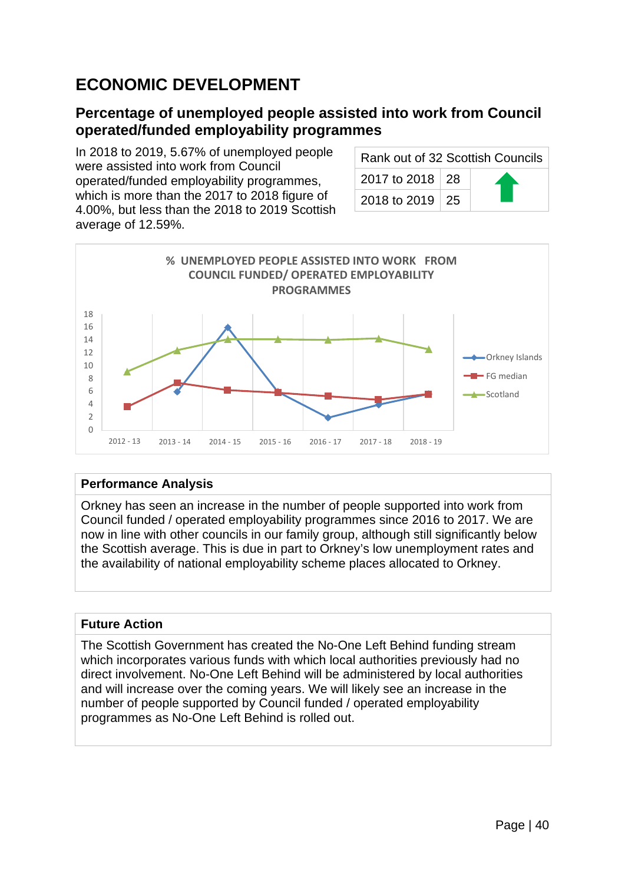# ECONOMIC DEVELOPMENT

## Percentage of unemployed people assisted into work from Council operated/funded employability programmes

In 2018 to 2019, 5.67% of unemployed people were assisted into work from Council operated/funded employability programmes, which is more than the 2017 to 2018 figure of 4.00%, but less than the 2018 to 2019 Scottish average of 12.59%.

| Rank out of 32 Scottish Councils | | |
|---|---|---|
| 2017 to 2018 | 28 | ⬆ |
| 2018 to 2019 | 25 | |

**% UNEMPLOYED PEOPLE ASSISTED INTO WORK FROM COUNCIL FUNDED/ OPERATED EMPLOYABILITY PROGRAMMES**

| | 2012 - 13 | 2013 - 14 | 2014 - 15 | 2015 - 16 | 2016 - 17 | 2017 - 18 | 2018 - 19 |
|---|---|---|---|---|---|---|---|
| Orkney Islands | | ~6 | ~16 | ~6 | ~2 | ~4 | ~5.7 |
| FG median | ~3.7 | ~7.3 | ~6.2 | ~5.8 | ~5.3 | ~4.7 | ~5.6 |
| Scotland | ~9.2 | ~12.4 | ~14.1 | ~14.1 | ~14 | ~14.2 | ~12.6 |

| Performance Analysis |
|---|
| Orkney has seen an increase in the number of people supported into work from Council funded / operated employability programmes since 2016 to 2017. We are now in line with other councils in our family group, although still significantly below the Scottish average. This is due in part to Orkney's low unemployment rates and the availability of national employability scheme places allocated to Orkney. |

| Future Action |
|---|
| The Scottish Government has created the No-One Left Behind funding stream which incorporates various funds with which local authorities previously had no direct involvement. No-One Left Behind will be administered by local authorities and will increase over the coming years. We will likely see an increase in the number of people supported by Council funded / operated employability programmes as No-One Left Behind is rolled out. |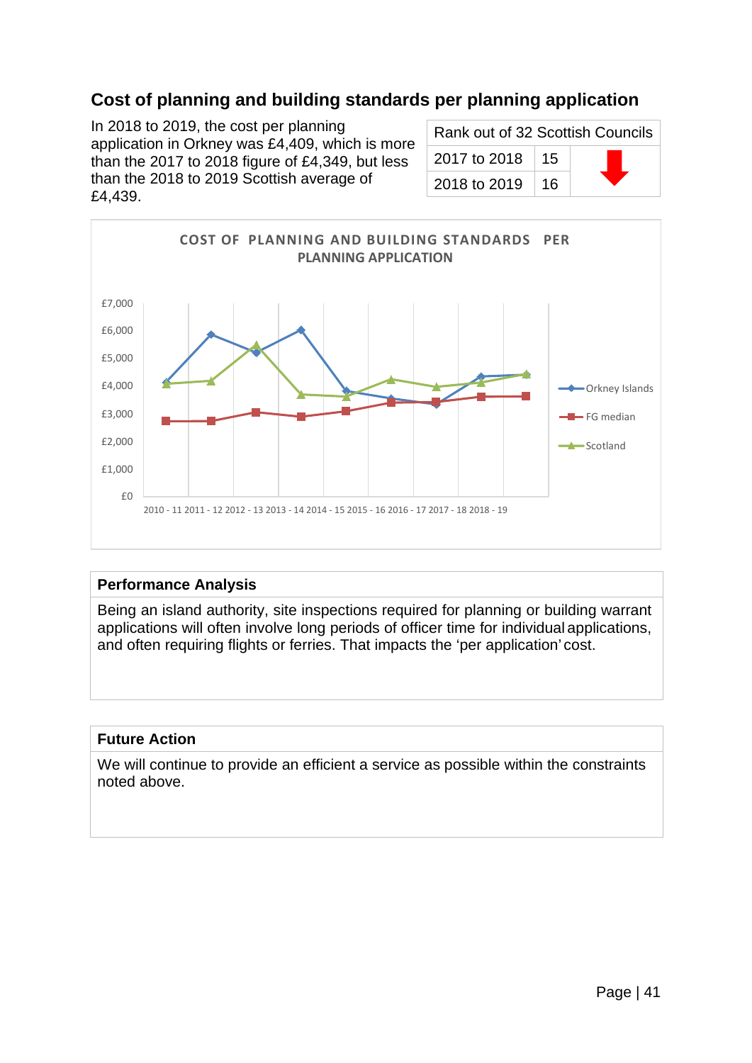## Cost of planning and building standards per planning application

In 2018 to 2019, the cost per planning application in Orkney was £4,409, which is more than the 2017 to 2018 figure of £4,349, but less than the 2018 to 2019 Scottish average of £4,439.

| Rank out of 32 Scottish Councils | | |
|---|---|---|
| 2017 to 2018 | 15 | ⬇ |
| 2018 to 2019 | 16 | |

**COST OF PLANNING AND BUILDING STANDARDS PER PLANNING APPLICATION**

Legend: Orkney Islands, FG median, Scotland

Y-axis: £0, £1,000, £2,000, £3,000, £4,000, £5,000, £6,000, £7,000

X-axis: 2010 - 11, 2011 - 12, 2012 - 13, 2013 - 14, 2014 - 15, 2015 - 16, 2016 - 17, 2017 - 18, 2018 - 19

### Performance Analysis

Being an island authority, site inspections required for planning or building warrant applications will often involve long periods of officer time for individual applications, and often requiring flights or ferries. That impacts the 'per application' cost.

### Future Action

We will continue to provide an efficient a service as possible within the constraints noted above.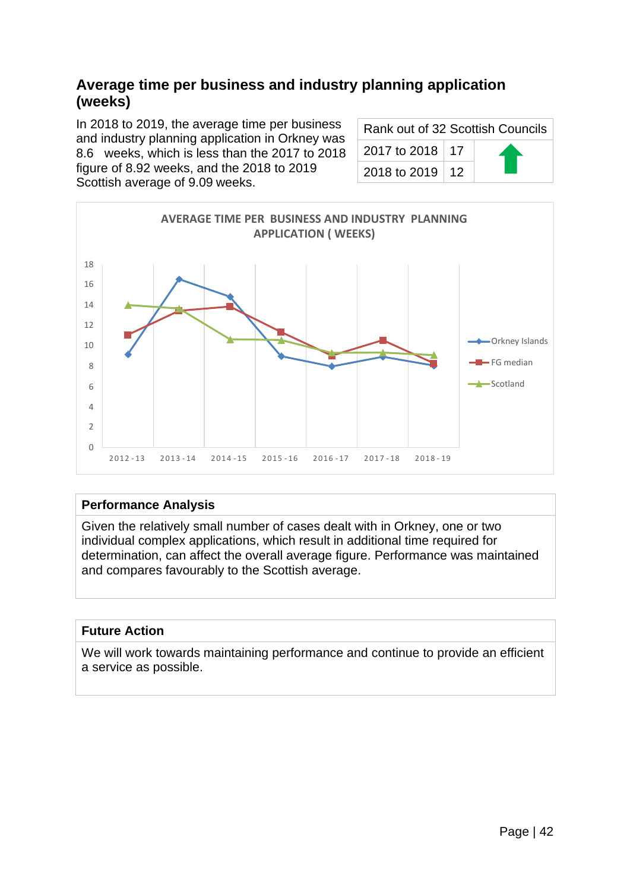## Average time per business and industry planning application (weeks)

In 2018 to 2019, the average time per business and industry planning application in Orkney was 8.6 weeks, which is less than the 2017 to 2018 figure of 8.92 weeks, and the 2018 to 2019 Scottish average of 9.09 weeks.

| Rank out of 32 Scottish Councils | | |
|---|---|---|
| 2017 to 2018 | 17 | ⬆ |
| 2018 to 2019 | 12 | |

**AVERAGE TIME PER BUSINESS AND INDUSTRY PLANNING APPLICATION ( WEEKS)**

| | 2012-13 | 2013-14 | 2014-15 | 2015-16 | 2016-17 | 2017-18 | 2018-19 |
|---|---|---|---|---|---|---|---|
| Orkney Islands | 9.2 | 16.5 | 14.8 | 9.0 | 8.0 | 8.9 | 8.1 |
| FG median | 11.1 | 13.5 | 13.9 | 11.4 | 9.1 | 10.6 | 8.3 |
| Scotland | 14.0 | 13.7 | 10.7 | 10.6 | 9.4 | 9.4 | 9.1 |

### Performance Analysis

Given the relatively small number of cases dealt with in Orkney, one or two individual complex applications, which result in additional time required for determination, can affect the overall average figure. Performance was maintained and compares favourably to the Scottish average.

### Future Action

We will work towards maintaining performance and continue to provide an efficient a service as possible.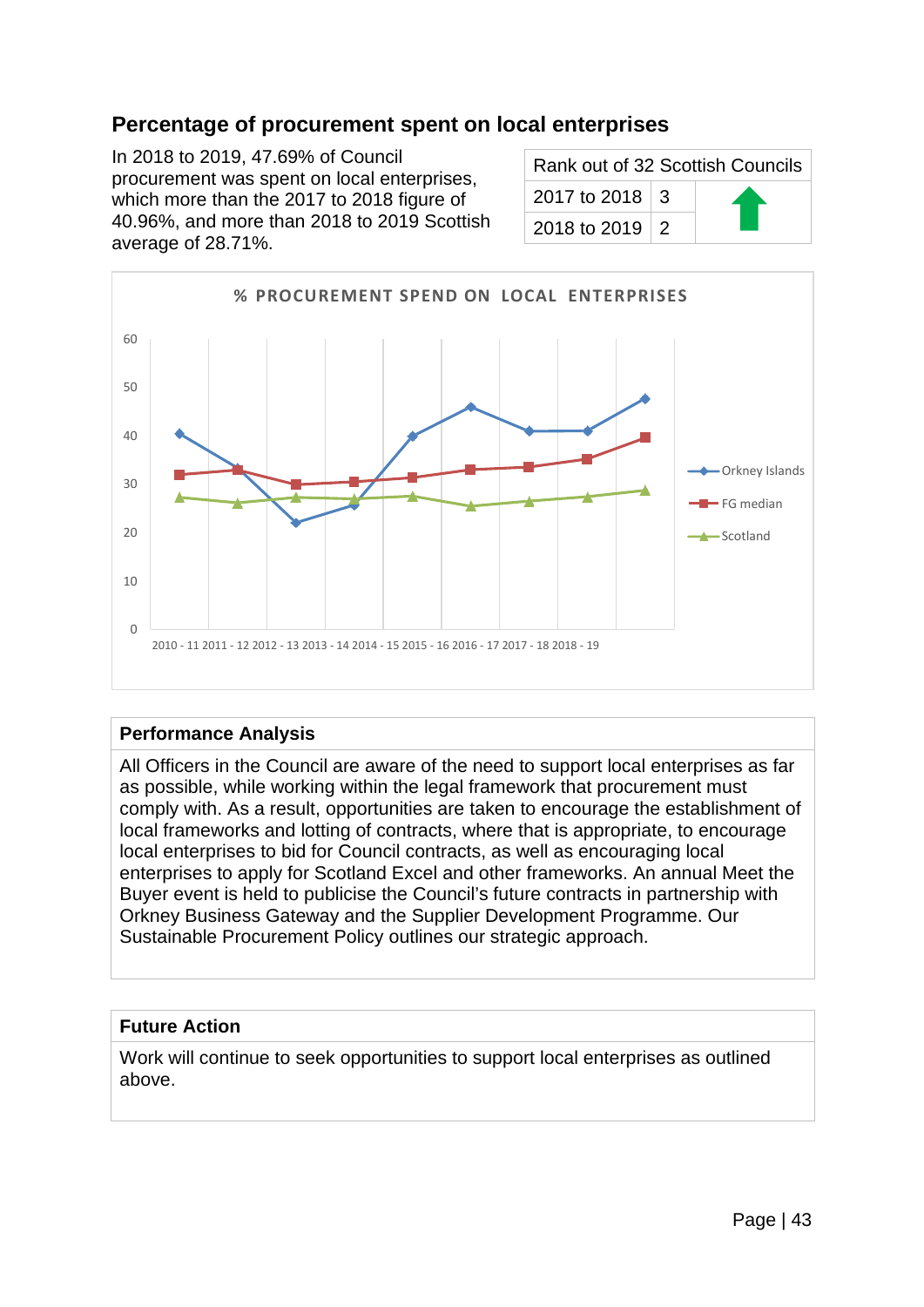## Percentage of procurement spent on local enterprises

In 2018 to 2019, 47.69% of Council procurement was spent on local enterprises, which more than the 2017 to 2018 figure of 40.96%, and more than 2018 to 2019 Scottish average of 28.71%.

| Rank out of 32 Scottish Councils | | |
|---|---|---|
| 2017 to 2018 | 3 | ⬆ |
| 2018 to 2019 | 2 | |

**% PROCUREMENT SPEND ON LOCAL ENTERPRISES**

Chart series: Orkney Islands, FG median, Scotland. Years: 2010 - 11, 2011 - 12, 2012 - 13, 2013 - 14, 2014 - 15, 2015 - 16, 2016 - 17, 2017 - 18, 2018 - 19.

### Performance Analysis

All Officers in the Council are aware of the need to support local enterprises as far as possible, while working within the legal framework that procurement must comply with. As a result, opportunities are taken to encourage the establishment of local frameworks and lotting of contracts, where that is appropriate, to encourage local enterprises to bid for Council contracts, as well as encouraging local enterprises to apply for Scotland Excel and other frameworks. An annual Meet the Buyer event is held to publicise the Council's future contracts in partnership with Orkney Business Gateway and the Supplier Development Programme. Our Sustainable Procurement Policy outlines our strategic approach.

### Future Action

Work will continue to seek opportunities to support local enterprises as outlined above.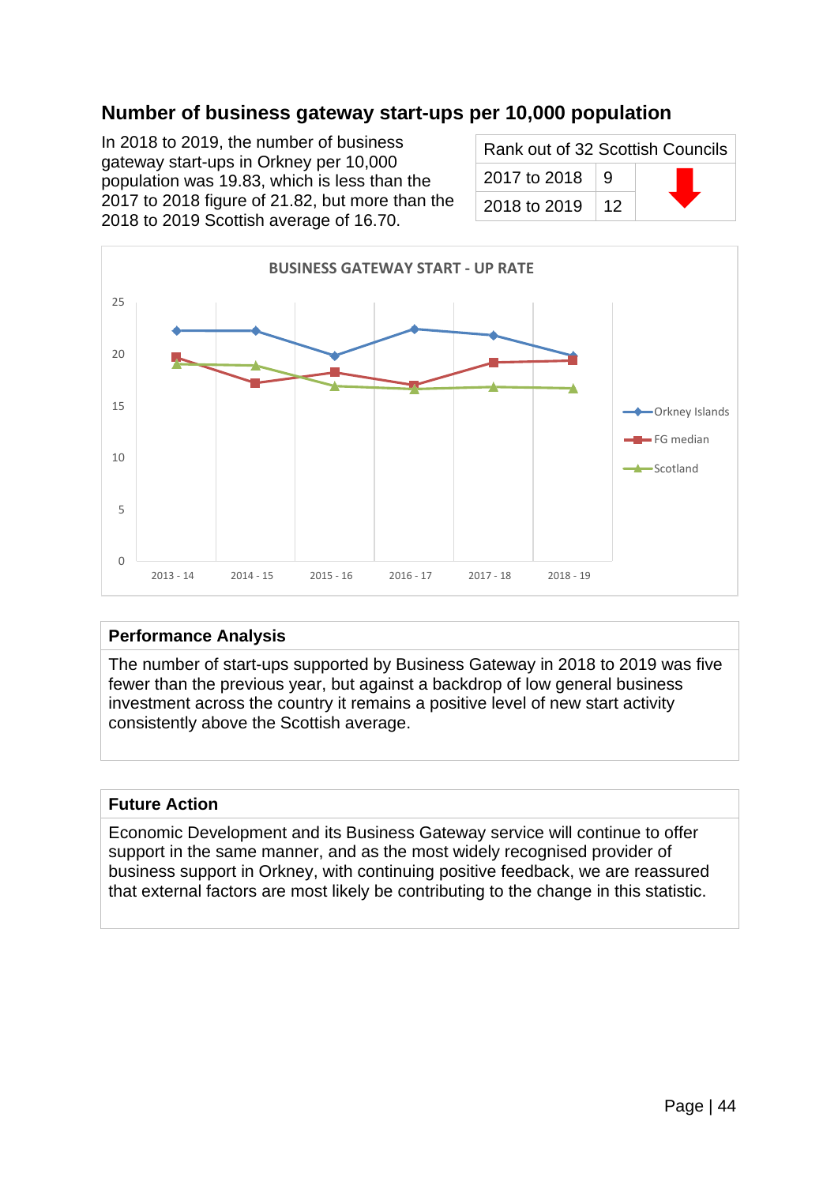## Number of business gateway start-ups per 10,000 population

In 2018 to 2019, the number of business gateway start-ups in Orkney per 10,000 population was 19.83, which is less than the 2017 to 2018 figure of 21.82, but more than the 2018 to 2019 Scottish average of 16.70.

| Rank out of 32 Scottish Councils | | |
|---|---|---|
| 2017 to 2018 | 9 | |
| 2018 to 2019 | 12 | ⬇ |

**BUSINESS GATEWAY START - UP RATE**

(Line chart: Orkney Islands, FG median, Scotland; 2013 - 14 to 2018 - 19; y-axis 0–25)

### Performance Analysis

The number of start-ups supported by Business Gateway in 2018 to 2019 was five fewer than the previous year, but against a backdrop of low general business investment across the country it remains a positive level of new start activity consistently above the Scottish average.

### Future Action

Economic Development and its Business Gateway service will continue to offer support in the same manner, and as the most widely recognised provider of business support in Orkney, with continuing positive feedback, we are reassured that external factors are most likely be contributing to the change in this statistic.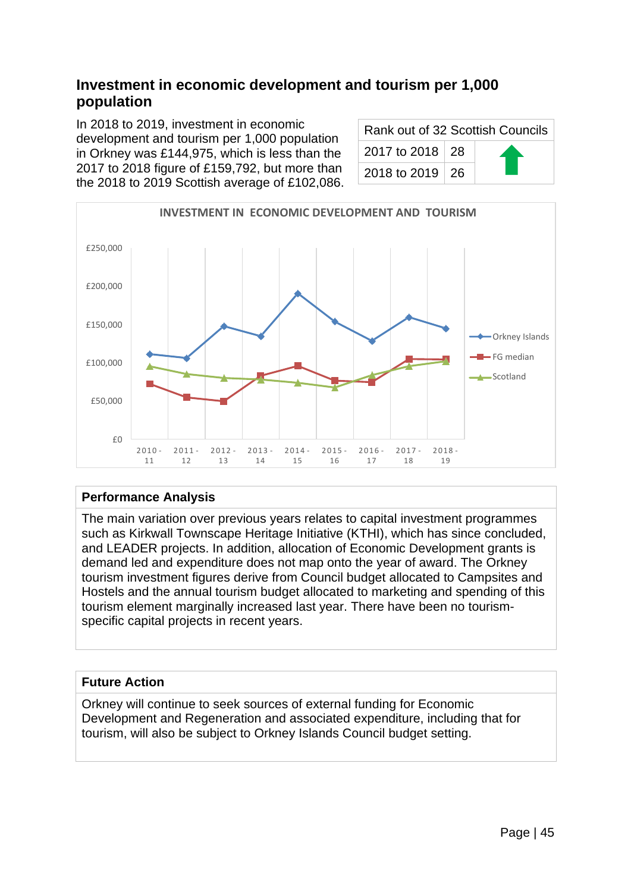## Investment in economic development and tourism per 1,000 population

In 2018 to 2019, investment in economic development and tourism per 1,000 population in Orkney was £144,975, which is less than the 2017 to 2018 figure of £159,792, but more than the 2018 to 2019 Scottish average of £102,086.

| Rank out of 32 Scottish Councils | | |
|---|---|---|
| 2017 to 2018 | 28 | |
| 2018 to 2019 | 26 | |

INVESTMENT IN ECONOMIC DEVELOPMENT AND TOURISM

### Performance Analysis

The main variation over previous years relates to capital investment programmes such as Kirkwall Townscape Heritage Initiative (KTHI), which has since concluded, and LEADER projects. In addition, allocation of Economic Development grants is demand led and expenditure does not map onto the year of award. The Orkney tourism investment figures derive from Council budget allocated to Campsites and Hostels and the annual tourism budget allocated to marketing and spending of this tourism element marginally increased last year. There have been no tourism-specific capital projects in recent years.

### Future Action

Orkney will continue to seek sources of external funding for Economic Development and Regeneration and associated expenditure, including that for tourism, will also be subject to Orkney Islands Council budget setting.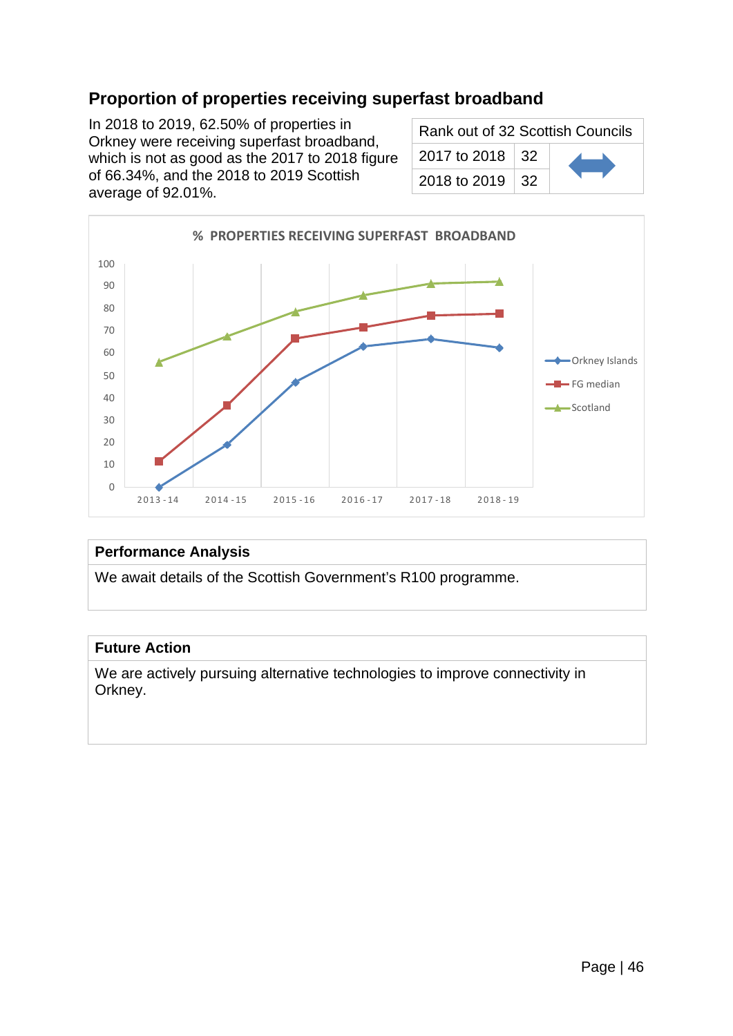## Proportion of properties receiving superfast broadband

In 2018 to 2019, 62.50% of properties in Orkney were receiving superfast broadband, which is not as good as the 2017 to 2018 figure of 66.34%, and the 2018 to 2019 Scottish average of 92.01%.

| Rank out of 32 Scottish Councils | | |
|---|---|---|
| 2017 to 2018 | 32 | ↔ |
| 2018 to 2019 | 32 | |

% PROPERTIES RECEIVING SUPERFAST BROADBAND

| Performance Analysis |
|---|
| We await details of the Scottish Government's R100 programme. |

| Future Action |
|---|
| We are actively pursuing alternative technologies to improve connectivity in Orkney. |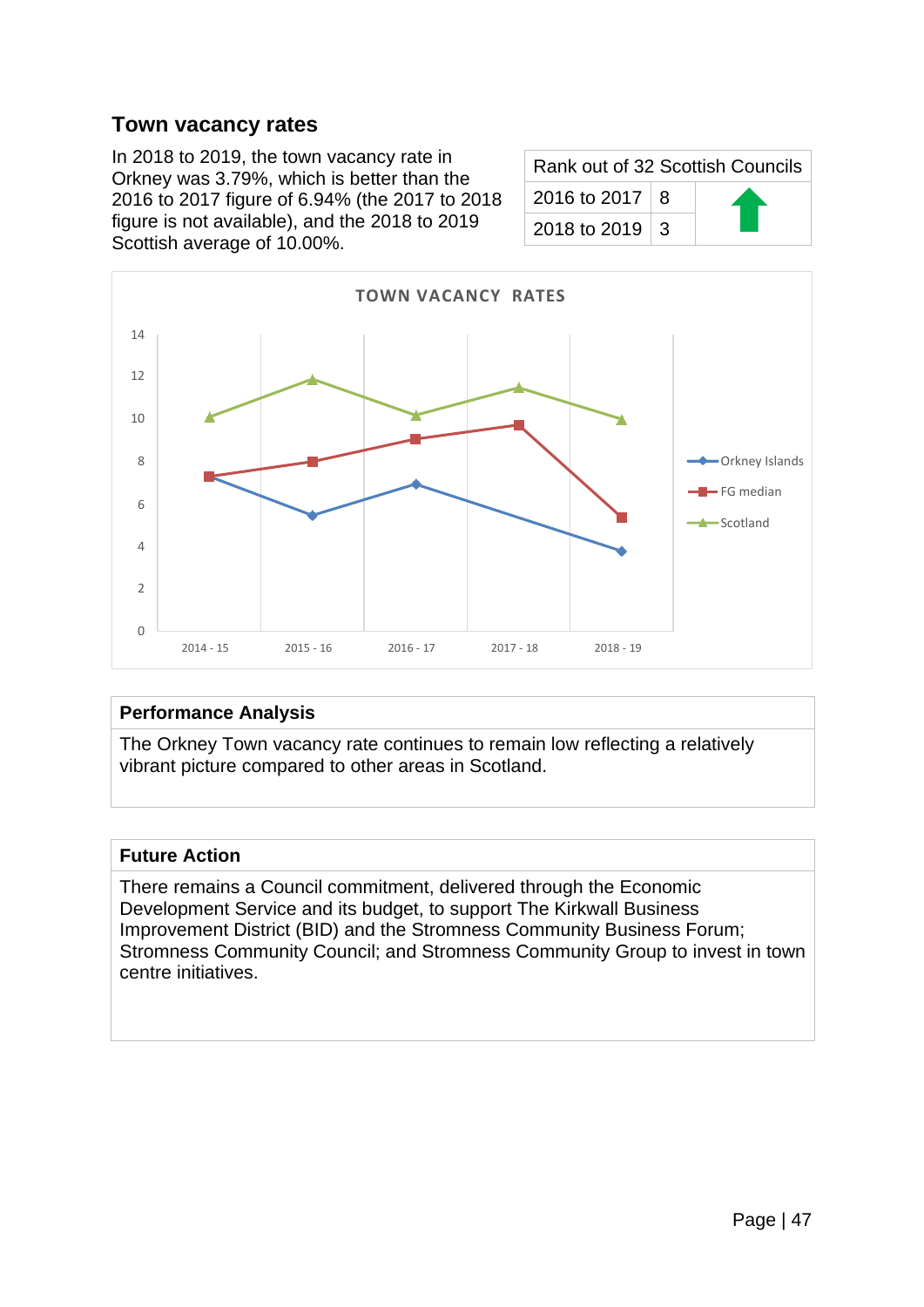## Town vacancy rates

In 2018 to 2019, the town vacancy rate in Orkney was 3.79%, which is better than the 2016 to 2017 figure of 6.94% (the 2017 to 2018 figure is not available), and the 2018 to 2019 Scottish average of 10.00%.

| Rank out of 32 Scottish Councils | | |
|---|---|---|
| 2016 to 2017 | 8 | ⬆ |
| 2018 to 2019 | 3 | |

TOWN VACANCY RATES

| | 2014 - 15 | 2015 - 16 | 2016 - 17 | 2017 - 18 | 2018 - 19 |
|---|---|---|---|---|---|
| Orkney Islands | 7.3 | 5.4 | 6.94 | | 3.79 |
| FG median | 7.3 | 8 | 9.1 | 9.7 | 5.3 |
| Scotland | 10.1 | 11.9 | 10.2 | 11.5 | 10.00 |

### Performance Analysis

The Orkney Town vacancy rate continues to remain low reflecting a relatively vibrant picture compared to other areas in Scotland.

### Future Action

There remains a Council commitment, delivered through the Economic Development Service and its budget, to support The Kirkwall Business Improvement District (BID) and the Stromness Community Business Forum; Stromness Community Council; and Stromness Community Group to invest in town centre initiatives.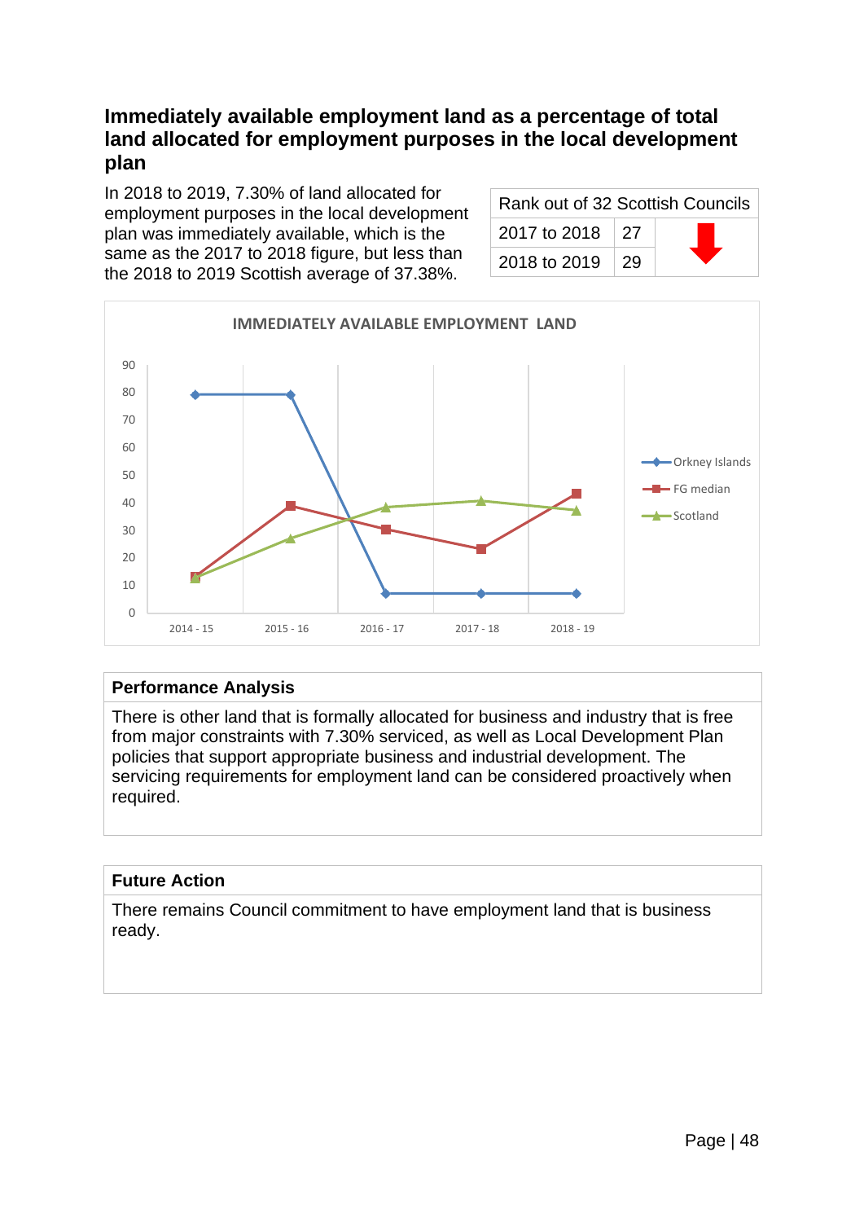## Immediately available employment land as a percentage of total land allocated for employment purposes in the local development plan

In 2018 to 2019, 7.30% of land allocated for employment purposes in the local development plan was immediately available, which is the same as the 2017 to 2018 figure, but less than the 2018 to 2019 Scottish average of 37.38%.

| Rank out of 32 Scottish Councils | | |
|---|---|---|
| 2017 to 2018 | 27 | ⬇ |
| 2018 to 2019 | 29 | |

IMMEDIATELY AVAILABLE EMPLOYMENT LAND

### Performance Analysis

There is other land that is formally allocated for business and industry that is free from major constraints with 7.30% serviced, as well as Local Development Plan policies that support appropriate business and industrial development. The servicing requirements for employment land can be considered proactively when required.

### Future Action

There remains Council commitment to have employment land that is business ready.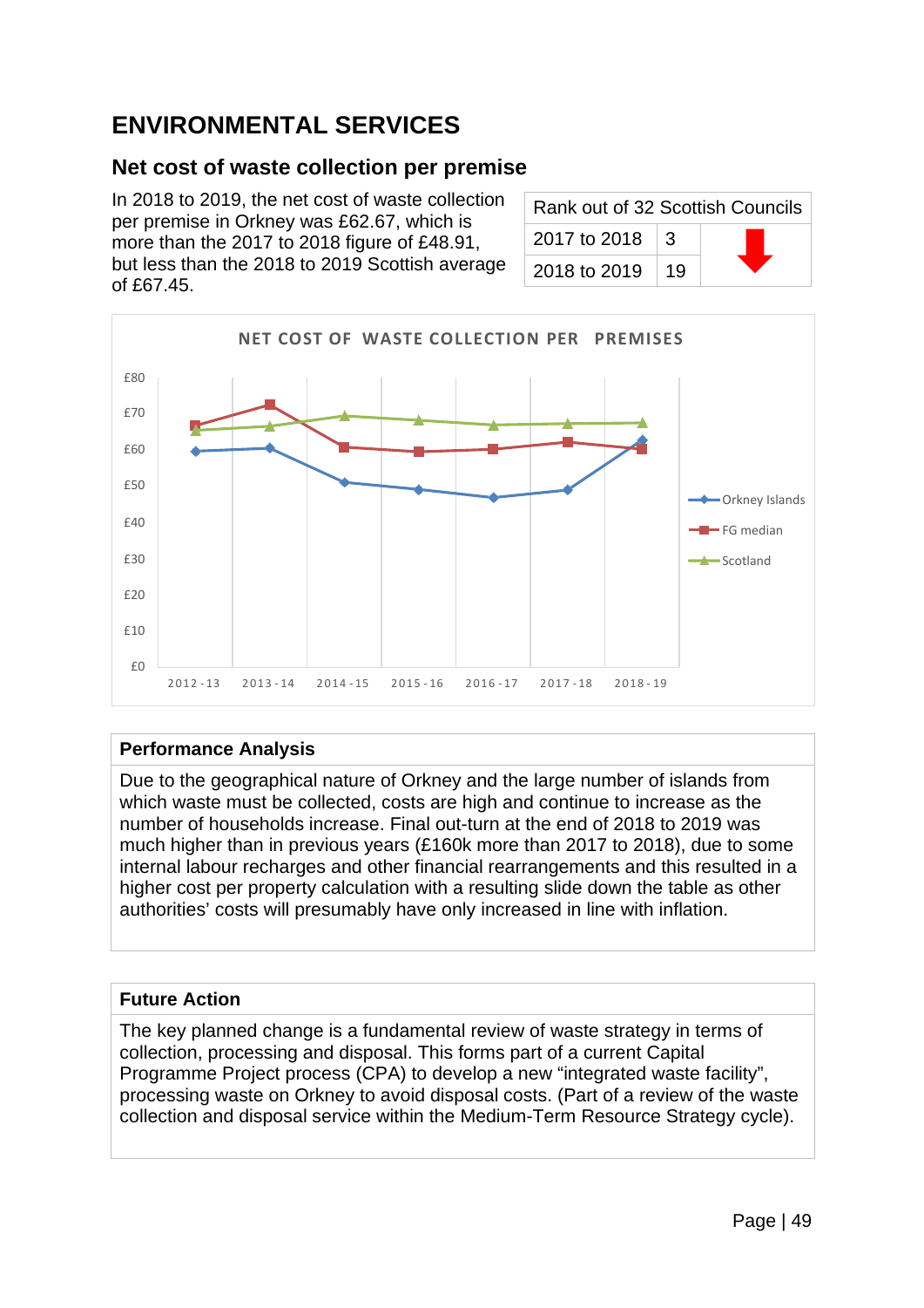# ENVIRONMENTAL SERVICES

## Net cost of waste collection per premise

In 2018 to 2019, the net cost of waste collection per premise in Orkney was £62.67, which is more than the 2017 to 2018 figure of £48.91, but less than the 2018 to 2019 Scottish average of £67.45.

| Rank out of 32 Scottish Councils | | |
|---|---|---|
| 2017 to 2018 | 3 | ⬇ |
| 2018 to 2019 | 19 | |

**NET COST OF WASTE COLLECTION PER PREMISES**

| | 2012-13 | 2013-14 | 2014-15 | 2015-16 | 2016-17 | 2017-18 | 2018-19 |
|---|---|---|---|---|---|---|---|
| Orkney Islands | | | | | | | |
| FG median | | | | | | | |
| Scotland | | | | | | | |

### Performance Analysis

Due to the geographical nature of Orkney and the large number of islands from which waste must be collected, costs are high and continue to increase as the number of households increase. Final out-turn at the end of 2018 to 2019 was much higher than in previous years (£160k more than 2017 to 2018), due to some internal labour recharges and other financial rearrangements and this resulted in a higher cost per property calculation with a resulting slide down the table as other authorities' costs will presumably have only increased in line with inflation.

### Future Action

The key planned change is a fundamental review of waste strategy in terms of collection, processing and disposal. This forms part of a current Capital Programme Project process (CPA) to develop a new "integrated waste facility", processing waste on Orkney to avoid disposal costs. (Part of a review of the waste collection and disposal service within the Medium-Term Resource Strategy cycle).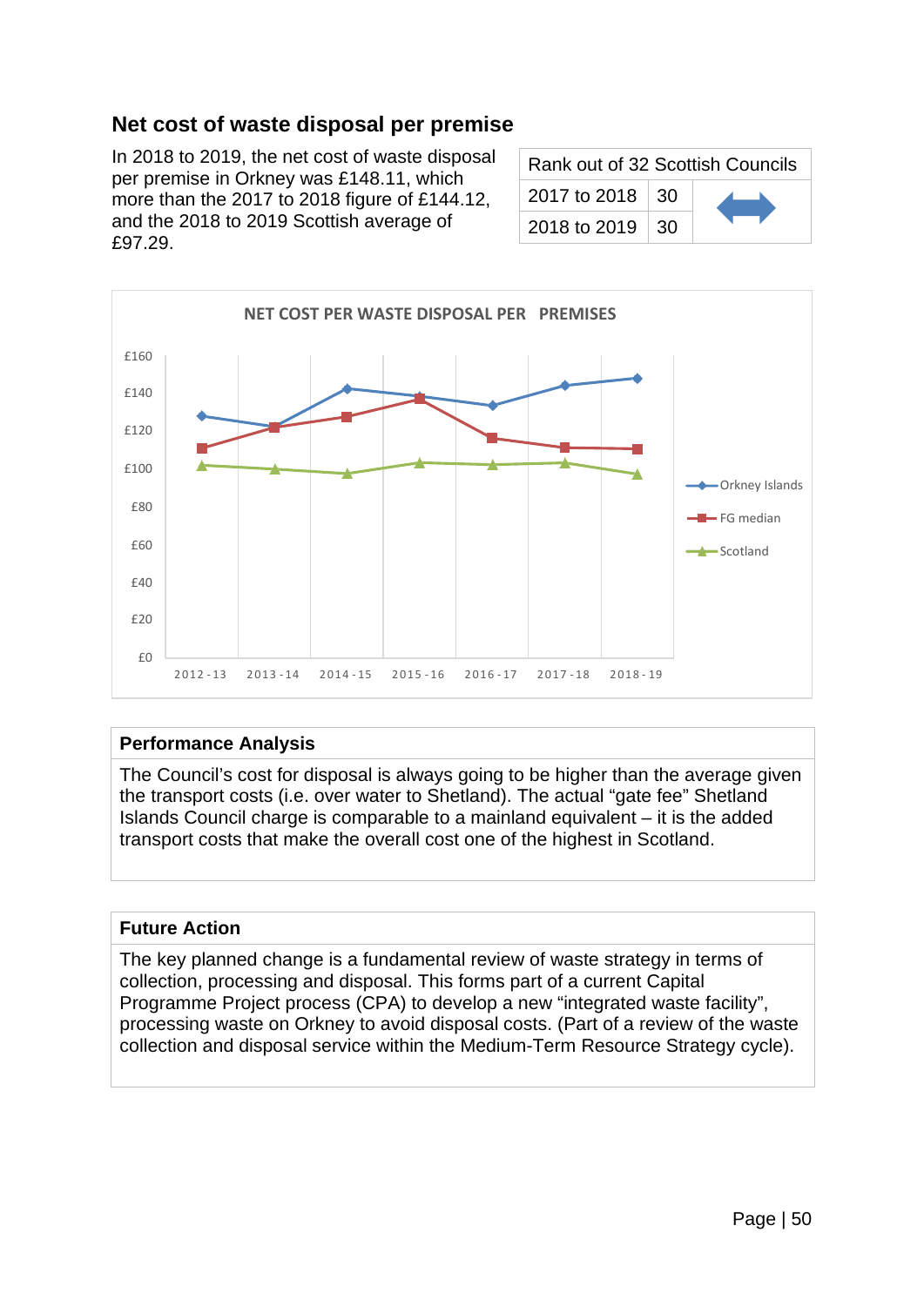## Net cost of waste disposal per premise

In 2018 to 2019, the net cost of waste disposal per premise in Orkney was £148.11, which more than the 2017 to 2018 figure of £144.12, and the 2018 to 2019 Scottish average of £97.29.

| Rank out of 32 Scottish Councils | | |
|---|---|---|
| 2017 to 2018 | 30 | ↔ |
| 2018 to 2019 | 30 | |

NET COST PER WASTE DISPOSAL PER PREMISES

### Performance Analysis

The Council's cost for disposal is always going to be higher than the average given the transport costs (i.e. over water to Shetland). The actual "gate fee" Shetland Islands Council charge is comparable to a mainland equivalent – it is the added transport costs that make the overall cost one of the highest in Scotland.

### Future Action

The key planned change is a fundamental review of waste strategy in terms of collection, processing and disposal. This forms part of a current Capital Programme Project process (CPA) to develop a new "integrated waste facility", processing waste on Orkney to avoid disposal costs. (Part of a review of the waste collection and disposal service within the Medium-Term Resource Strategy cycle).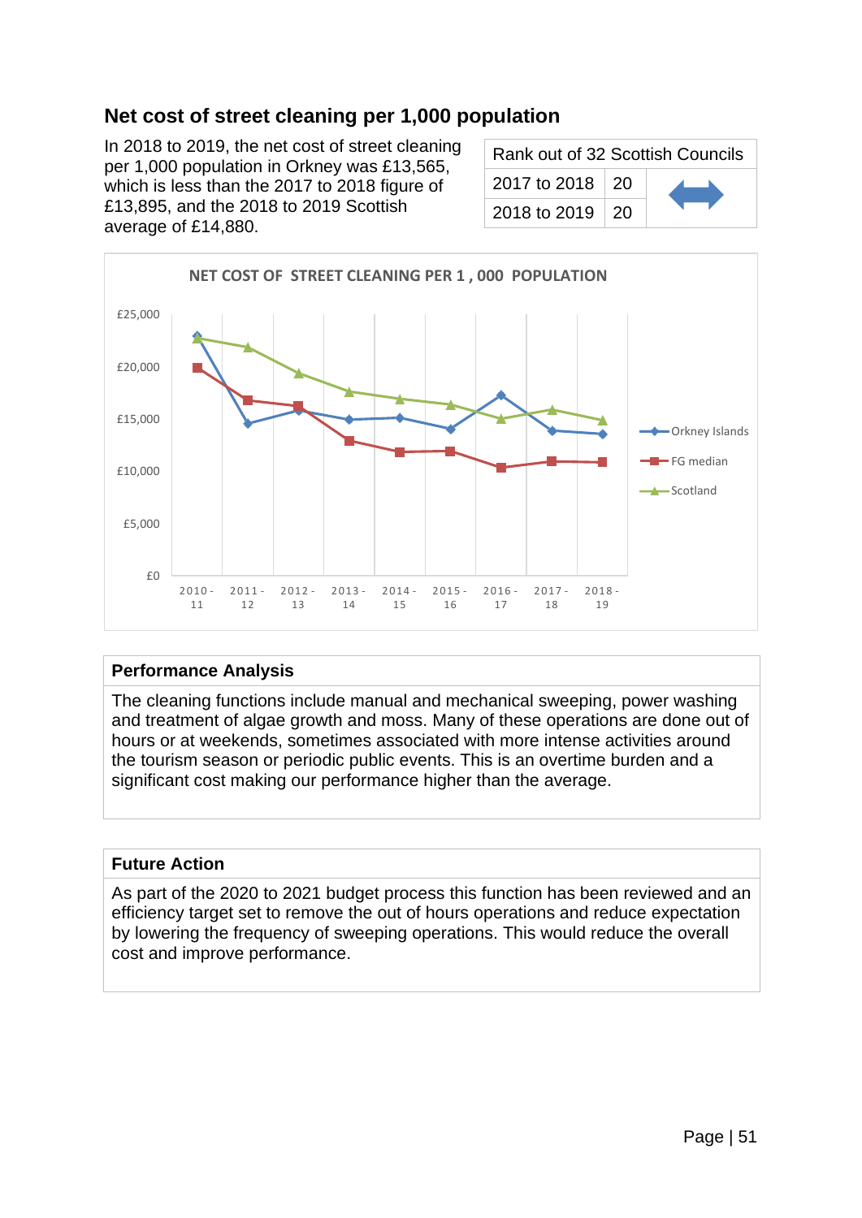## Net cost of street cleaning per 1,000 population

In 2018 to 2019, the net cost of street cleaning per 1,000 population in Orkney was £13,565, which is less than the 2017 to 2018 figure of £13,895, and the 2018 to 2019 Scottish average of £14,880.

| Rank out of 32 Scottish Councils | | |
|---|---|---|
| 2017 to 2018 | 20 | ↔ |
| 2018 to 2019 | 20 | |

**Performance Analysis**

The cleaning functions include manual and mechanical sweeping, power washing and treatment of algae growth and moss. Many of these operations are done out of hours or at weekends, sometimes associated with more intense activities around the tourism season or periodic public events. This is an overtime burden and a significant cost making our performance higher than the average.

**Future Action**

As part of the 2020 to 2021 budget process this function has been reviewed and an efficiency target set to remove the out of hours operations and reduce expectation by lowering the frequency of sweeping operations. This would reduce the overall cost and improve performance.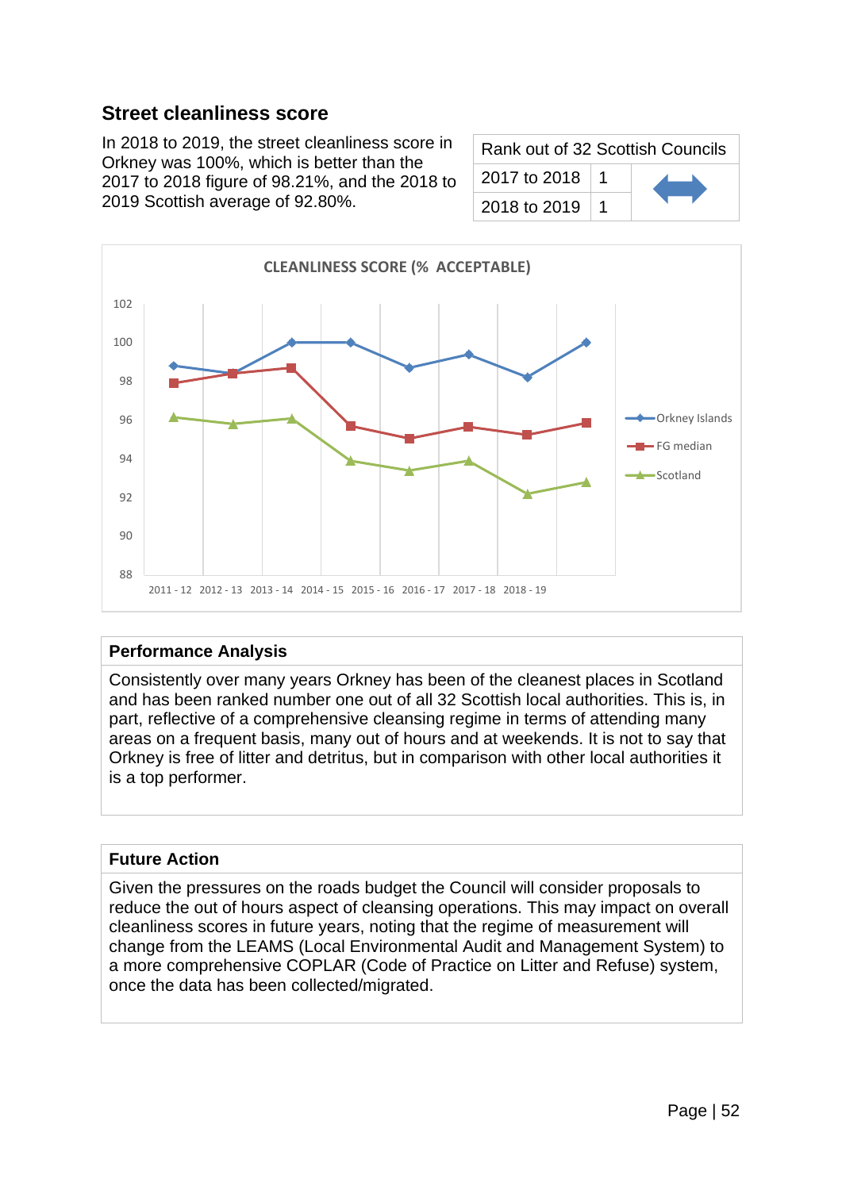## Street cleanliness score

In 2018 to 2019, the street cleanliness score in Orkney was 100%, which is better than the 2017 to 2018 figure of 98.21%, and the 2018 to 2019 Scottish average of 92.80%.

| Rank out of 32 Scottish Councils | | |
|---|---|---|
| 2017 to 2018 | 1 | ⟷ |
| 2018 to 2019 | 1 | |

CLEANLINESS SCORE (% ACCEPTABLE)

### Performance Analysis

Consistently over many years Orkney has been of the cleanest places in Scotland and has been ranked number one out of all 32 Scottish local authorities. This is, in part, reflective of a comprehensive cleansing regime in terms of attending many areas on a frequent basis, many out of hours and at weekends. It is not to say that Orkney is free of litter and detritus, but in comparison with other local authorities it is a top performer.

### Future Action

Given the pressures on the roads budget the Council will consider proposals to reduce the out of hours aspect of cleansing operations. This may impact on overall cleanliness scores in future years, noting that the regime of measurement will change from the LEAMS (Local Environmental Audit and Management System) to a more comprehensive COPLAR (Code of Practice on Litter and Refuse) system, once the data has been collected/migrated.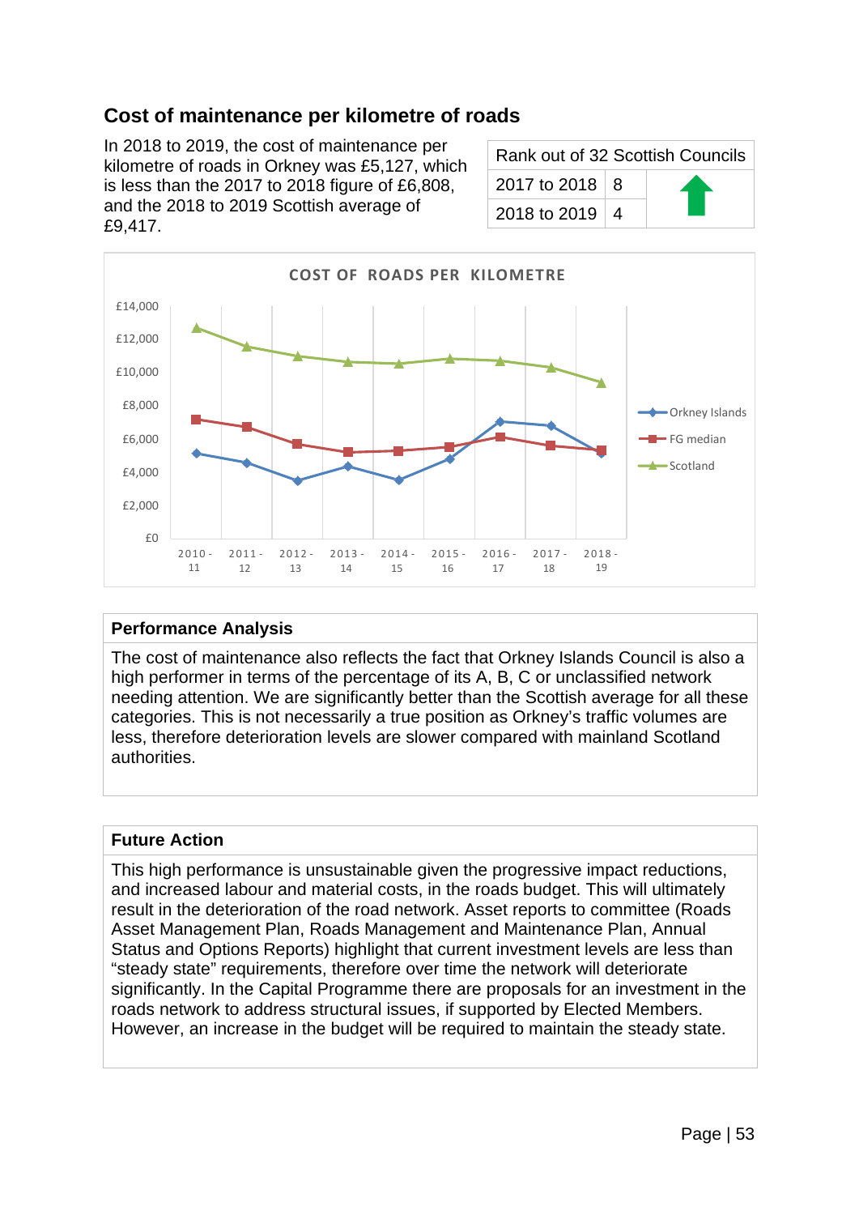## Cost of maintenance per kilometre of roads

In 2018 to 2019, the cost of maintenance per kilometre of roads in Orkney was £5,127, which is less than the 2017 to 2018 figure of £6,808, and the 2018 to 2019 Scottish average of £9,417.

| Rank out of 32 Scottish Councils | | |
|---|---|---|
| 2017 to 2018 | 8 | ⬆ |
| 2018 to 2019 | 4 | |

**COST OF ROADS PER KILOMETRE**

Legend: Orkney Islands, FG median, Scotland

Y-axis: £0, £2,000, £4,000, £6,000, £8,000, £10,000, £12,000, £14,000

X-axis: 2010 - 11, 2011 - 12, 2012 - 13, 2013 - 14, 2014 - 15, 2015 - 16, 2016 - 17, 2017 - 18, 2018 - 19

### Performance Analysis

The cost of maintenance also reflects the fact that Orkney Islands Council is also a high performer in terms of the percentage of its A, B, C or unclassified network needing attention. We are significantly better than the Scottish average for all these categories. This is not necessarily a true position as Orkney's traffic volumes are less, therefore deterioration levels are slower compared with mainland Scotland authorities.

### Future Action

This high performance is unsustainable given the progressive impact reductions, and increased labour and material costs, in the roads budget. This will ultimately result in the deterioration of the road network. Asset reports to committee (Roads Asset Management Plan, Roads Management and Maintenance Plan, Annual Status and Options Reports) highlight that current investment levels are less than "steady state" requirements, therefore over time the network will deteriorate significantly. In the Capital Programme there are proposals for an investment in the roads network to address structural issues, if supported by Elected Members. However, an increase in the budget will be required to maintain the steady state.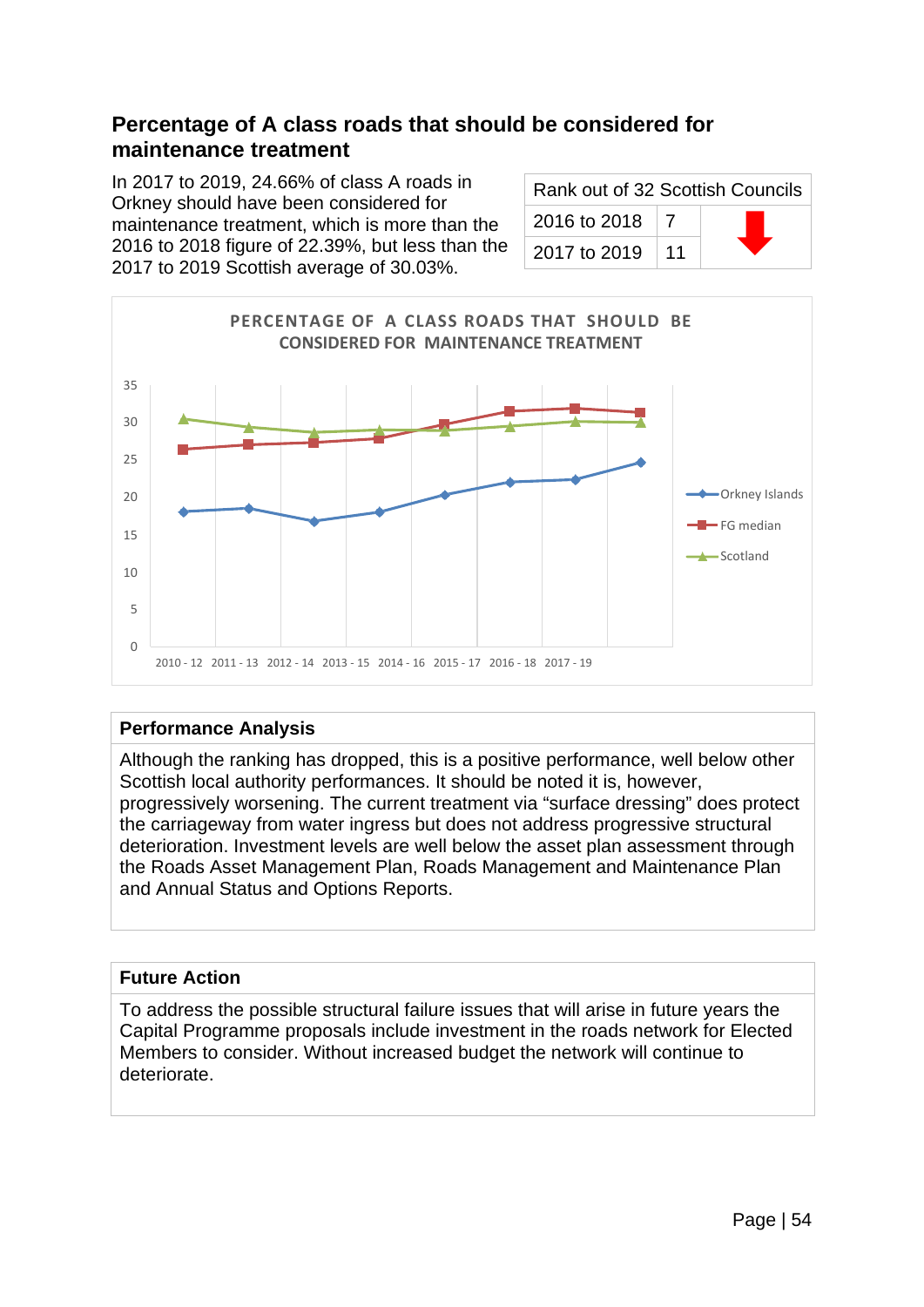## Percentage of A class roads that should be considered for maintenance treatment

In 2017 to 2019, 24.66% of class A roads in Orkney should have been considered for maintenance treatment, which is more than the 2016 to 2018 figure of 22.39%, but less than the 2017 to 2019 Scottish average of 30.03%.

| Rank out of 32 Scottish Councils | | |
|---|---|---|
| 2016 to 2018 | 7 | ⬇ |
| 2017 to 2019 | 11 | |

PERCENTAGE OF A CLASS ROADS THAT SHOULD BE CONSIDERED FOR MAINTENANCE TREATMENT

| Period | Orkney Islands | FG median | Scotland |
|---|---|---|---|
| 2010 - 12 | ~18 | ~26.5 | ~30.5 |
| 2011 - 13 | ~18.5 | ~27 | ~29.5 |
| 2012 - 14 | ~17 | ~27.5 | ~28.5 |
| 2013 - 15 | ~18 | ~28 | ~29 |
| 2014 - 16 | ~20.5 | ~30 | ~29 |
| 2015 - 17 | ~22 | ~31.5 | ~29.5 |
| 2016 - 18 | 22.39 | ~32 | ~30 |
| 2017 - 19 | 24.66 | ~31.5 | 30.03 |

### Performance Analysis

Although the ranking has dropped, this is a positive performance, well below other Scottish local authority performances. It should be noted it is, however, progressively worsening. The current treatment via "surface dressing" does protect the carriageway from water ingress but does not address progressive structural deterioration. Investment levels are well below the asset plan assessment through the Roads Asset Management Plan, Roads Management and Maintenance Plan and Annual Status and Options Reports.

### Future Action

To address the possible structural failure issues that will arise in future years the Capital Programme proposals include investment in the roads network for Elected Members to consider. Without increased budget the network will continue to deteriorate.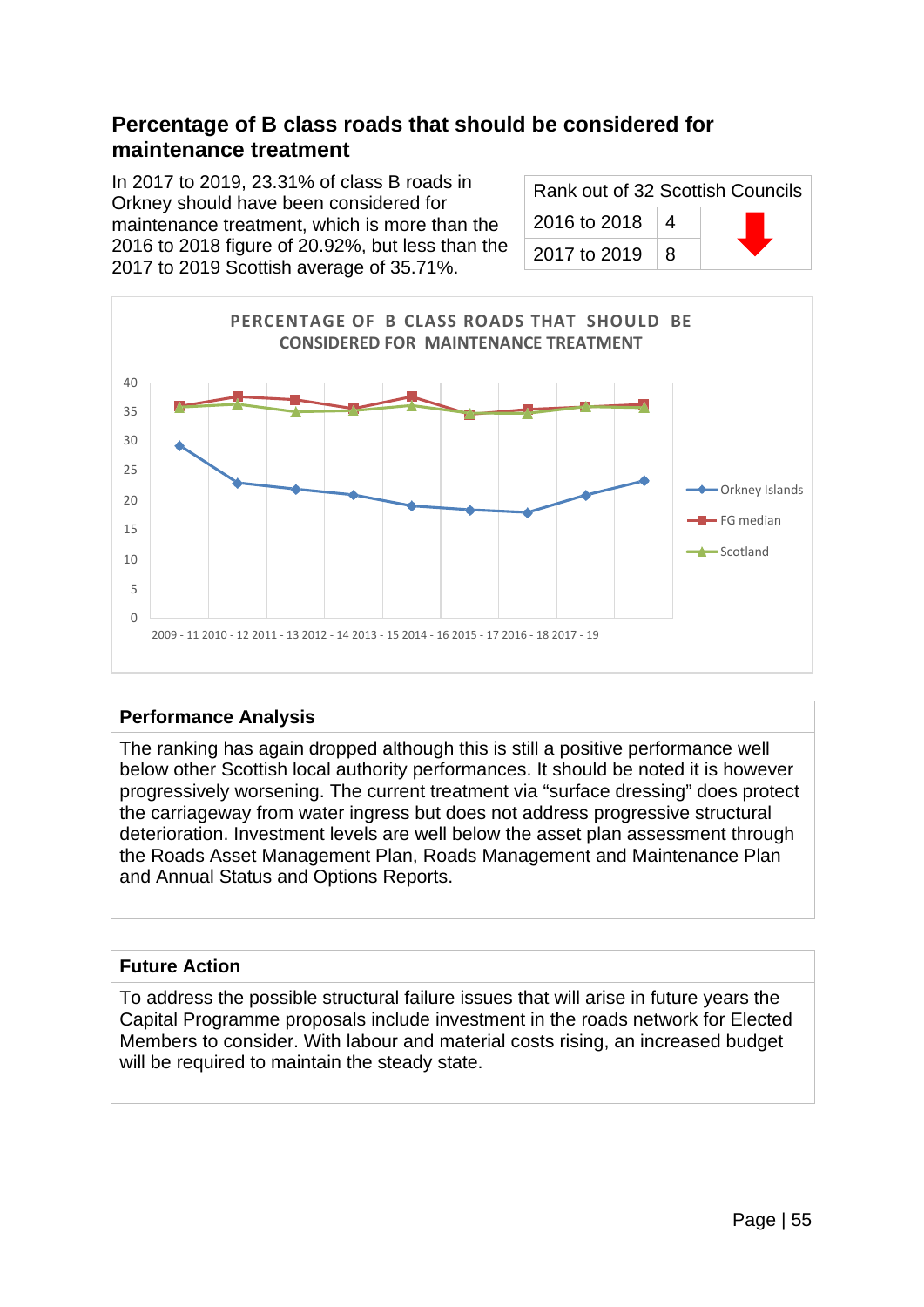## Percentage of B class roads that should be considered for maintenance treatment

In 2017 to 2019, 23.31% of class B roads in Orkney should have been considered for maintenance treatment, which is more than the 2016 to 2018 figure of 20.92%, but less than the 2017 to 2019 Scottish average of 35.71%.

| Rank out of 32 Scottish Councils | | |
|---|---|---|
| 2016 to 2018 | 4 | ↓ |
| 2017 to 2019 | 8 | |

PERCENTAGE OF B CLASS ROADS THAT SHOULD BE CONSIDERED FOR MAINTENANCE TREATMENT

### Performance Analysis

The ranking has again dropped although this is still a positive performance well below other Scottish local authority performances. It should be noted it is however progressively worsening. The current treatment via “surface dressing” does protect the carriageway from water ingress but does not address progressive structural deterioration. Investment levels are well below the asset plan assessment through the Roads Asset Management Plan, Roads Management and Maintenance Plan and Annual Status and Options Reports.

### Future Action

To address the possible structural failure issues that will arise in future years the Capital Programme proposals include investment in the roads network for Elected Members to consider. With labour and material costs rising, an increased budget will be required to maintain the steady state.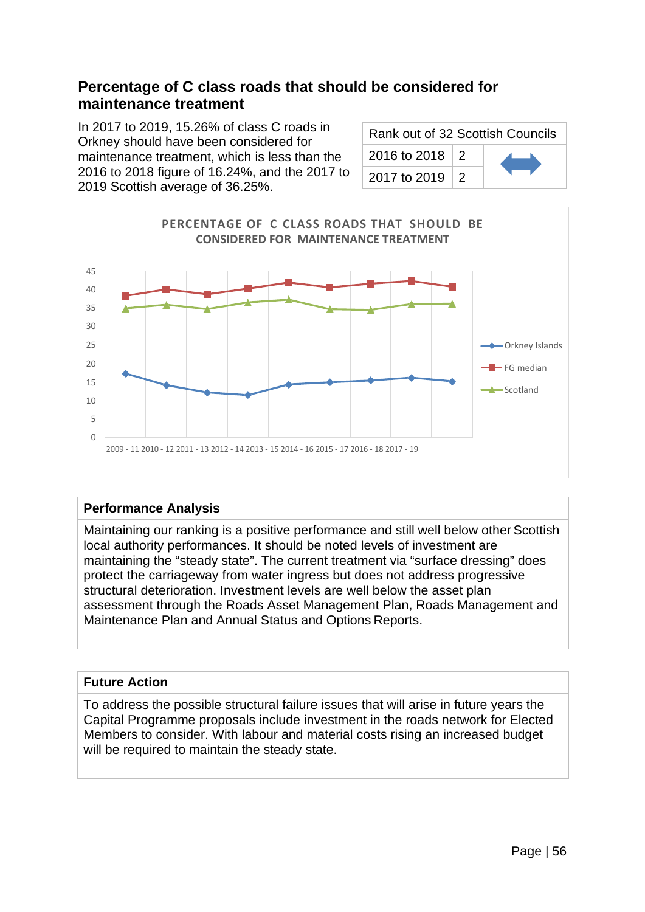## Percentage of C class roads that should be considered for maintenance treatment

In 2017 to 2019, 15.26% of class C roads in Orkney should have been considered for maintenance treatment, which is less than the 2016 to 2018 figure of 16.24%, and the 2017 to 2019 Scottish average of 36.25%.

| Rank out of 32 Scottish Councils | | |
|---|---|---|
| 2016 to 2018 | 2 | ↔ |
| 2017 to 2019 | 2 | |

**PERCENTAGE OF C CLASS ROADS THAT SHOULD BE CONSIDERED FOR MAINTENANCE TREATMENT**

Legend: Orkney Islands, FG median, Scotland

X-axis: 2009 - 11, 2010 - 12, 2011 - 13, 2012 - 14, 2013 - 15, 2014 - 16, 2015 - 17, 2016 - 18, 2017 - 19

Y-axis: 0 to 45

### Performance Analysis

Maintaining our ranking is a positive performance and still well below other Scottish local authority performances. It should be noted levels of investment are maintaining the “steady state”. The current treatment via “surface dressing” does protect the carriageway from water ingress but does not address progressive structural deterioration. Investment levels are well below the asset plan assessment through the Roads Asset Management Plan, Roads Management and Maintenance Plan and Annual Status and Options Reports.

### Future Action

To address the possible structural failure issues that will arise in future years the Capital Programme proposals include investment in the roads network for Elected Members to consider. With labour and material costs rising an increased budget will be required to maintain the steady state.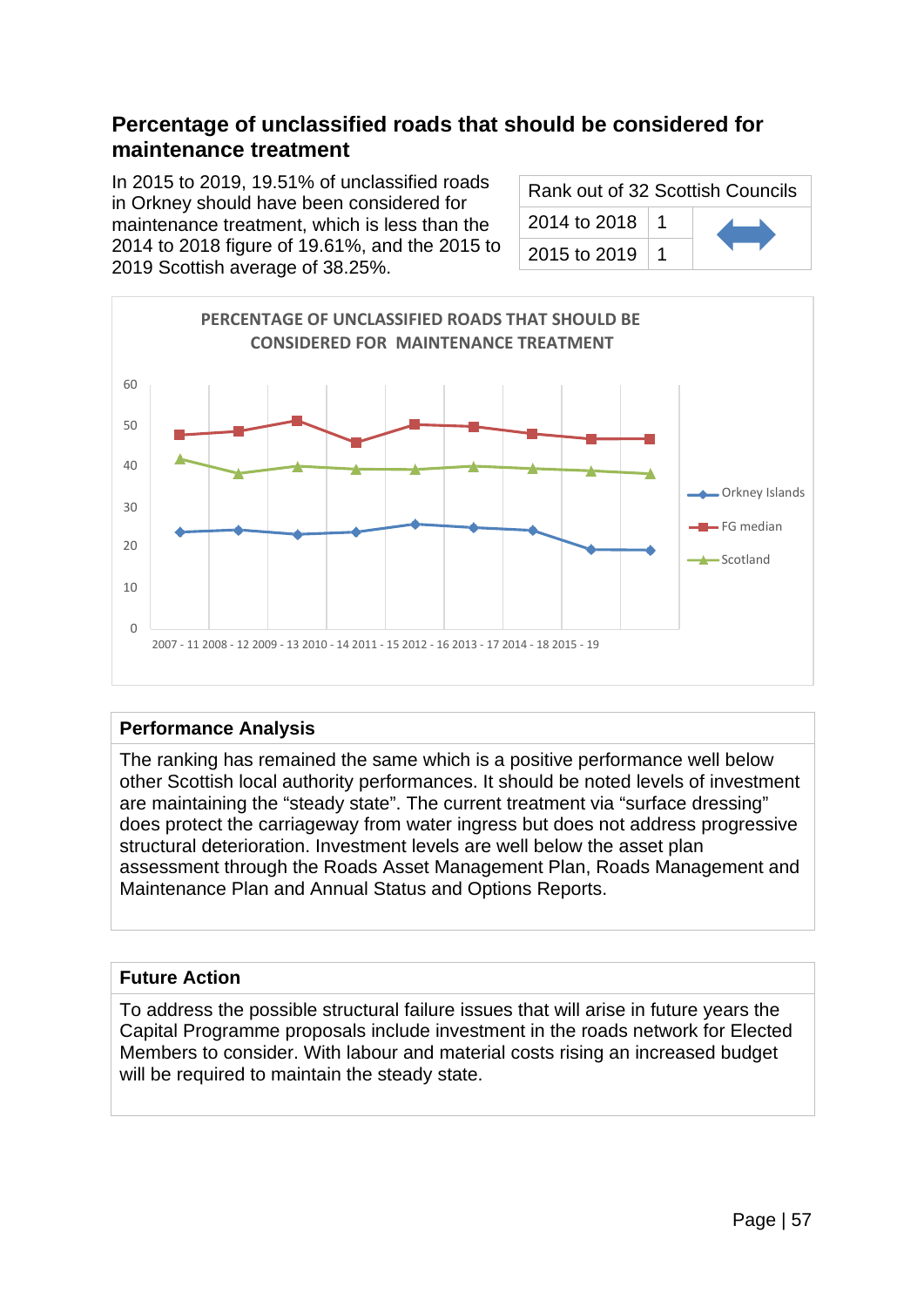## Percentage of unclassified roads that should be considered for maintenance treatment

In 2015 to 2019, 19.51% of unclassified roads in Orkney should have been considered for maintenance treatment, which is less than the 2014 to 2018 figure of 19.61%, and the 2015 to 2019 Scottish average of 38.25%.

| Rank out of 32 Scottish Councils | | |
|---|---|---|
| 2014 to 2018 | 1 | ↔ |
| 2015 to 2019 | 1 | |

PERCENTAGE OF UNCLASSIFIED ROADS THAT SHOULD BE CONSIDERED FOR MAINTENANCE TREATMENT

### Performance Analysis

The ranking has remained the same which is a positive performance well below other Scottish local authority performances. It should be noted levels of investment are maintaining the “steady state”. The current treatment via “surface dressing” does protect the carriageway from water ingress but does not address progressive structural deterioration. Investment levels are well below the asset plan assessment through the Roads Asset Management Plan, Roads Management and Maintenance Plan and Annual Status and Options Reports.

### Future Action

To address the possible structural failure issues that will arise in future years the Capital Programme proposals include investment in the roads network for Elected Members to consider. With labour and material costs rising an increased budget will be required to maintain the steady state.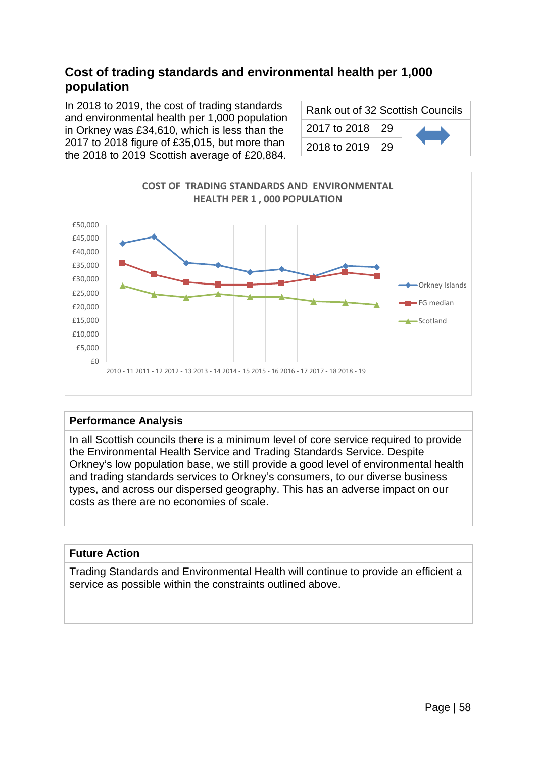## Cost of trading standards and environmental health per 1,000 population

In 2018 to 2019, the cost of trading standards and environmental health per 1,000 population in Orkney was £34,610, which is less than the 2017 to 2018 figure of £35,015, but more than the 2018 to 2019 Scottish average of £20,884.

| Rank out of 32 Scottish Councils | | |
|---|---|---|
| 2017 to 2018 | 29 | ⬌ |
| 2018 to 2019 | 29 | |

COST OF TRADING STANDARDS AND ENVIRONMENTAL HEALTH PER 1 , 000 POPULATION

Legend: Orkney Islands, FG median, Scotland

Y-axis: £0 to £50,000

X-axis: 2010 - 11, 2011 - 12, 2012 - 13, 2013 - 14, 2014 - 15, 2015 - 16, 2016 - 17, 2017 - 18, 2018 - 19

### Performance Analysis

In all Scottish councils there is a minimum level of core service required to provide the Environmental Health Service and Trading Standards Service. Despite Orkney's low population base, we still provide a good level of environmental health and trading standards services to Orkney's consumers, to our diverse business types, and across our dispersed geography. This has an adverse impact on our costs as there are no economies of scale.

### Future Action

Trading Standards and Environmental Health will continue to provide an efficient a service as possible within the constraints outlined above.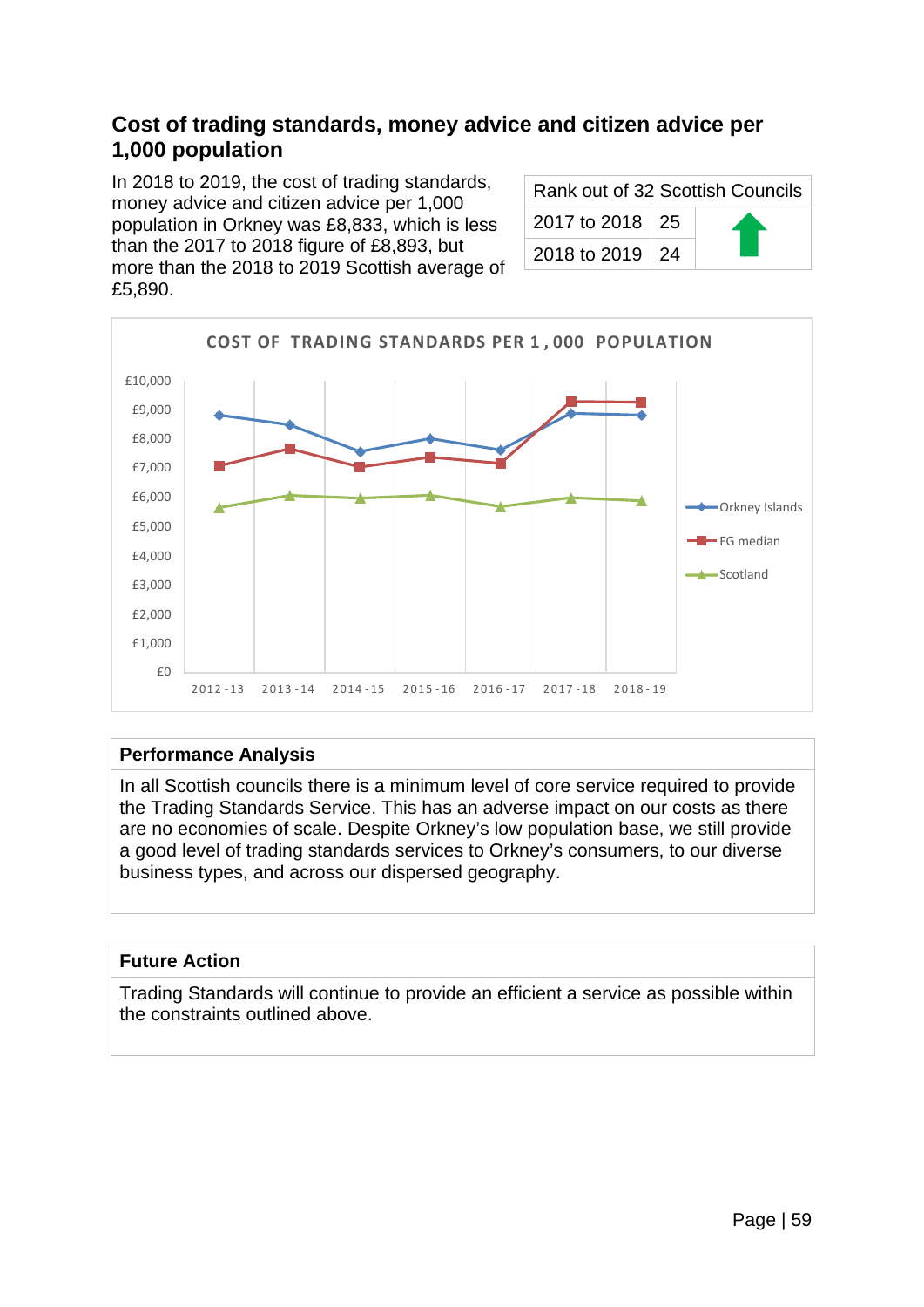## Cost of trading standards, money advice and citizen advice per 1,000 population

In 2018 to 2019, the cost of trading standards, money advice and citizen advice per 1,000 population in Orkney was £8,833, which is less than the 2017 to 2018 figure of £8,893, but more than the 2018 to 2019 Scottish average of £5,890.

| Rank out of 32 Scottish Councils | | |
|---|---|---|
| 2017 to 2018 | 25 | ↑ |
| 2018 to 2019 | 24 | |

COST OF TRADING STANDARDS PER 1,000 POPULATION

### Performance Analysis

In all Scottish councils there is a minimum level of core service required to provide the Trading Standards Service. This has an adverse impact on our costs as there are no economies of scale. Despite Orkney's low population base, we still provide a good level of trading standards services to Orkney's consumers, to our diverse business types, and across our dispersed geography.

### Future Action

Trading Standards will continue to provide an efficient a service as possible within the constraints outlined above.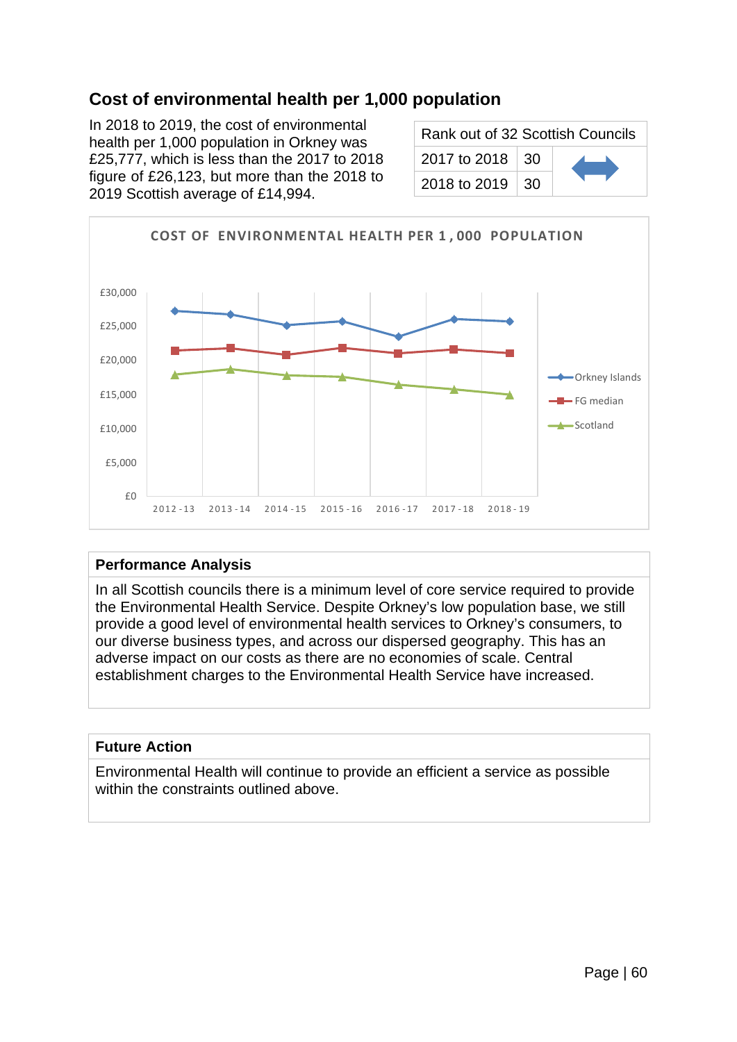## Cost of environmental health per 1,000 population

In 2018 to 2019, the cost of environmental health per 1,000 population in Orkney was £25,777, which is less than the 2017 to 2018 figure of £26,123, but more than the 2018 to 2019 Scottish average of £14,994.

| Rank out of 32 Scottish Councils | | |
|---|---|---|
| 2017 to 2018 | 30 | |
| 2018 to 2019 | 30 | |

COST OF ENVIRONMENTAL HEALTH PER 1,000 POPULATION

### Performance Analysis

In all Scottish councils there is a minimum level of core service required to provide the Environmental Health Service. Despite Orkney's low population base, we still provide a good level of environmental health services to Orkney's consumers, to our diverse business types, and across our dispersed geography. This has an adverse impact on our costs as there are no economies of scale. Central establishment charges to the Environmental Health Service have increased.

### Future Action

Environmental Health will continue to provide an efficient a service as possible within the constraints outlined above.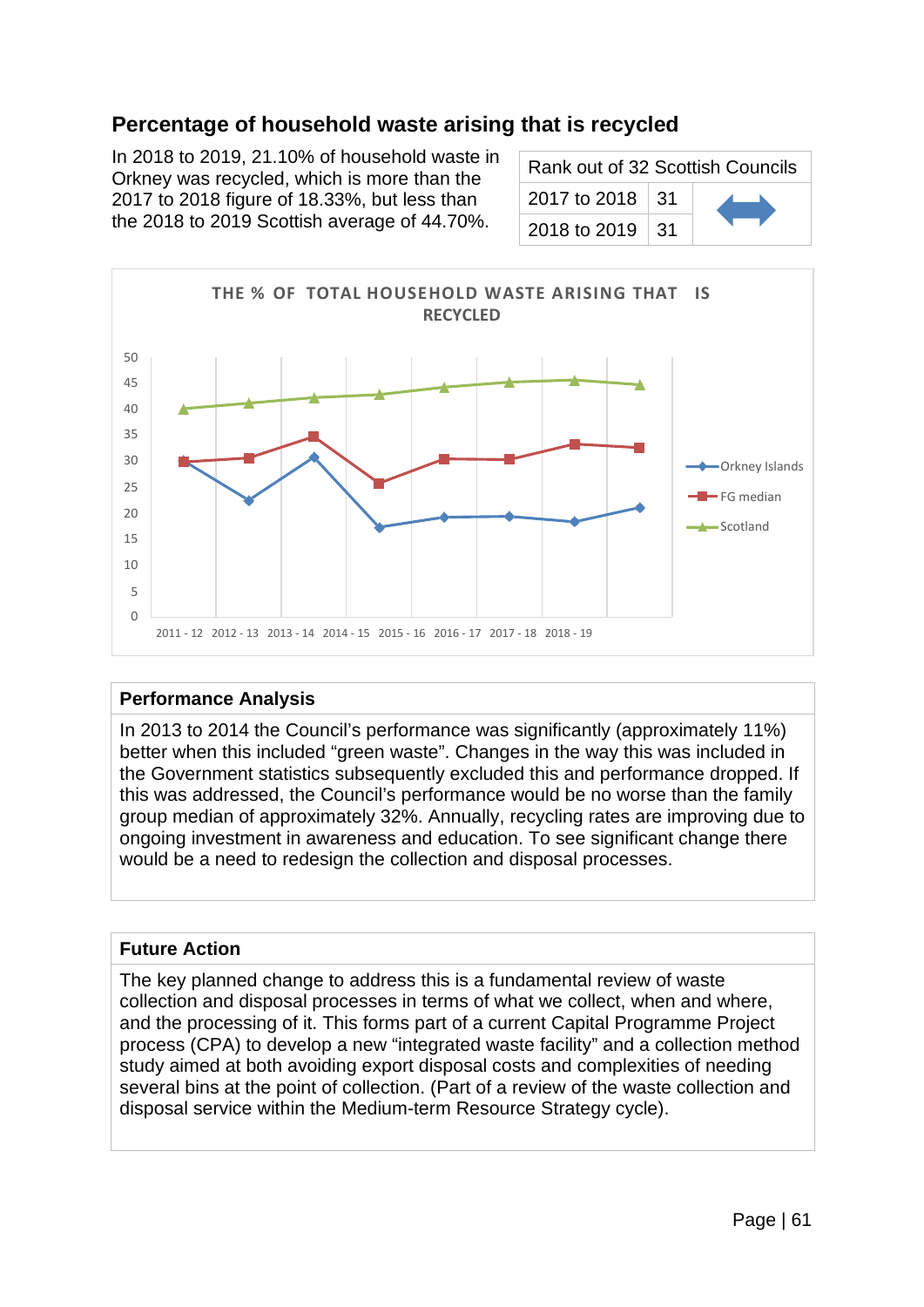## Percentage of household waste arising that is recycled

In 2018 to 2019, 21.10% of household waste in Orkney was recycled, which is more than the 2017 to 2018 figure of 18.33%, but less than the 2018 to 2019 Scottish average of 44.70%.

| Rank out of 32 Scottish Councils | | |
|---|---|---|
| 2017 to 2018 | 31 | ↔ |
| 2018 to 2019 | 31 | |

THE % OF TOTAL HOUSEHOLD WASTE ARISING THAT IS RECYCLED

### Performance Analysis

In 2013 to 2014 the Council's performance was significantly (approximately 11%) better when this included "green waste". Changes in the way this was included in the Government statistics subsequently excluded this and performance dropped. If this was addressed, the Council's performance would be no worse than the family group median of approximately 32%. Annually, recycling rates are improving due to ongoing investment in awareness and education. To see significant change there would be a need to redesign the collection and disposal processes.

### Future Action

The key planned change to address this is a fundamental review of waste collection and disposal processes in terms of what we collect, when and where, and the processing of it. This forms part of a current Capital Programme Project process (CPA) to develop a new "integrated waste facility" and a collection method study aimed at both avoiding export disposal costs and complexities of needing several bins at the point of collection. (Part of a review of the waste collection and disposal service within the Medium-term Resource Strategy cycle).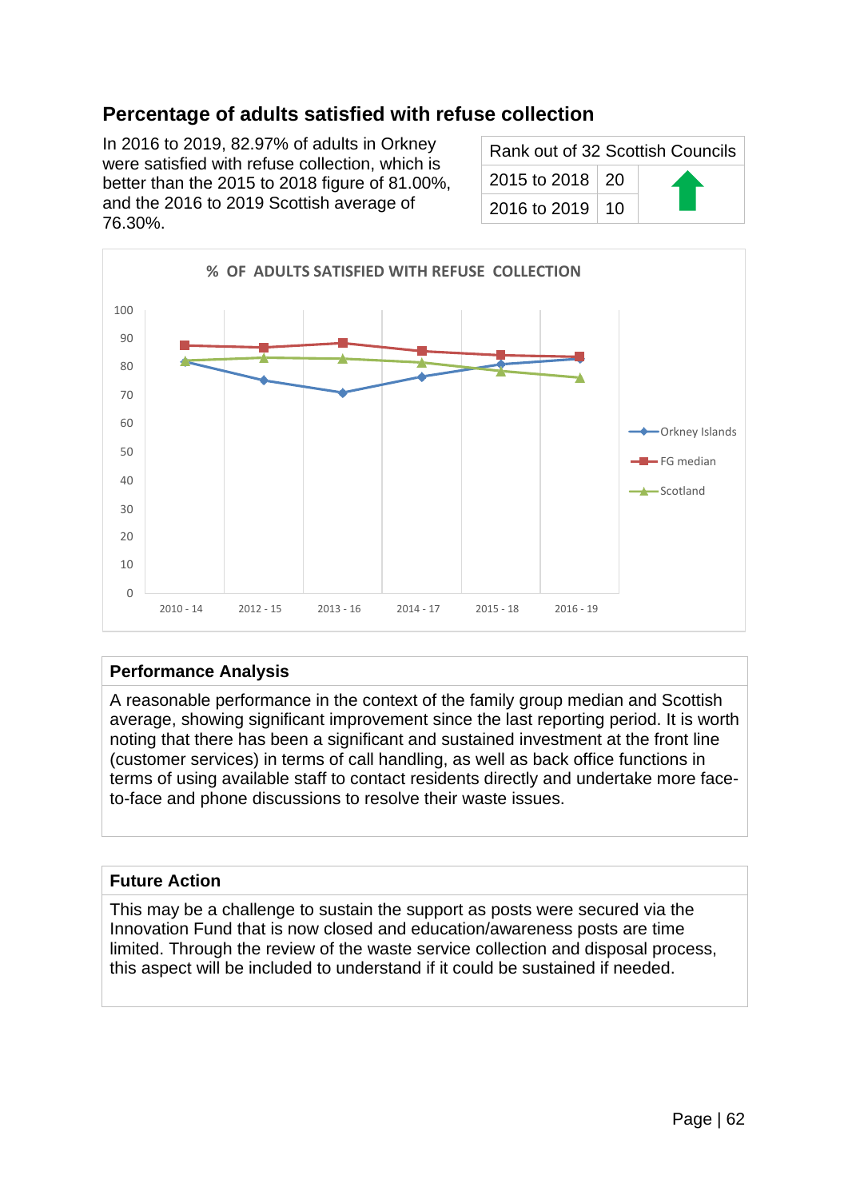## Percentage of adults satisfied with refuse collection

In 2016 to 2019, 82.97% of adults in Orkney were satisfied with refuse collection, which is better than the 2015 to 2018 figure of 81.00%, and the 2016 to 2019 Scottish average of 76.30%.

| Rank out of 32 Scottish Councils | | |
|---|---|---|
| 2015 to 2018 | 20 | ⬆ |
| 2016 to 2019 | 10 | |

% OF ADULTS SATISFIED WITH REFUSE COLLECTION

| | 2010 - 14 | 2012 - 15 | 2013 - 16 | 2014 - 17 | 2015 - 18 | 2016 - 19 |
|---|---|---|---|---|---|---|
| Orkney Islands | 82 | 75 | 71 | 76 | 81 | 83 |
| FG median | 88 | 87 | 88 | 86 | 84 | 84 |
| Scotland | 82 | 83 | 83 | 82 | 79 | 76 |

### Performance Analysis

A reasonable performance in the context of the family group median and Scottish average, showing significant improvement since the last reporting period. It is worth noting that there has been a significant and sustained investment at the front line (customer services) in terms of call handling, as well as back office functions in terms of using available staff to contact residents directly and undertake more face-to-face and phone discussions to resolve their waste issues.

### Future Action

This may be a challenge to sustain the support as posts were secured via the Innovation Fund that is now closed and education/awareness posts are time limited. Through the review of the waste service collection and disposal process, this aspect will be included to understand if it could be sustained if needed.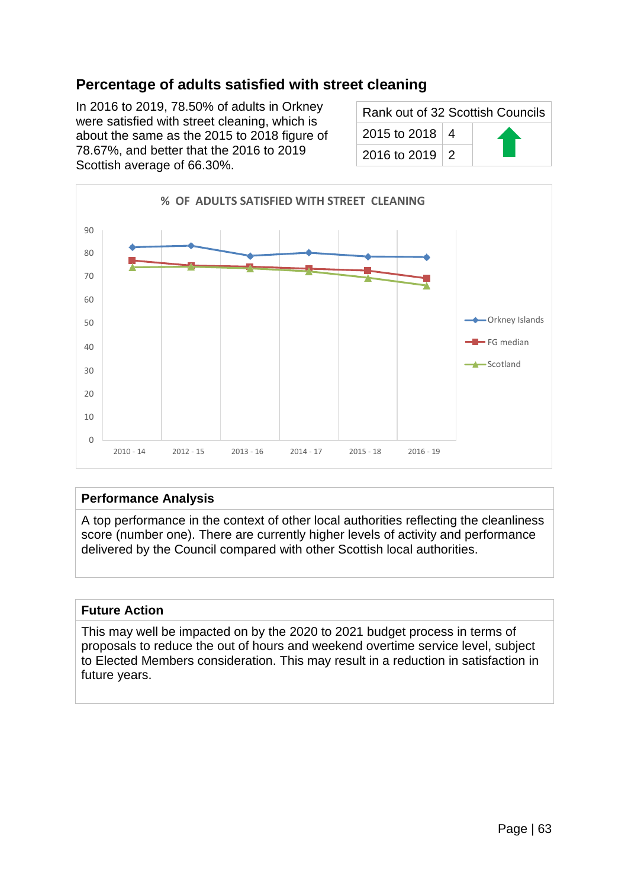## Percentage of adults satisfied with street cleaning

In 2016 to 2019, 78.50% of adults in Orkney were satisfied with street cleaning, which is about the same as the 2015 to 2018 figure of 78.67%, and better that the 2016 to 2019 Scottish average of 66.30%.

| Rank out of 32 Scottish Councils | | |
|---|---|---|
| 2015 to 2018 | 4 | ⬆ |
| 2016 to 2019 | 2 | |

**% OF ADULTS SATISFIED WITH STREET CLEANING**

### Performance Analysis

A top performance in the context of other local authorities reflecting the cleanliness score (number one). There are currently higher levels of activity and performance delivered by the Council compared with other Scottish local authorities.

### Future Action

This may well be impacted on by the 2020 to 2021 budget process in terms of proposals to reduce the out of hours and weekend overtime service level, subject to Elected Members consideration. This may result in a reduction in satisfaction in future years.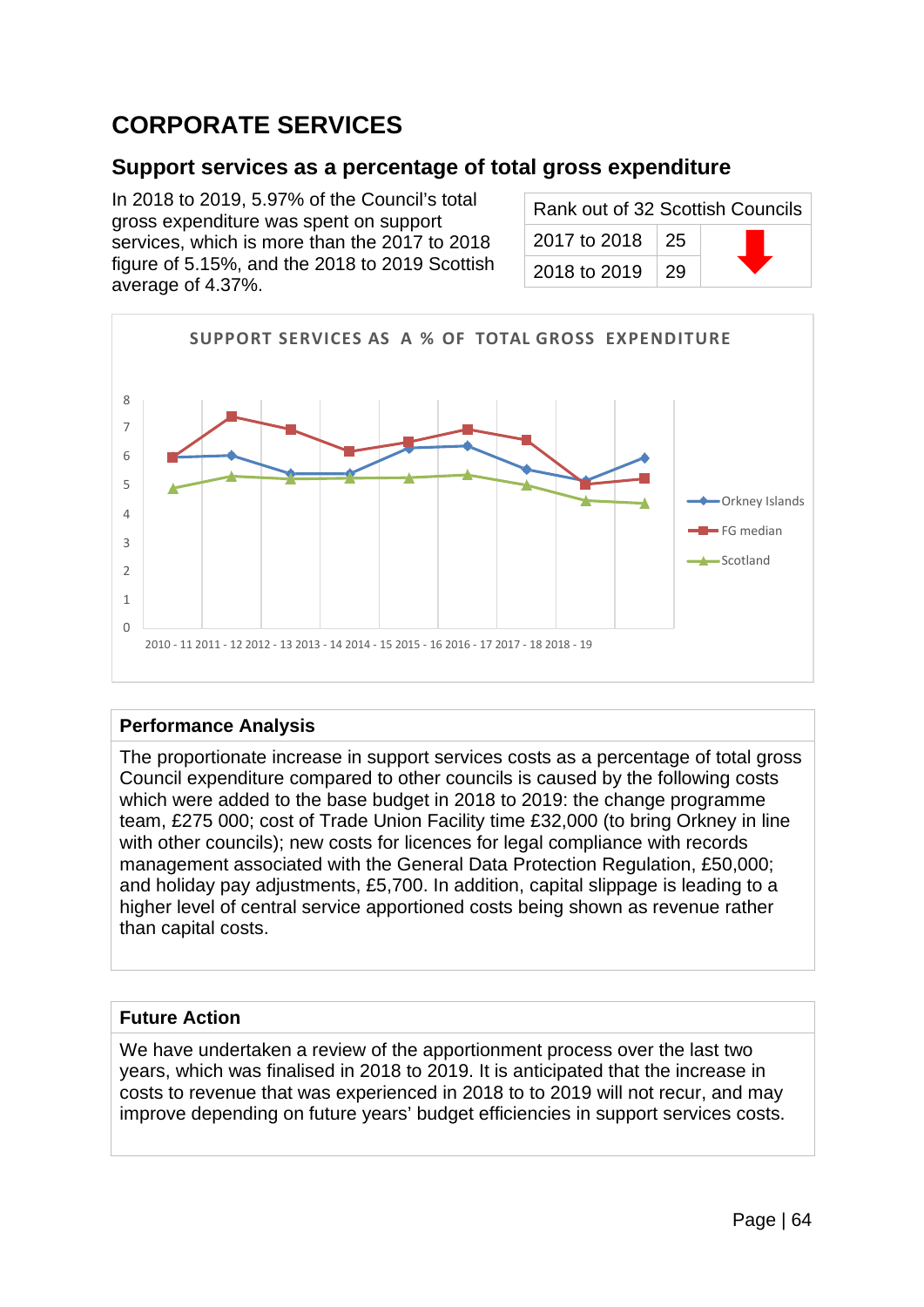# CORPORATE SERVICES

## Support services as a percentage of total gross expenditure

In 2018 to 2019, 5.97% of the Council's total gross expenditure was spent on support services, which is more than the 2017 to 2018 figure of 5.15%, and the 2018 to 2019 Scottish average of 4.37%.

| Rank out of 32 Scottish Councils | | |
|---|---|---|
| 2017 to 2018 | 25 | ⬇ |
| 2018 to 2019 | 29 | |

SUPPORT SERVICES AS A % OF TOTAL GROSS EXPENDITURE

8
7
6
5
4
3
2
1
0

2010 - 11 2011 - 12 2012 - 13 2013 - 14 2014 - 15 2015 - 16 2016 - 17 2017 - 18 2018 - 19

Orkney Islands
FG median
Scotland

| Performance Analysis |
|---|
| The proportionate increase in support services costs as a percentage of total gross Council expenditure compared to other councils is caused by the following costs which were added to the base budget in 2018 to 2019: the change programme team, £275 000; cost of Trade Union Facility time £32,000 (to bring Orkney in line with other councils); new costs for licences for legal compliance with records management associated with the General Data Protection Regulation, £50,000; and holiday pay adjustments, £5,700. In addition, capital slippage is leading to a higher level of central service apportioned costs being shown as revenue rather than capital costs. |

| Future Action |
|---|
| We have undertaken a review of the apportionment process over the last two years, which was finalised in 2018 to 2019. It is anticipated that the increase in costs to revenue that was experienced in 2018 to to 2019 will not recur, and may improve depending on future years' budget efficiencies in support services costs. |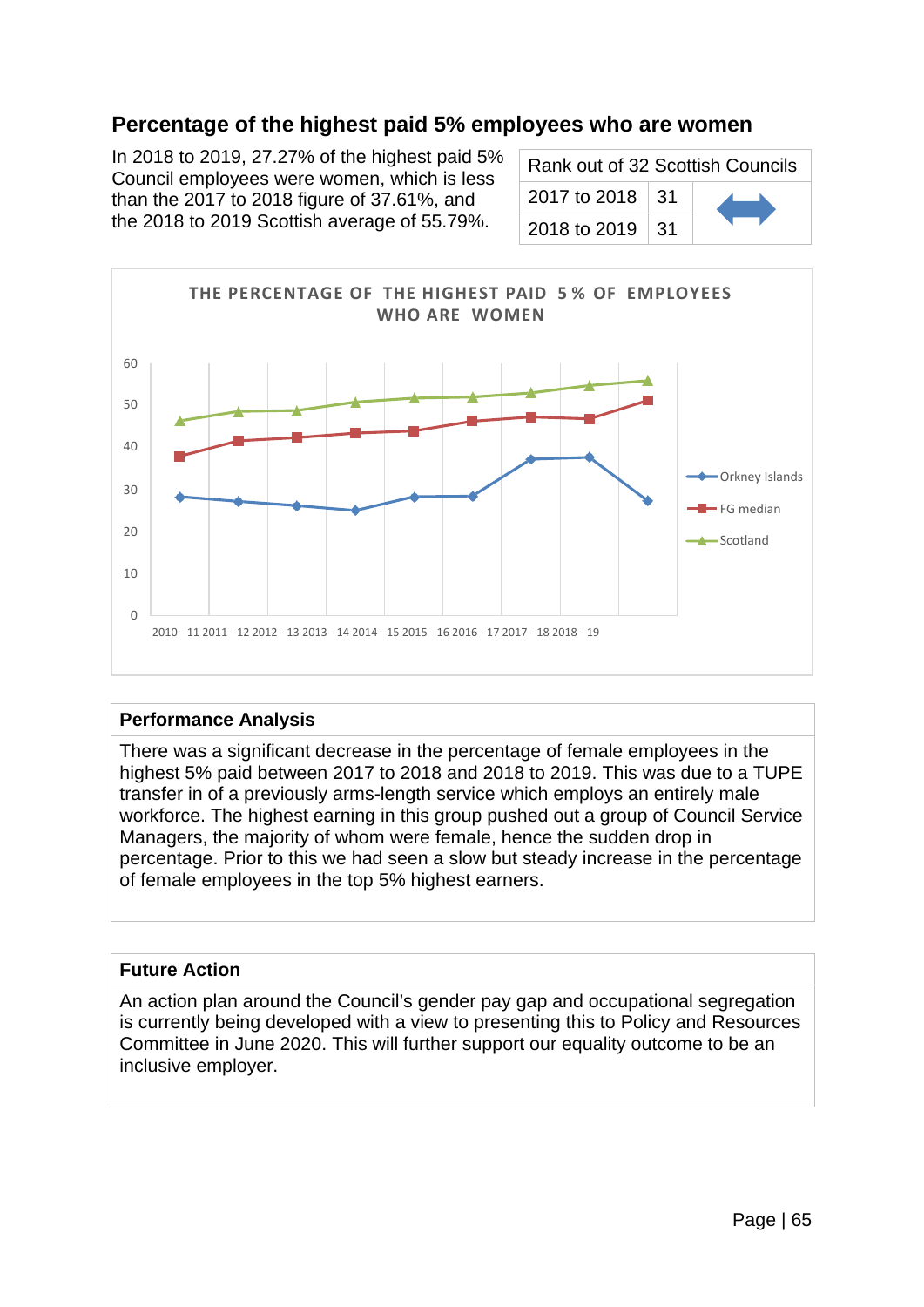## Percentage of the highest paid 5% employees who are women

In 2018 to 2019, 27.27% of the highest paid 5% Council employees were women, which is less than the 2017 to 2018 figure of 37.61%, and the 2018 to 2019 Scottish average of 55.79%.

| Rank out of 32 Scottish Councils | | |
|---|---|---|
| 2017 to 2018 | 31 | ↔ |
| 2018 to 2019 | 31 | |

THE PERCENTAGE OF THE HIGHEST PAID 5% OF EMPLOYEES WHO ARE WOMEN

Legend: Orkney Islands, FG median, Scotland

X-axis: 2010 - 11, 2011 - 12, 2012 - 13, 2013 - 14, 2014 - 15, 2015 - 16, 2016 - 17, 2017 - 18, 2018 - 19

Y-axis: 0, 10, 20, 30, 40, 50, 60

### Performance Analysis

There was a significant decrease in the percentage of female employees in the highest 5% paid between 2017 to 2018 and 2018 to 2019. This was due to a TUPE transfer in of a previously arms-length service which employs an entirely male workforce. The highest earning in this group pushed out a group of Council Service Managers, the majority of whom were female, hence the sudden drop in percentage. Prior to this we had seen a slow but steady increase in the percentage of female employees in the top 5% highest earners.

### Future Action

An action plan around the Council's gender pay gap and occupational segregation is currently being developed with a view to presenting this to Policy and Resources Committee in June 2020. This will further support our equality outcome to be an inclusive employer.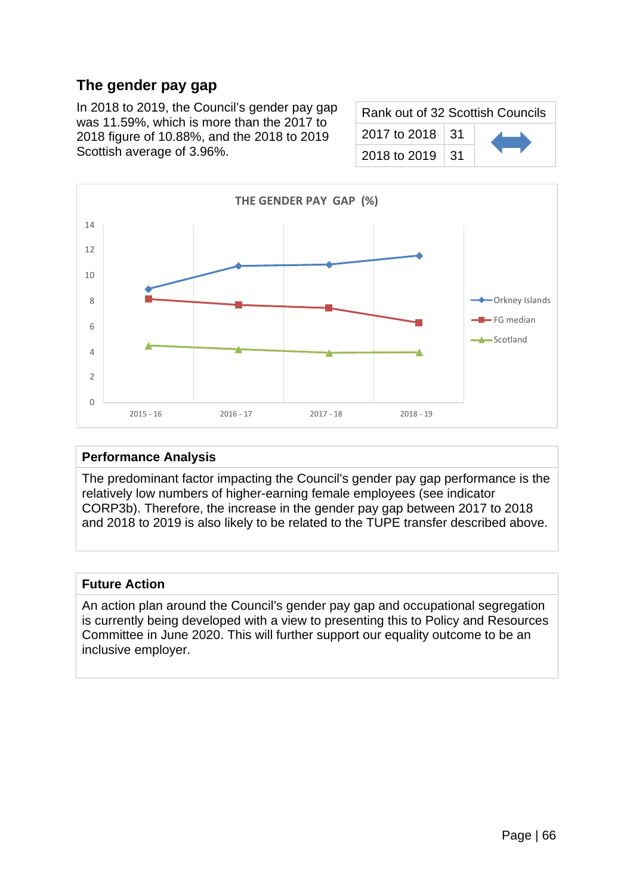## The gender pay gap

In 2018 to 2019, the Council's gender pay gap was 11.59%, which is more than the 2017 to 2018 figure of 10.88%, and the 2018 to 2019 Scottish average of 3.96%.

| Rank out of 32 Scottish Councils | | |
|---|---|---|
| 2017 to 2018 | 31 | ↔ |
| 2018 to 2019 | 31 | |

THE GENDER PAY GAP (%)

### Performance Analysis

The predominant factor impacting the Council's gender pay gap performance is the relatively low numbers of higher-earning female employees (see indicator CORP3b). Therefore, the increase in the gender pay gap between 2017 to 2018 and 2018 to 2019 is also likely to be related to the TUPE transfer described above.

### Future Action

An action plan around the Council's gender pay gap and occupational segregation is currently being developed with a view to presenting this to Policy and Resources Committee in June 2020. This will further support our equality outcome to be an inclusive employer.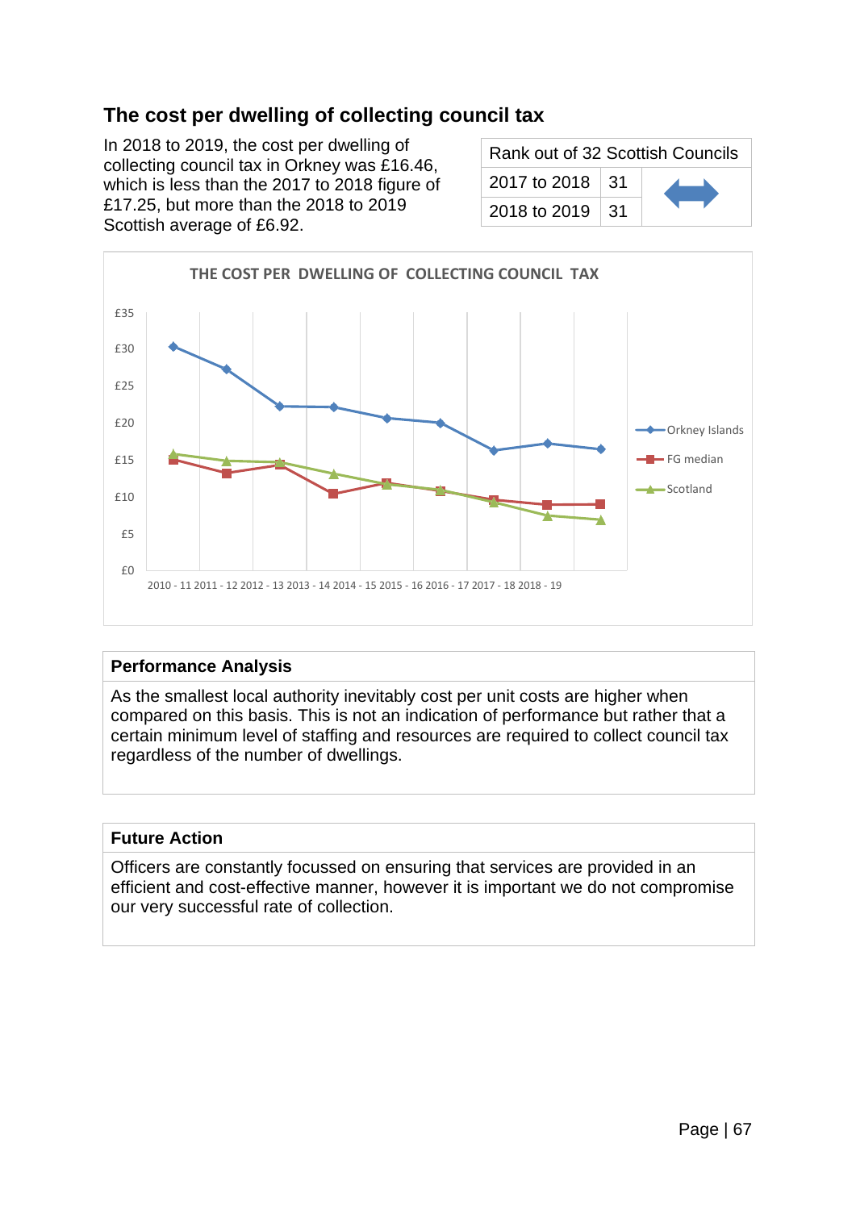## The cost per dwelling of collecting council tax

In 2018 to 2019, the cost per dwelling of collecting council tax in Orkney was £16.46, which is less than the 2017 to 2018 figure of £17.25, but more than the 2018 to 2019 Scottish average of £6.92.

| Rank out of 32 Scottish Councils | | |
|---|---|---|
| 2017 to 2018 | 31 | ⟷ |
| 2018 to 2019 | 31 | |

THE COST PER DWELLING OF COLLECTING COUNCIL TAX

| Year | Orkney Islands | FG median | Scotland |
|---|---|---|---|
| 2010 - 11 | | | |
| 2011 - 12 | | | |
| 2012 - 13 | | | |
| 2013 - 14 | | | |
| 2014 - 15 | | | |
| 2015 - 16 | | | |
| 2016 - 17 | | | |
| 2017 - 18 | | | |
| 2018 - 19 | | | |

### Performance Analysis

As the smallest local authority inevitably cost per unit costs are higher when compared on this basis. This is not an indication of performance but rather that a certain minimum level of staffing and resources are required to collect council tax regardless of the number of dwellings.

### Future Action

Officers are constantly focussed on ensuring that services are provided in an efficient and cost-effective manner, however it is important we do not compromise our very successful rate of collection.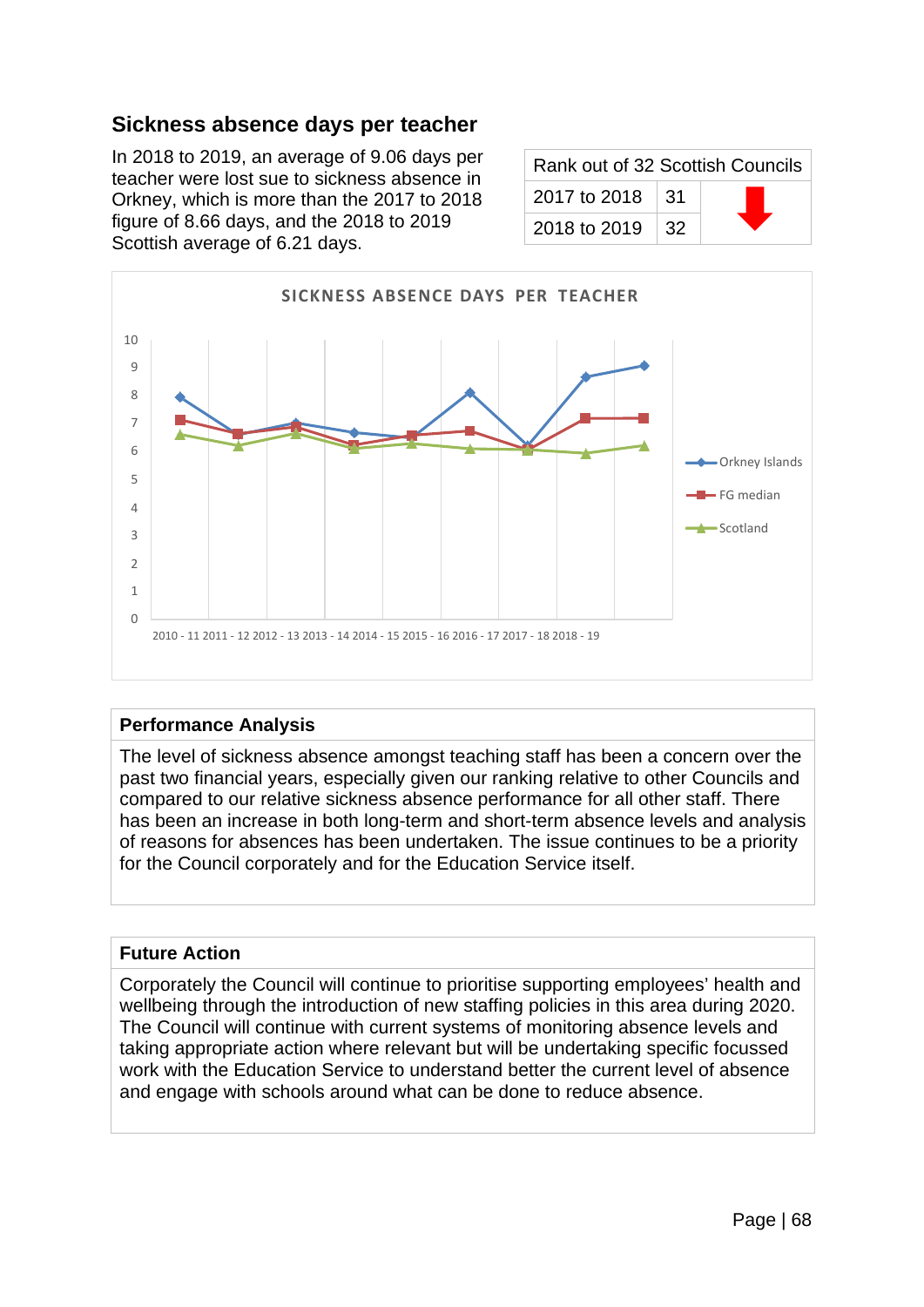## Sickness absence days per teacher

In 2018 to 2019, an average of 9.06 days per teacher were lost sue to sickness absence in Orkney, which is more than the 2017 to 2018 figure of 8.66 days, and the 2018 to 2019 Scottish average of 6.21 days.

| Rank out of 32 Scottish Councils | | |
|---|---|---|
| 2017 to 2018 | 31 | ⬇ |
| 2018 to 2019 | 32 | |

**SICKNESS ABSENCE DAYS PER TEACHER**

(Chart: Orkney Islands, FG median, Scotland; 2010 - 11 to 2018 - 19; y-axis 0–10)

### Performance Analysis

The level of sickness absence amongst teaching staff has been a concern over the past two financial years, especially given our ranking relative to other Councils and compared to our relative sickness absence performance for all other staff. There has been an increase in both long-term and short-term absence levels and analysis of reasons for absences has been undertaken. The issue continues to be a priority for the Council corporately and for the Education Service itself.

### Future Action

Corporately the Council will continue to prioritise supporting employees' health and wellbeing through the introduction of new staffing policies in this area during 2020. The Council will continue with current systems of monitoring absence levels and taking appropriate action where relevant but will be undertaking specific focussed work with the Education Service to understand better the current level of absence and engage with schools around what can be done to reduce absence.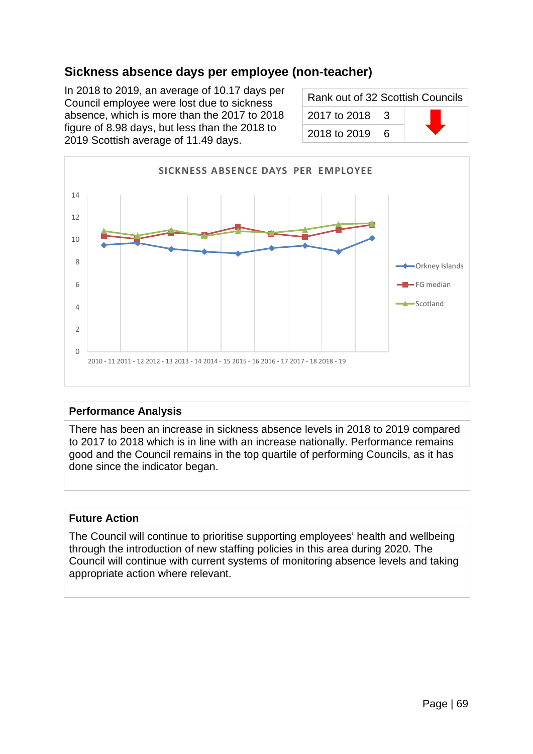## Sickness absence days per employee (non-teacher)

In 2018 to 2019, an average of 10.17 days per Council employee were lost due to sickness absence, which is more than the 2017 to 2018 figure of 8.98 days, but less than the 2018 to 2019 Scottish average of 11.49 days.

| Rank out of 32 Scottish Councils | | |
|---|---|---|
| 2017 to 2018 | 3 | ↓ |
| 2018 to 2019 | 6 | |

SICKNESS ABSENCE DAYS PER EMPLOYEE

### Performance Analysis

There has been an increase in sickness absence levels in 2018 to 2019 compared to 2017 to 2018 which is in line with an increase nationally. Performance remains good and the Council remains in the top quartile of performing Councils, as it has done since the indicator began.

### Future Action

The Council will continue to prioritise supporting employees' health and wellbeing through the introduction of new staffing policies in this area during 2020. The Council will continue with current systems of monitoring absence levels and taking appropriate action where relevant.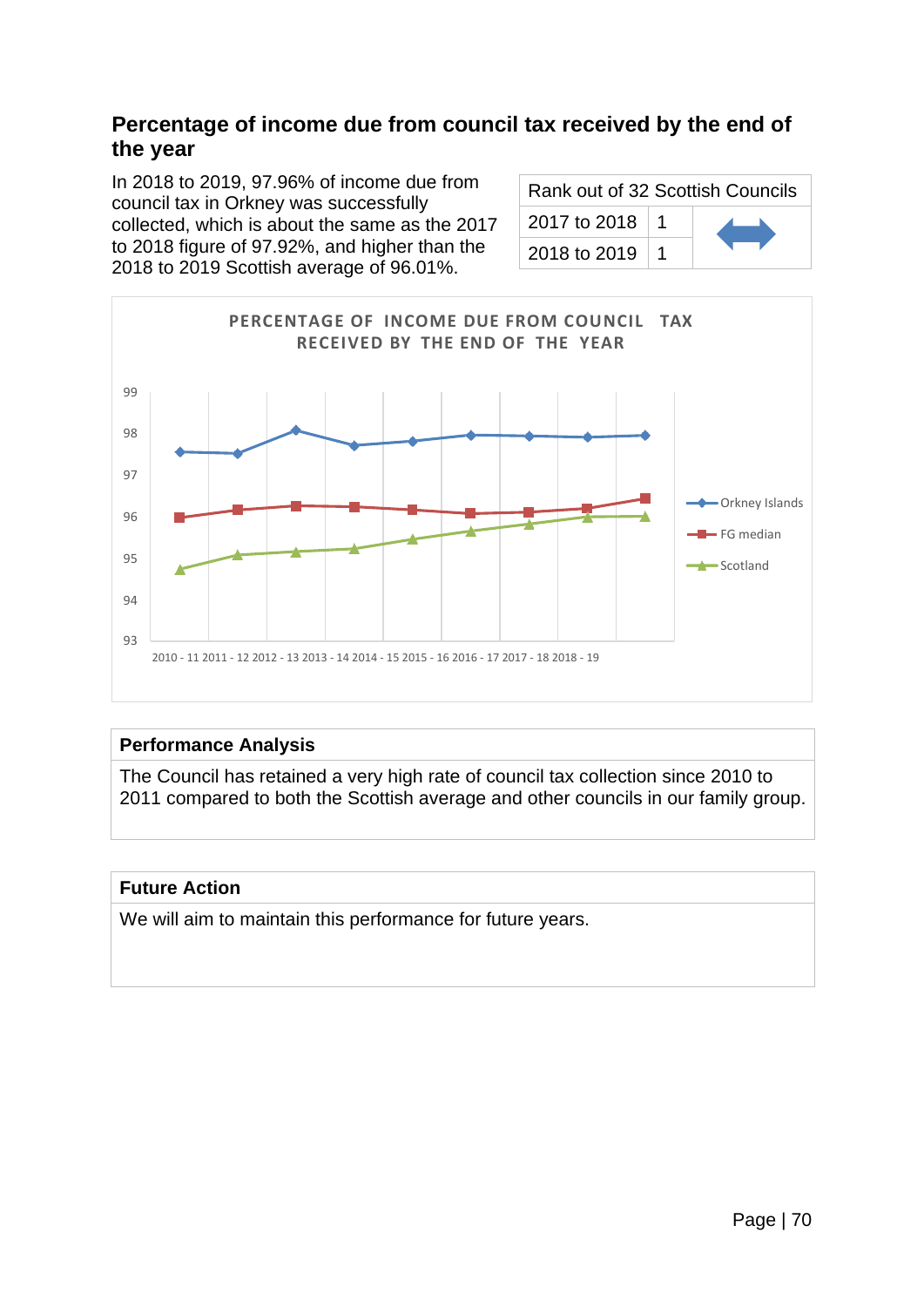## Percentage of income due from council tax received by the end of the year

In 2018 to 2019, 97.96% of income due from council tax in Orkney was successfully collected, which is about the same as the 2017 to 2018 figure of 97.92%, and higher than the 2018 to 2019 Scottish average of 96.01%.

| Rank out of 32 Scottish Councils | | |
|---|---|---|
| 2017 to 2018 | 1 | ↔ |
| 2018 to 2019 | 1 | |

PERCENTAGE OF INCOME DUE FROM COUNCIL TAX RECEIVED BY THE END OF THE YEAR

99
98
97
96
95
94
93

2010 - 11 2011 - 12 2012 - 13 2013 - 14 2014 - 15 2015 - 16 2016 - 17 2017 - 18 2018 - 19

Orkney Islands
FG median
Scotland

| Performance Analysis |
|---|
| The Council has retained a very high rate of council tax collection since 2010 to 2011 compared to both the Scottish average and other councils in our family group. |

| Future Action |
|---|
| We will aim to maintain this performance for future years. |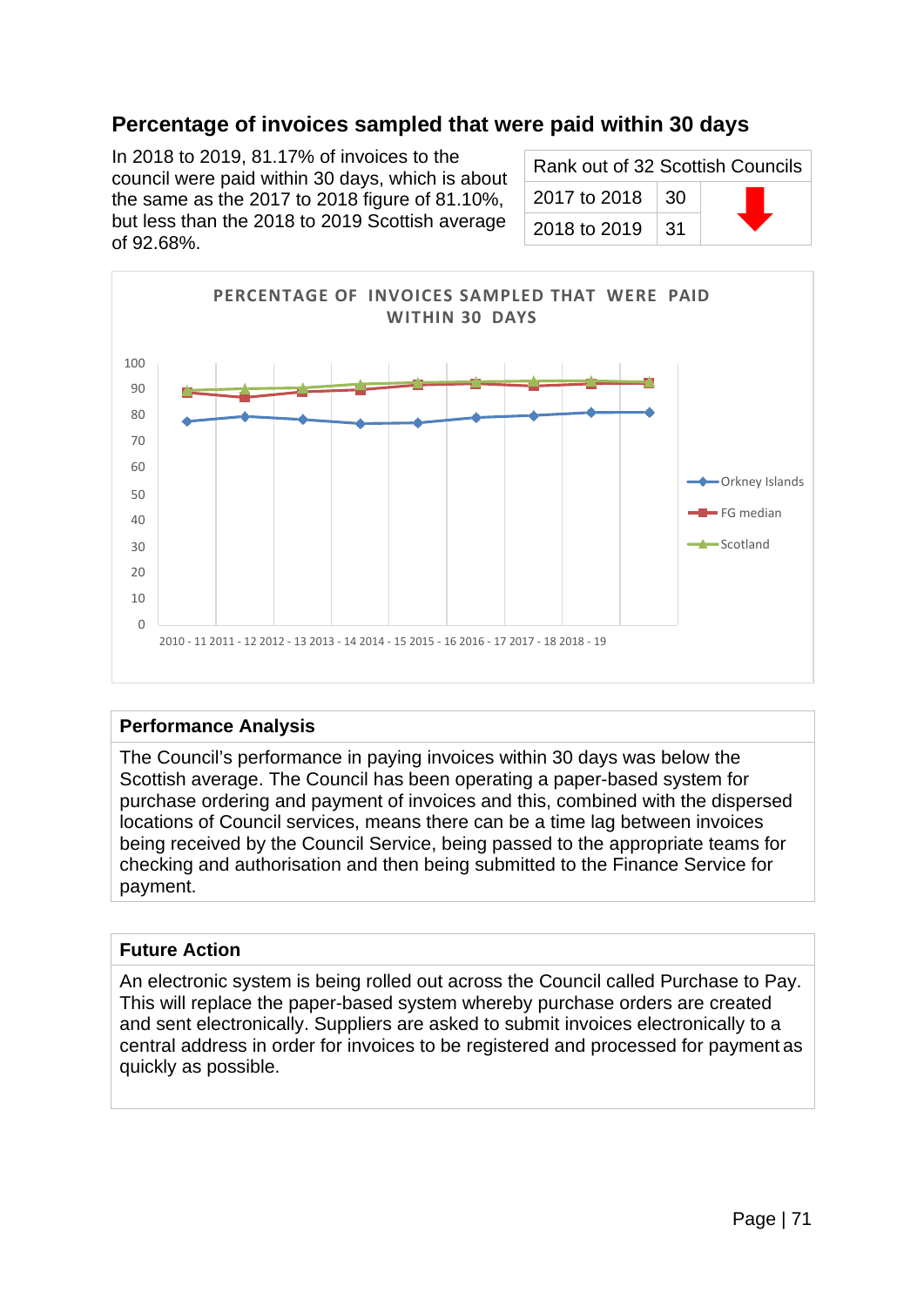## Percentage of invoices sampled that were paid within 30 days

In 2018 to 2019, 81.17% of invoices to the council were paid within 30 days, which is about the same as the 2017 to 2018 figure of 81.10%, but less than the 2018 to 2019 Scottish average of 92.68%.

| Rank out of 32 Scottish Councils | | |
|---|---|---|
| 2017 to 2018 | 30 | ⬇ |
| 2018 to 2019 | 31 | |

### Performance Analysis

The Council's performance in paying invoices within 30 days was below the Scottish average. The Council has been operating a paper-based system for purchase ordering and payment of invoices and this, combined with the dispersed locations of Council services, means there can be a time lag between invoices being received by the Council Service, being passed to the appropriate teams for checking and authorisation and then being submitted to the Finance Service for payment.

### Future Action

An electronic system is being rolled out across the Council called Purchase to Pay. This will replace the paper-based system whereby purchase orders are created and sent electronically. Suppliers are asked to submit invoices electronically to a central address in order for invoices to be registered and processed for payment as quickly as possible.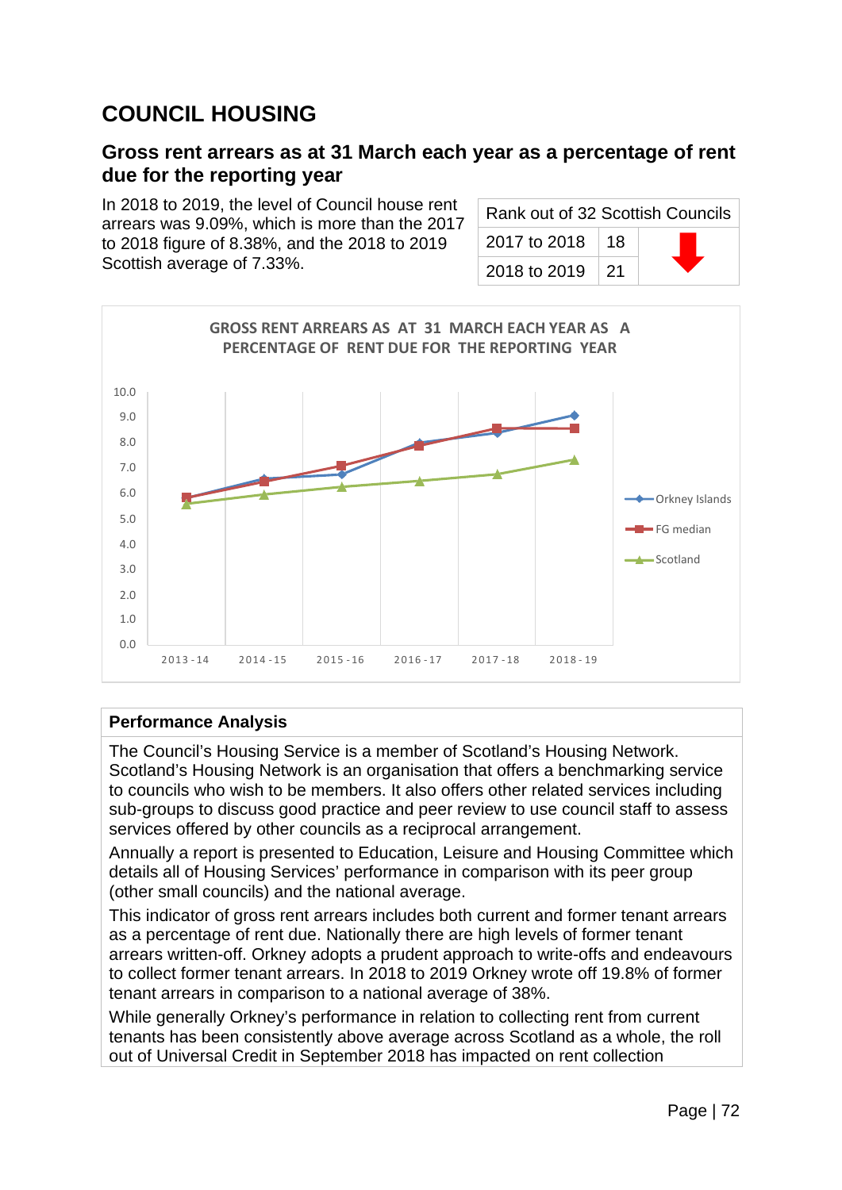# COUNCIL HOUSING

## Gross rent arrears as at 31 March each year as a percentage of rent due for the reporting year

In 2018 to 2019, the level of Council house rent arrears was 9.09%, which is more than the 2017 to 2018 figure of 8.38%, and the 2018 to 2019 Scottish average of 7.33%.

| Rank out of 32 Scottish Councils | | |
|---|---|---|
| 2017 to 2018 | 18 | ⬇ |
| 2018 to 2019 | 21 | |

GROSS RENT ARREARS AS AT 31 MARCH EACH YEAR AS A PERCENTAGE OF RENT DUE FOR THE REPORTING YEAR

**Performance Analysis**

The Council's Housing Service is a member of Scotland's Housing Network. Scotland's Housing Network is an organisation that offers a benchmarking service to councils who wish to be members. It also offers other related services including sub-groups to discuss good practice and peer review to use council staff to assess services offered by other councils as a reciprocal arrangement.

Annually a report is presented to Education, Leisure and Housing Committee which details all of Housing Services' performance in comparison with its peer group (other small councils) and the national average.

This indicator of gross rent arrears includes both current and former tenant arrears as a percentage of rent due. Nationally there are high levels of former tenant arrears written-off. Orkney adopts a prudent approach to write-offs and endeavours to collect former tenant arrears. In 2018 to 2019 Orkney wrote off 19.8% of former tenant arrears in comparison to a national average of 38%.

While generally Orkney's performance in relation to collecting rent from current tenants has been consistently above average across Scotland as a whole, the roll out of Universal Credit in September 2018 has impacted on rent collection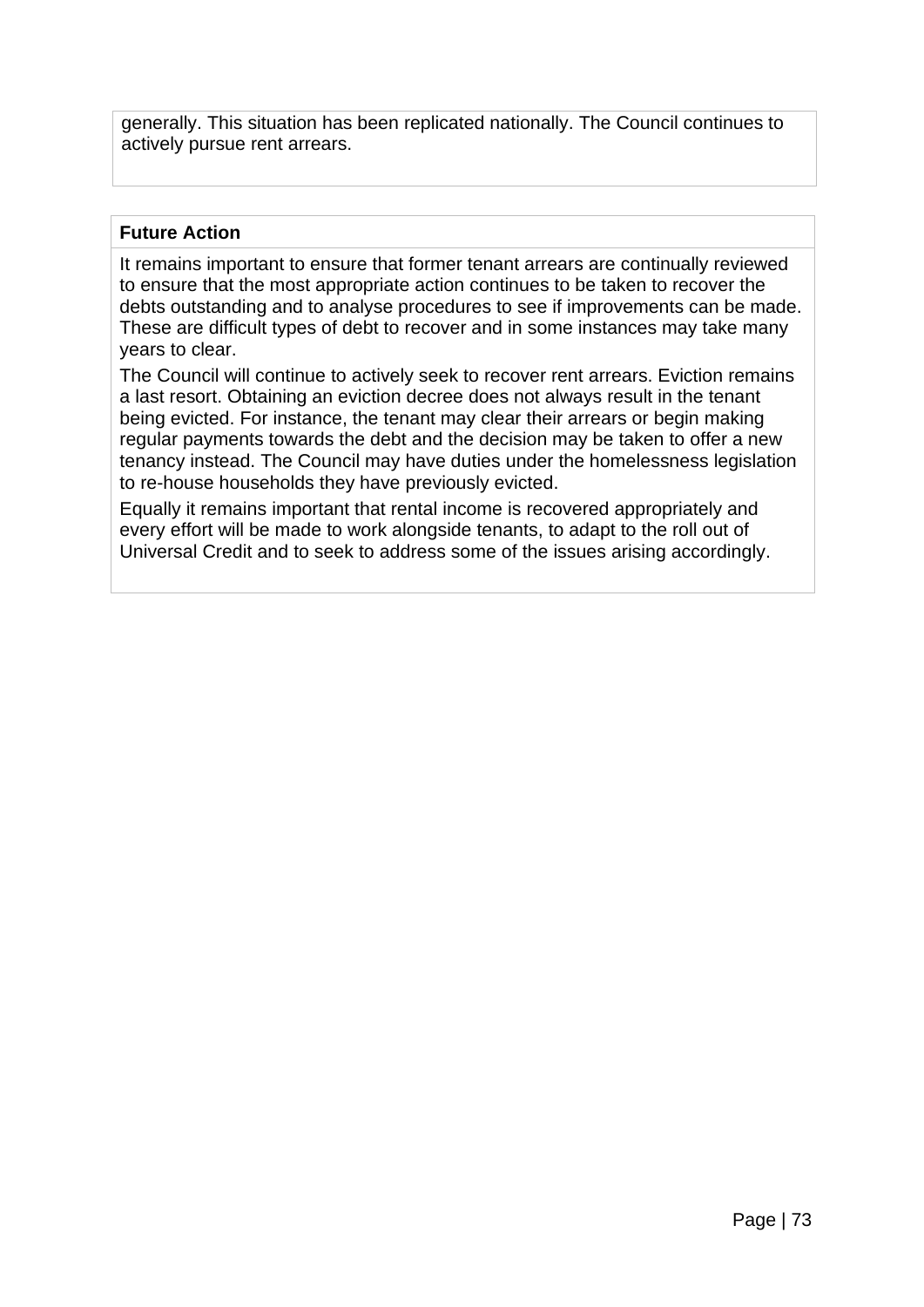generally. This situation has been replicated nationally. The Council continues to actively pursue rent arrears.

**Future Action**

It remains important to ensure that former tenant arrears are continually reviewed to ensure that the most appropriate action continues to be taken to recover the debts outstanding and to analyse procedures to see if improvements can be made. These are difficult types of debt to recover and in some instances may take many years to clear.

The Council will continue to actively seek to recover rent arrears. Eviction remains a last resort. Obtaining an eviction decree does not always result in the tenant being evicted. For instance, the tenant may clear their arrears or begin making regular payments towards the debt and the decision may be taken to offer a new tenancy instead. The Council may have duties under the homelessness legislation to re-house households they have previously evicted.

Equally it remains important that rental income is recovered appropriately and every effort will be made to work alongside tenants, to adapt to the roll out of Universal Credit and to seek to address some of the issues arising accordingly.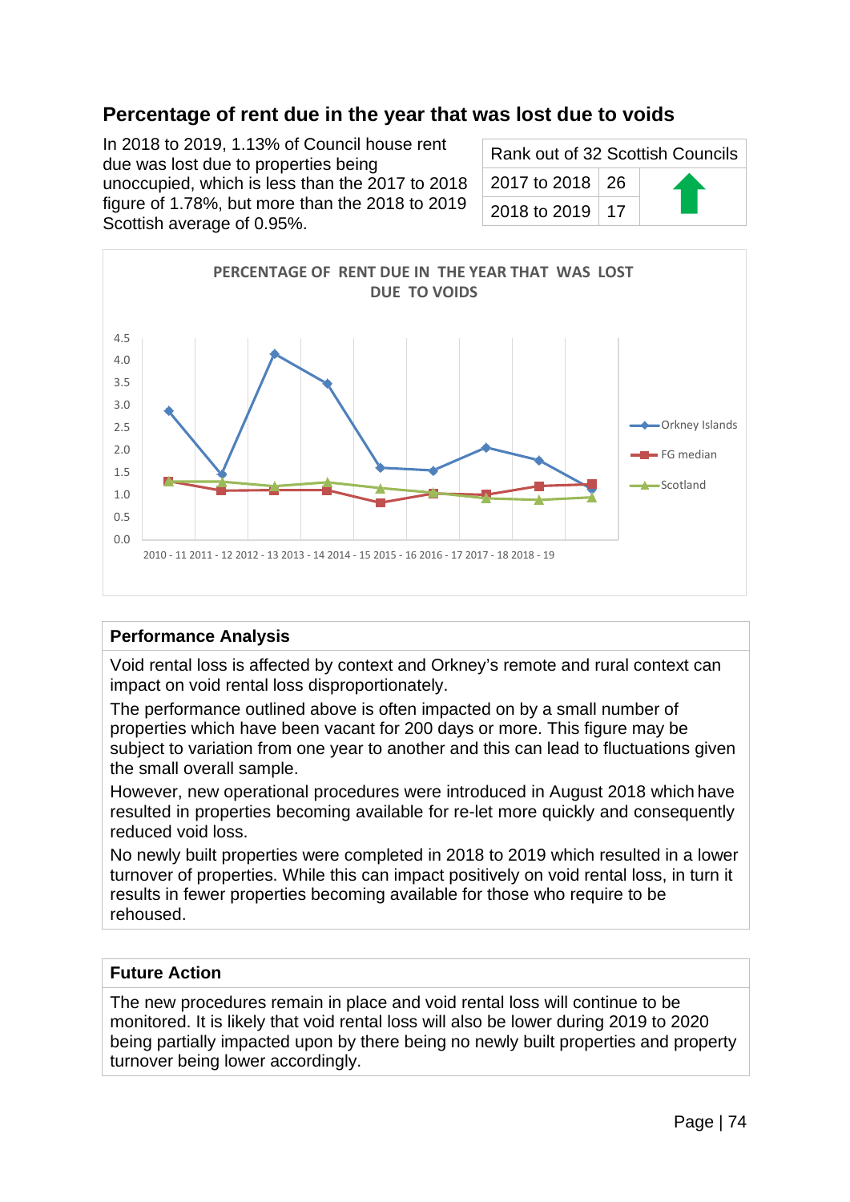## Percentage of rent due in the year that was lost due to voids

In 2018 to 2019, 1.13% of Council house rent due was lost due to properties being unoccupied, which is less than the 2017 to 2018 figure of 1.78%, but more than the 2018 to 2019 Scottish average of 0.95%.

| Rank out of 32 Scottish Councils | | |
|---|---|---|
| 2017 to 2018 | 26 | ⬆ |
| 2018 to 2019 | 17 | |

**PERCENTAGE OF RENT DUE IN THE YEAR THAT WAS LOST DUE TO VOIDS**

Legend: Orkney Islands, FG median, Scotland

Y-axis: 0.0, 0.5, 1.0, 1.5, 2.0, 2.5, 3.0, 3.5, 4.0, 4.5

X-axis: 2010 - 11, 2011 - 12, 2012 - 13, 2013 - 14, 2014 - 15, 2015 - 16, 2016 - 17, 2017 - 18, 2018 - 19

### Performance Analysis

Void rental loss is affected by context and Orkney's remote and rural context can impact on void rental loss disproportionately.

The performance outlined above is often impacted on by a small number of properties which have been vacant for 200 days or more. This figure may be subject to variation from one year to another and this can lead to fluctuations given the small overall sample.

However, new operational procedures were introduced in August 2018 which have resulted in properties becoming available for re-let more quickly and consequently reduced void loss.

No newly built properties were completed in 2018 to 2019 which resulted in a lower turnover of properties. While this can impact positively on void rental loss, in turn it results in fewer properties becoming available for those who require to be rehoused.

### Future Action

The new procedures remain in place and void rental loss will continue to be monitored. It is likely that void rental loss will also be lower during 2019 to 2020 being partially impacted upon by there being no newly built properties and property turnover being lower accordingly.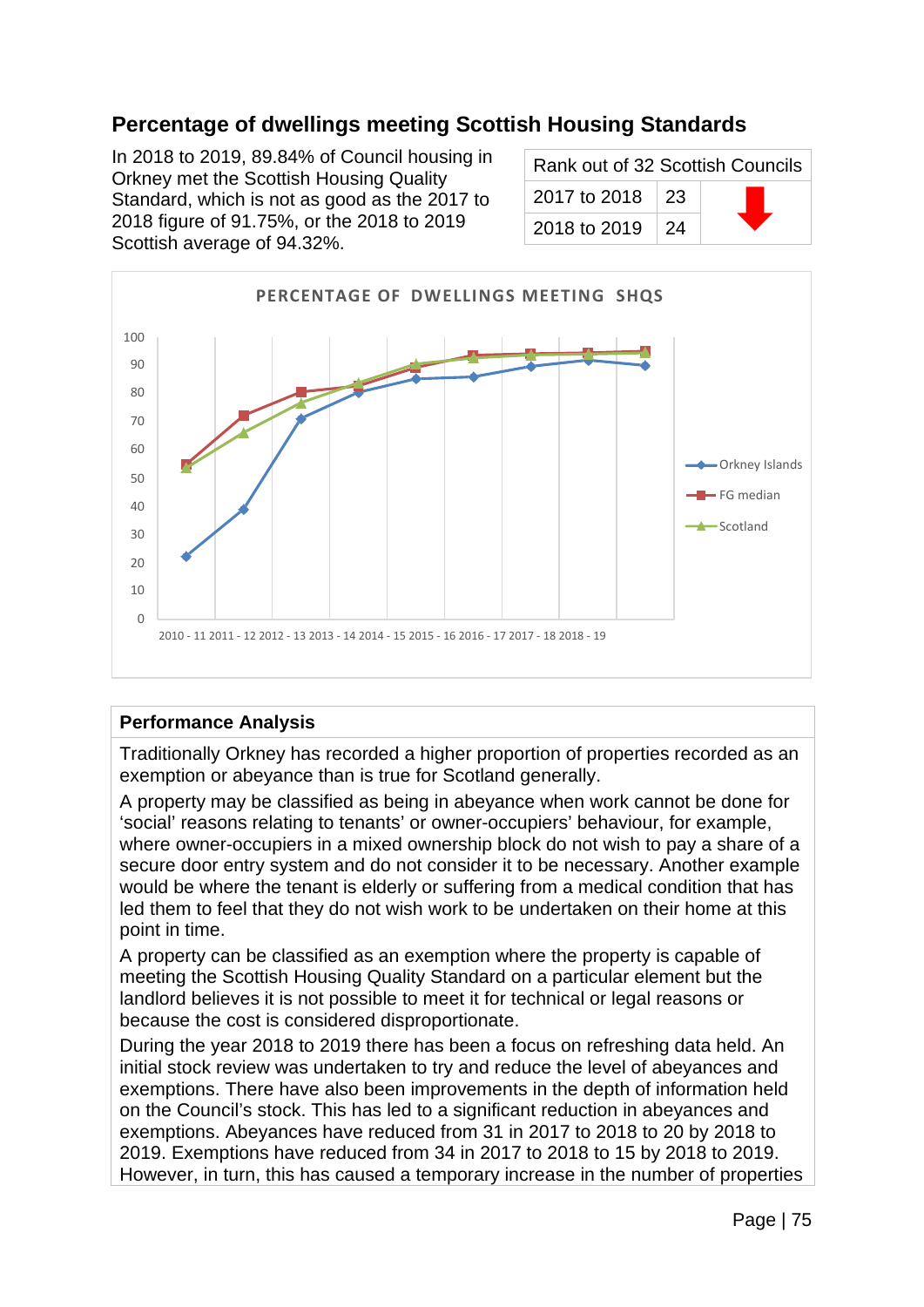## Percentage of dwellings meeting Scottish Housing Standards

In 2018 to 2019, 89.84% of Council housing in Orkney met the Scottish Housing Quality Standard, which is not as good as the 2017 to 2018 figure of 91.75%, or the 2018 to 2019 Scottish average of 94.32%.

| Rank out of 32 Scottish Councils | | |
|---|---|---|
| 2017 to 2018 | 23 | |
| 2018 to 2019 | 24 | ⬇ |

PERCENTAGE OF DWELLINGS MEETING SHQS

| Period | Orkney Islands | FG median | Scotland |
|---|---|---|---|
| 2010 - 11 | 22 | 55 | 53 |
| 2011 - 12 | 39 | 72 | 66 |
| 2012 - 13 | 71 | 80 | 76 |
| 2013 - 14 | 80 | 82 | 83 |
| 2014 - 15 | 85 | 89 | 90 |
| 2015 - 16 | 86 | 93 | 92 |
| 2016 - 17 | 89 | 94 | 93 |
| 2017 - 18 | 92 | 94 | 94 |
| 2018 - 19 | 90 | 95 | 94 |

**Performance Analysis**

Traditionally Orkney has recorded a higher proportion of properties recorded as an exemption or abeyance than is true for Scotland generally.

A property may be classified as being in abeyance when work cannot be done for 'social' reasons relating to tenants' or owner-occupiers' behaviour, for example, where owner-occupiers in a mixed ownership block do not wish to pay a share of a secure door entry system and do not consider it to be necessary. Another example would be where the tenant is elderly or suffering from a medical condition that has led them to feel that they do not wish work to be undertaken on their home at this point in time.

A property can be classified as an exemption where the property is capable of meeting the Scottish Housing Quality Standard on a particular element but the landlord believes it is not possible to meet it for technical or legal reasons or because the cost is considered disproportionate.

During the year 2018 to 2019 there has been a focus on refreshing data held. An initial stock review was undertaken to try and reduce the level of abeyances and exemptions. There have also been improvements in the depth of information held on the Council's stock. This has led to a significant reduction in abeyances and exemptions. Abeyances have reduced from 31 in 2017 to 2018 to 20 by 2018 to 2019. Exemptions have reduced from 34 in 2017 to 2018 to 15 by 2018 to 2019. However, in turn, this has caused a temporary increase in the number of properties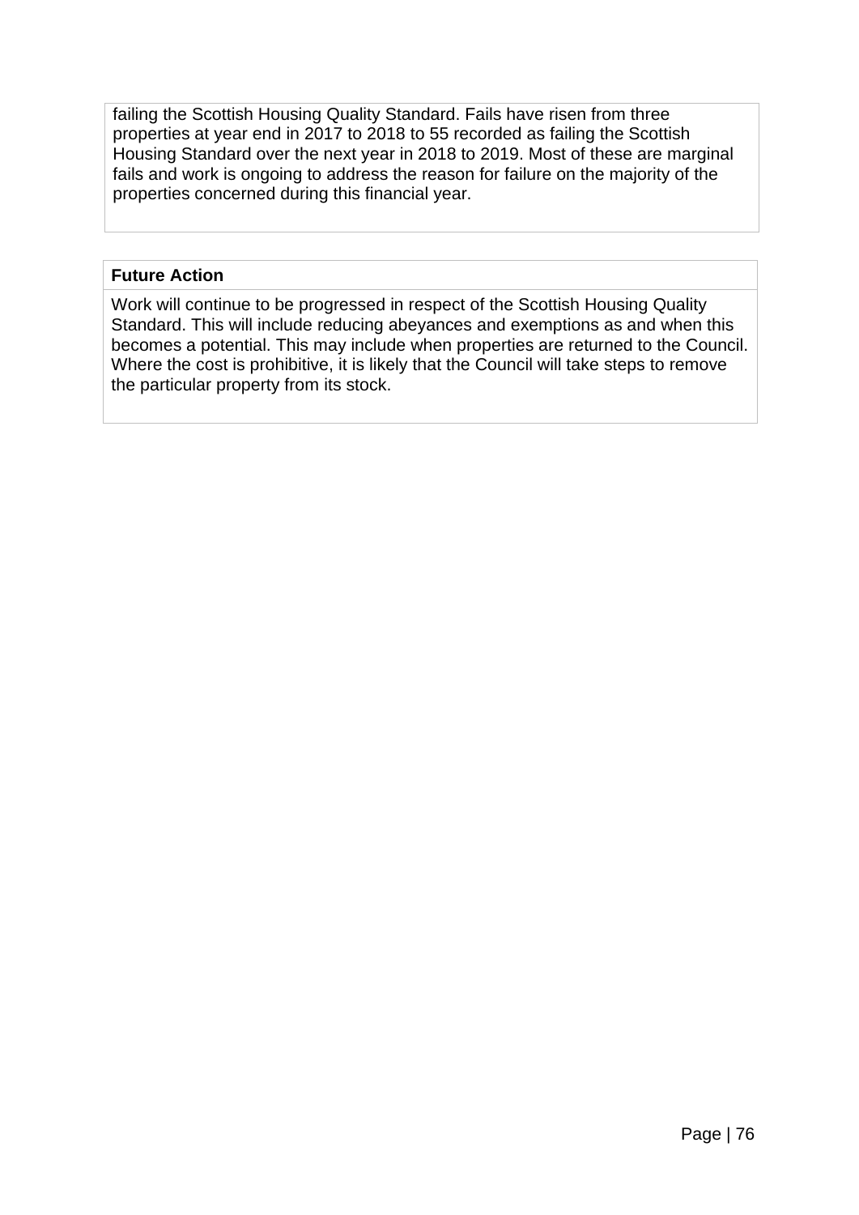failing the Scottish Housing Quality Standard. Fails have risen from three properties at year end in 2017 to 2018 to 55 recorded as failing the Scottish Housing Standard over the next year in 2018 to 2019. Most of these are marginal fails and work is ongoing to address the reason for failure on the majority of the properties concerned during this financial year.

**Future Action**

Work will continue to be progressed in respect of the Scottish Housing Quality Standard. This will include reducing abeyances and exemptions as and when this becomes a potential. This may include when properties are returned to the Council. Where the cost is prohibitive, it is likely that the Council will take steps to remove the particular property from its stock.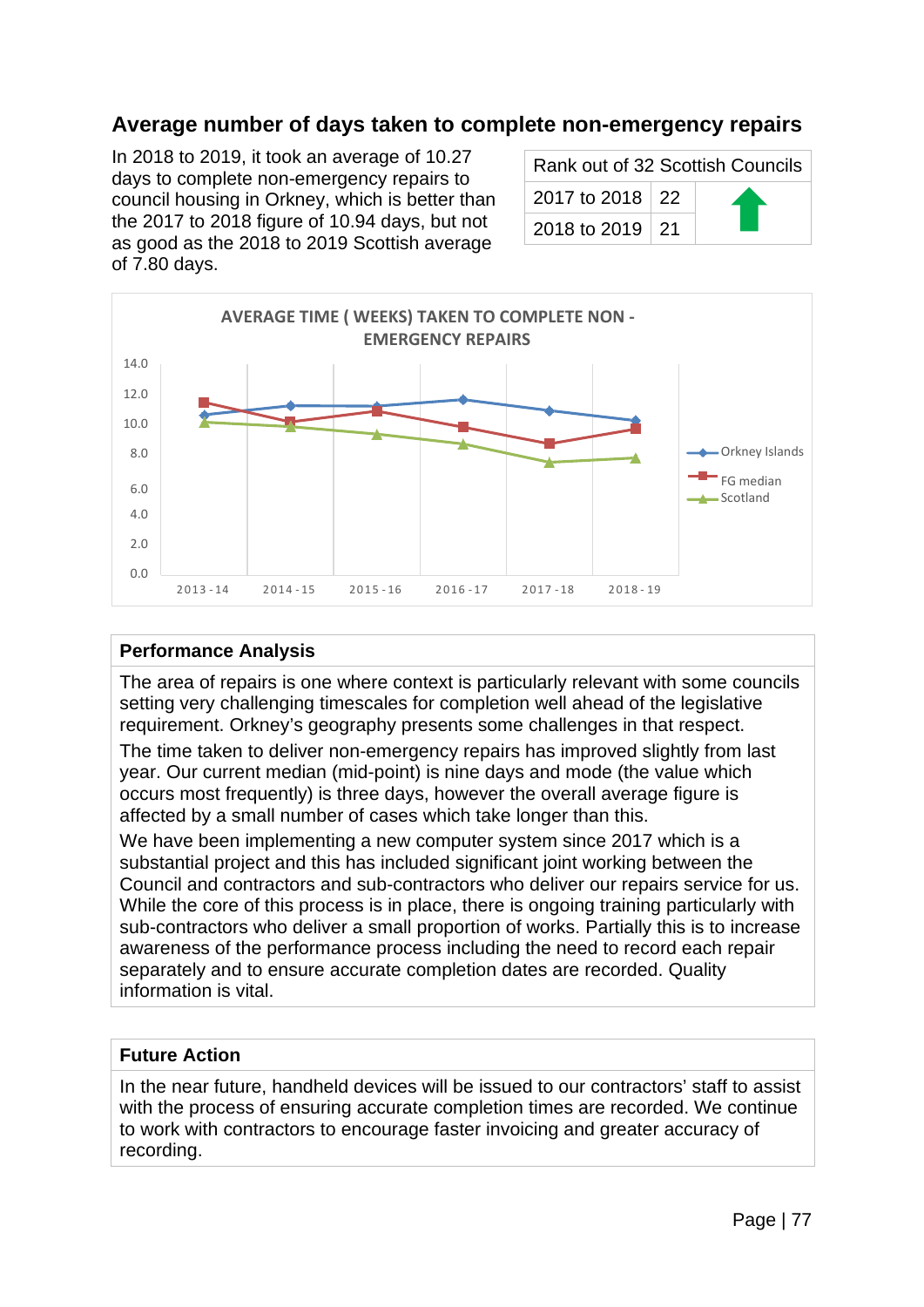## Average number of days taken to complete non-emergency repairs

In 2018 to 2019, it took an average of 10.27 days to complete non-emergency repairs to council housing in Orkney, which is better than the 2017 to 2018 figure of 10.94 days, but not as good as the 2018 to 2019 Scottish average of 7.80 days.

| Rank out of 32 Scottish Councils | | |
|---|---|---|
| 2017 to 2018 | 22 | ↑ |
| 2018 to 2019 | 21 | |

AVERAGE TIME ( WEEKS) TAKEN TO COMPLETE NON - EMERGENCY REPAIRS

| | 2013 - 14 | 2014 - 15 | 2015 - 16 | 2016 - 17 | 2017 - 18 | 2018 - 19 |
|---|---|---|---|---|---|---|
| Orkney Islands | | | | | 10.94 | 10.27 |
| FG median | | | | | | |
| Scotland | | | | | | 7.80 |

### Performance Analysis

The area of repairs is one where context is particularly relevant with some councils setting very challenging timescales for completion well ahead of the legislative requirement. Orkney's geography presents some challenges in that respect.

The time taken to deliver non-emergency repairs has improved slightly from last year. Our current median (mid-point) is nine days and mode (the value which occurs most frequently) is three days, however the overall average figure is affected by a small number of cases which take longer than this.

We have been implementing a new computer system since 2017 which is a substantial project and this has included significant joint working between the Council and contractors and sub-contractors who deliver our repairs service for us. While the core of this process is in place, there is ongoing training particularly with sub-contractors who deliver a small proportion of works. Partially this is to increase awareness of the performance process including the need to record each repair separately and to ensure accurate completion dates are recorded. Quality information is vital.

### Future Action

In the near future, handheld devices will be issued to our contractors' staff to assist with the process of ensuring accurate completion times are recorded. We continue to work with contractors to encourage faster invoicing and greater accuracy of recording.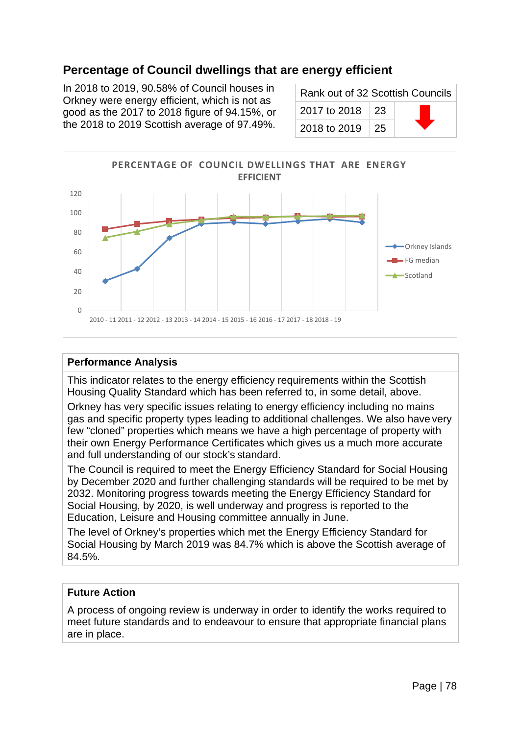## Percentage of Council dwellings that are energy efficient

In 2018 to 2019, 90.58% of Council houses in Orkney were energy efficient, which is not as good as the 2017 to 2018 figure of 94.15%, or the 2018 to 2019 Scottish average of 97.49%.

| Rank out of 32 Scottish Councils | | |
|---|---|---|
| 2017 to 2018 | 23 | ⬇ |
| 2018 to 2019 | 25 | |

PERCENTAGE OF COUNCIL DWELLINGS THAT ARE ENERGY EFFICIENT

120
100
80
60
40
20
0

2010 - 11 2011 - 12 2012 - 13 2013 - 14 2014 - 15 2015 - 16 2016 - 17 2017 - 18 2018 - 19

Orkney Islands
FG median
Scotland

### Performance Analysis

This indicator relates to the energy efficiency requirements within the Scottish Housing Quality Standard which has been referred to, in some detail, above.

Orkney has very specific issues relating to energy efficiency including no mains gas and specific property types leading to additional challenges. We also have very few "cloned" properties which means we have a high percentage of property with their own Energy Performance Certificates which gives us a much more accurate and full understanding of our stock's standard.

The Council is required to meet the Energy Efficiency Standard for Social Housing by December 2020 and further challenging standards will be required to be met by 2032. Monitoring progress towards meeting the Energy Efficiency Standard for Social Housing, by 2020, is well underway and progress is reported to the Education, Leisure and Housing committee annually in June.

The level of Orkney's properties which met the Energy Efficiency Standard for Social Housing by March 2019 was 84.7% which is above the Scottish average of 84.5%.

### Future Action

A process of ongoing review is underway in order to identify the works required to meet future standards and to endeavour to ensure that appropriate financial plans are in place.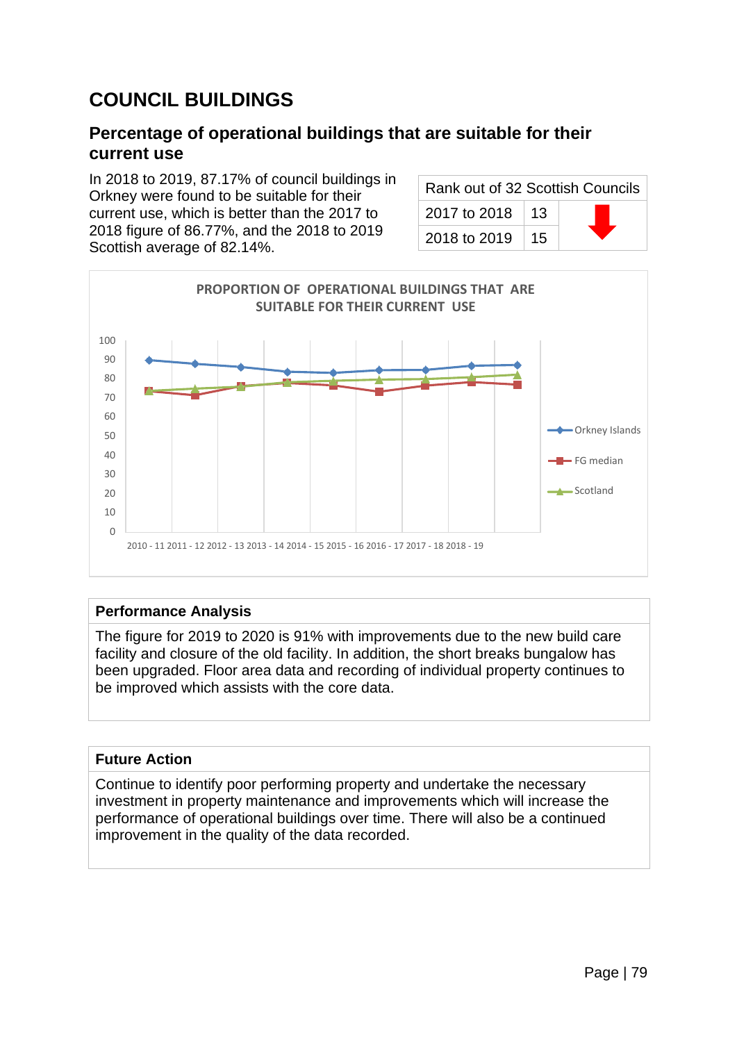# COUNCIL BUILDINGS

## Percentage of operational buildings that are suitable for their current use

In 2018 to 2019, 87.17% of council buildings in Orkney were found to be suitable for their current use, which is better than the 2017 to 2018 figure of 86.77%, and the 2018 to 2019 Scottish average of 82.14%.

| Rank out of 32 Scottish Councils | | |
|---|---|---|
| 2017 to 2018 | 13 | ⬇ |
| 2018 to 2019 | 15 | |

**PROPORTION OF OPERATIONAL BUILDINGS THAT ARE SUITABLE FOR THEIR CURRENT USE**

Legend: Orkney Islands, FG median, Scotland

X-axis: 2010 - 11, 2011 - 12, 2012 - 13, 2013 - 14, 2014 - 15, 2015 - 16, 2016 - 17, 2017 - 18, 2018 - 19

Y-axis: 0 to 100

### Performance Analysis

The figure for 2019 to 2020 is 91% with improvements due to the new build care facility and closure of the old facility. In addition, the short breaks bungalow has been upgraded. Floor area data and recording of individual property continues to be improved which assists with the core data.

### Future Action

Continue to identify poor performing property and undertake the necessary investment in property maintenance and improvements which will increase the performance of operational buildings over time. There will also be a continued improvement in the quality of the data recorded.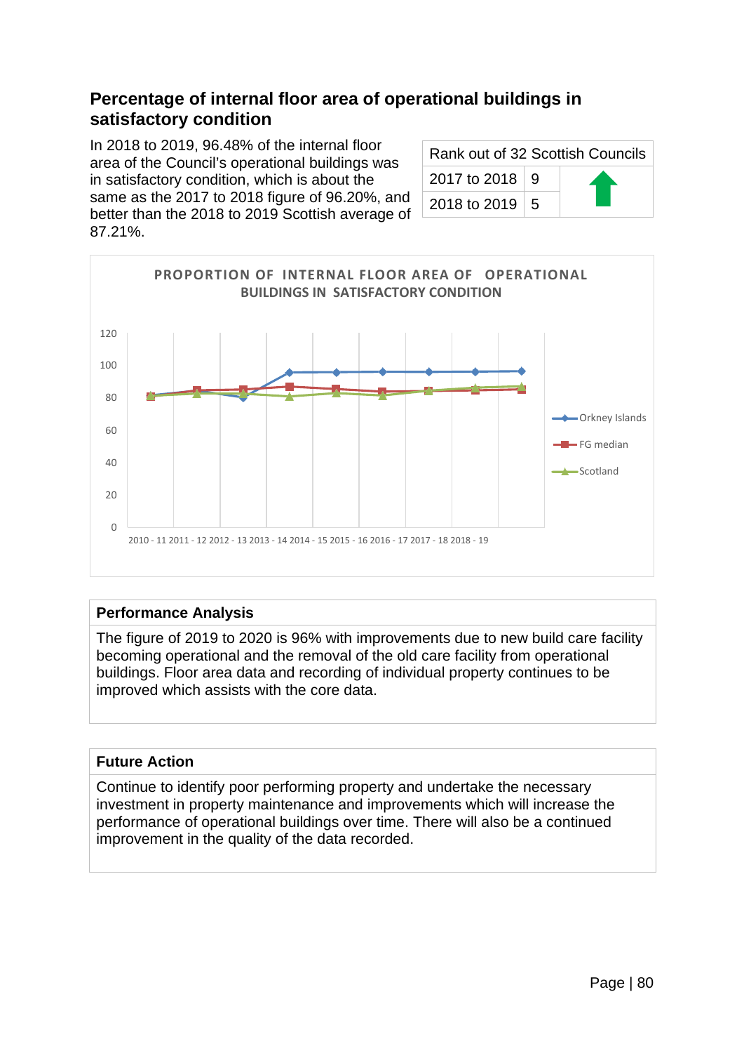## Percentage of internal floor area of operational buildings in satisfactory condition

In 2018 to 2019, 96.48% of the internal floor area of the Council's operational buildings was in satisfactory condition, which is about the same as the 2017 to 2018 figure of 96.20%, and better than the 2018 to 2019 Scottish average of 87.21%.

| Rank out of 32 Scottish Councils | | |
|---|---|---|
| 2017 to 2018 | 9 | ⬆ |
| 2018 to 2019 | 5 | |

**PROPORTION OF INTERNAL FLOOR AREA OF OPERATIONAL BUILDINGS IN SATISFACTORY CONDITION**

Legend: Orkney Islands, FG median, Scotland

Y-axis: 0, 20, 40, 60, 80, 100, 120

X-axis: 2010 - 11, 2011 - 12, 2012 - 13, 2013 - 14, 2014 - 15, 2015 - 16, 2016 - 17, 2017 - 18, 2018 - 19

### Performance Analysis

The figure of 2019 to 2020 is 96% with improvements due to new build care facility becoming operational and the removal of the old care facility from operational buildings. Floor area data and recording of individual property continues to be improved which assists with the core data.

### Future Action

Continue to identify poor performing property and undertake the necessary investment in property maintenance and improvements which will increase the performance of operational buildings over time. There will also be a continued improvement in the quality of the data recorded.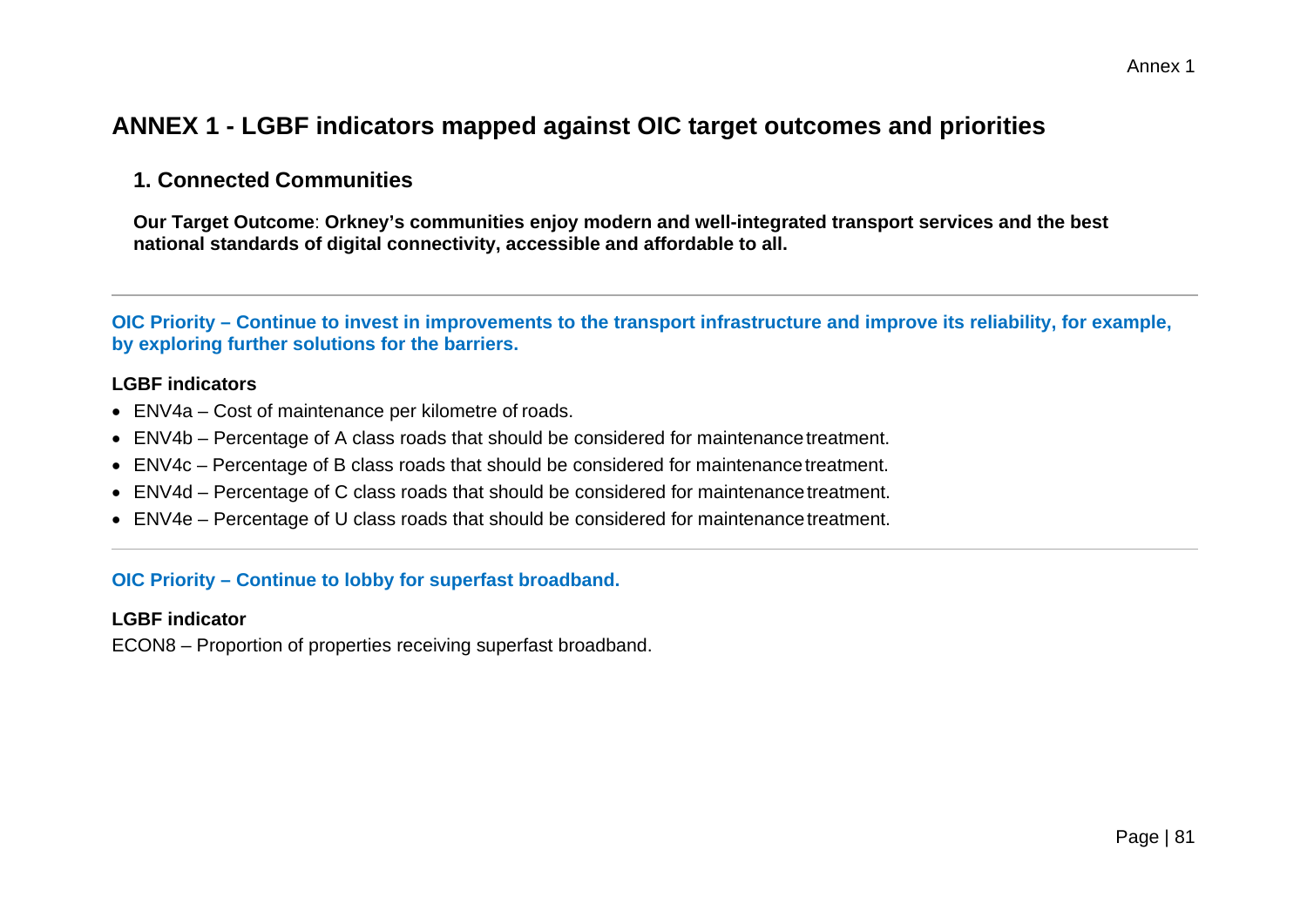# ANNEX 1 - LGBF indicators mapped against OIC target outcomes and priorities

## 1. Connected Communities

**Our Target Outcome**: **Orkney's communities enjoy modern and well-integrated transport services and the best national standards of digital connectivity, accessible and affordable to all.**

---

**OIC Priority – Continue to invest in improvements to the transport infrastructure and improve its reliability, for example, by exploring further solutions for the barriers.**

**LGBF indicators**

- ENV4a – Cost of maintenance per kilometre of roads.
- ENV4b – Percentage of A class roads that should be considered for maintenance treatment.
- ENV4c – Percentage of B class roads that should be considered for maintenance treatment.
- ENV4d – Percentage of C class roads that should be considered for maintenance treatment.
- ENV4e – Percentage of U class roads that should be considered for maintenance treatment.

---

**OIC Priority – Continue to lobby for superfast broadband.**

**LGBF indicator**

ECON8 – Proportion of properties receiving superfast broadband.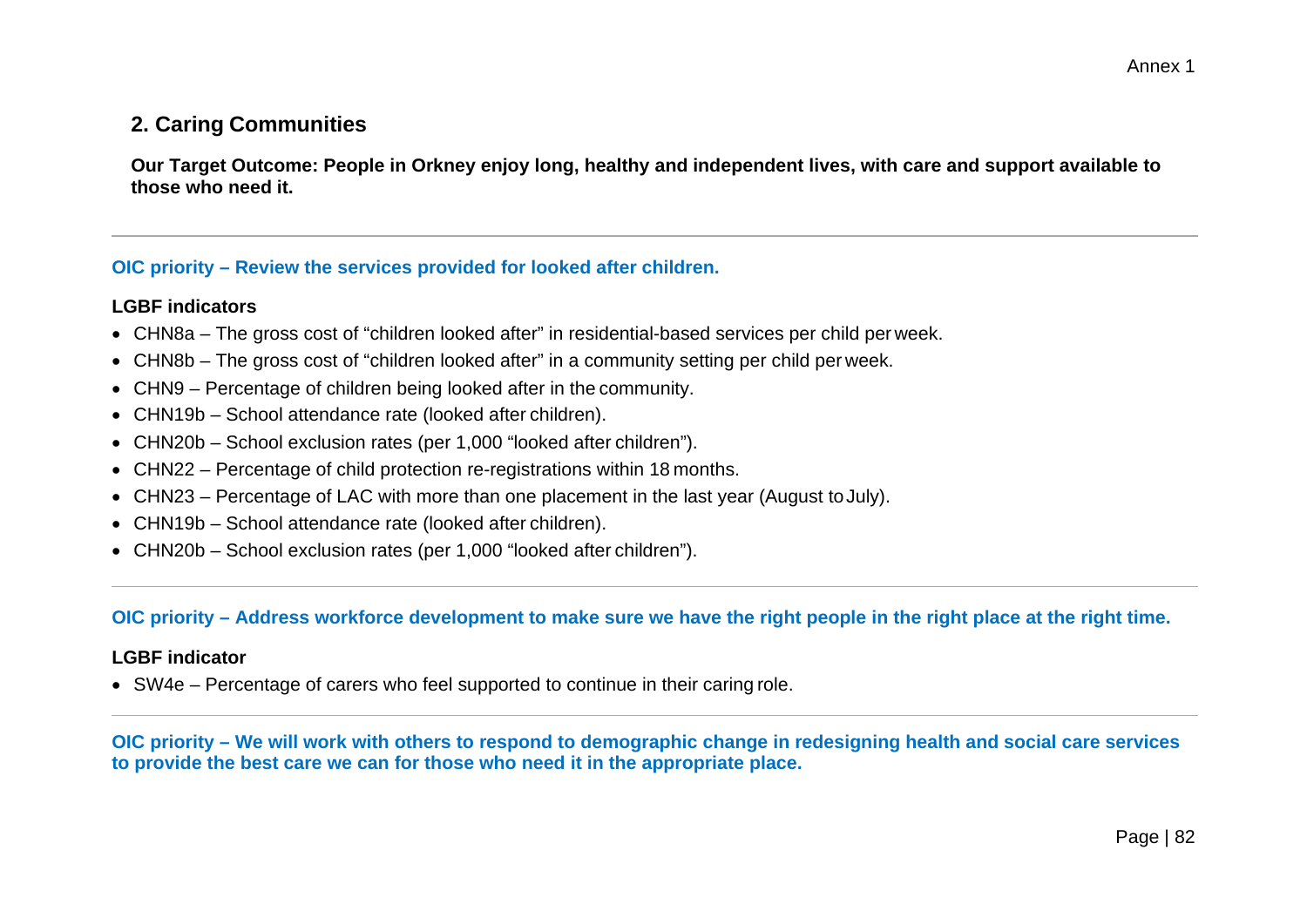## 2. Caring Communities

**Our Target Outcome: People in Orkney enjoy long, healthy and independent lives, with care and support available to those who need it.**

---

### OIC priority – Review the services provided for looked after children.

**LGBF indicators**

- CHN8a – The gross cost of “children looked after” in residential-based services per child per week.
- CHN8b – The gross cost of “children looked after” in a community setting per child per week.
- CHN9 – Percentage of children being looked after in the community.
- CHN19b – School attendance rate (looked after children).
- CHN20b – School exclusion rates (per 1,000 “looked after children”).
- CHN22 – Percentage of child protection re-registrations within 18 months.
- CHN23 – Percentage of LAC with more than one placement in the last year (August to July).
- CHN19b – School attendance rate (looked after children).
- CHN20b – School exclusion rates (per 1,000 “looked after children”).

---

### OIC priority – Address workforce development to make sure we have the right people in the right place at the right time.

**LGBF indicator**

- SW4e – Percentage of carers who feel supported to continue in their caring role.

---

### OIC priority – We will work with others to respond to demographic change in redesigning health and social care services to provide the best care we can for those who need it in the appropriate place.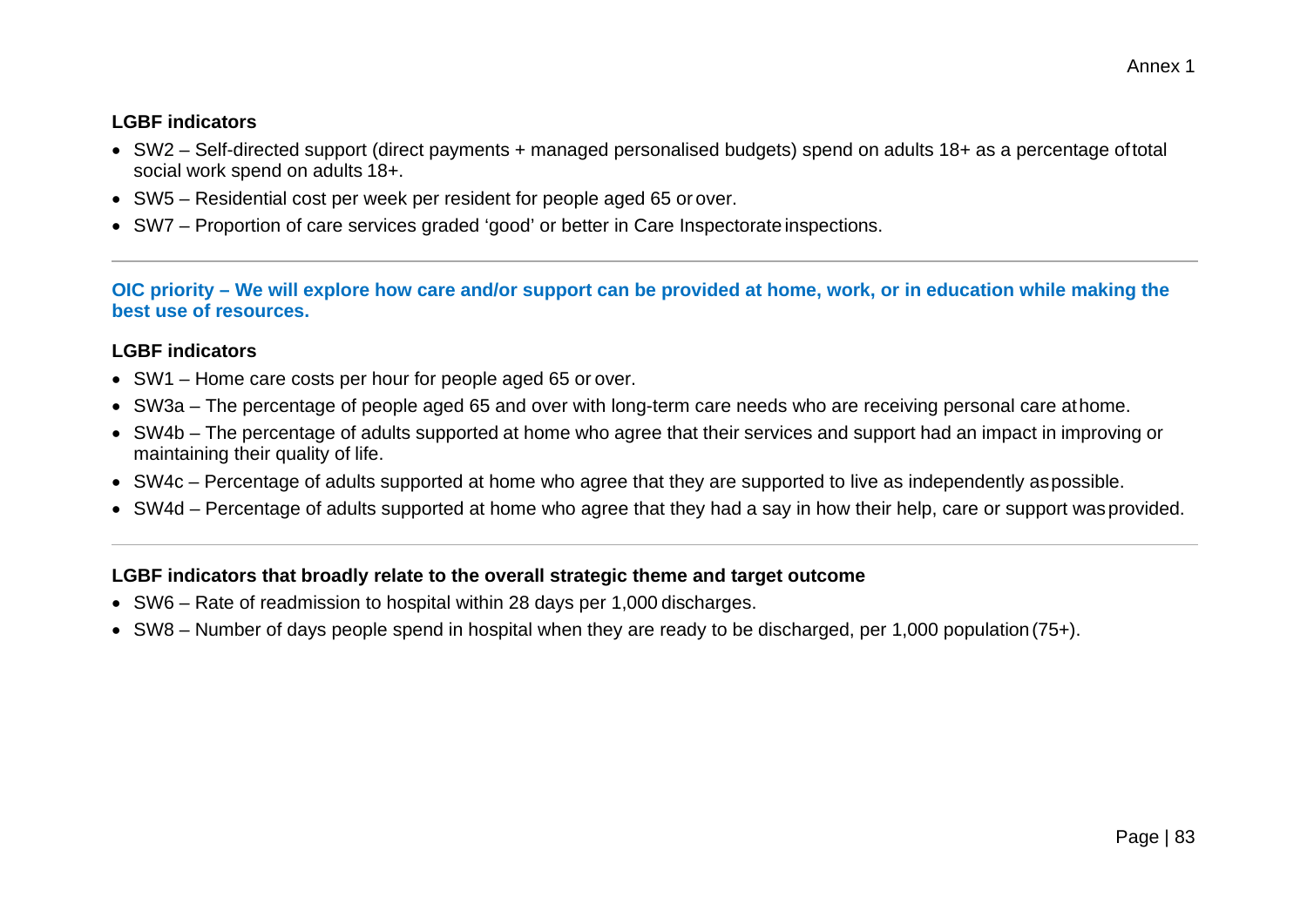**LGBF indicators**

- SW2 – Self-directed support (direct payments + managed personalised budgets) spend on adults 18+ as a percentage of total social work spend on adults 18+.
- SW5 – Residential cost per week per resident for people aged 65 or over.
- SW7 – Proportion of care services graded 'good' or better in Care Inspectorate inspections.

---

**OIC priority – We will explore how care and/or support can be provided at home, work, or in education while making the best use of resources.**

**LGBF indicators**

- SW1 – Home care costs per hour for people aged 65 or over.
- SW3a – The percentage of people aged 65 and over with long-term care needs who are receiving personal care at home.
- SW4b – The percentage of adults supported at home who agree that their services and support had an impact in improving or maintaining their quality of life.
- SW4c – Percentage of adults supported at home who agree that they are supported to live as independently as possible.
- SW4d – Percentage of adults supported at home who agree that they had a say in how their help, care or support was provided.

---

**LGBF indicators that broadly relate to the overall strategic theme and target outcome**

- SW6 – Rate of readmission to hospital within 28 days per 1,000 discharges.
- SW8 – Number of days people spend in hospital when they are ready to be discharged, per 1,000 population (75+).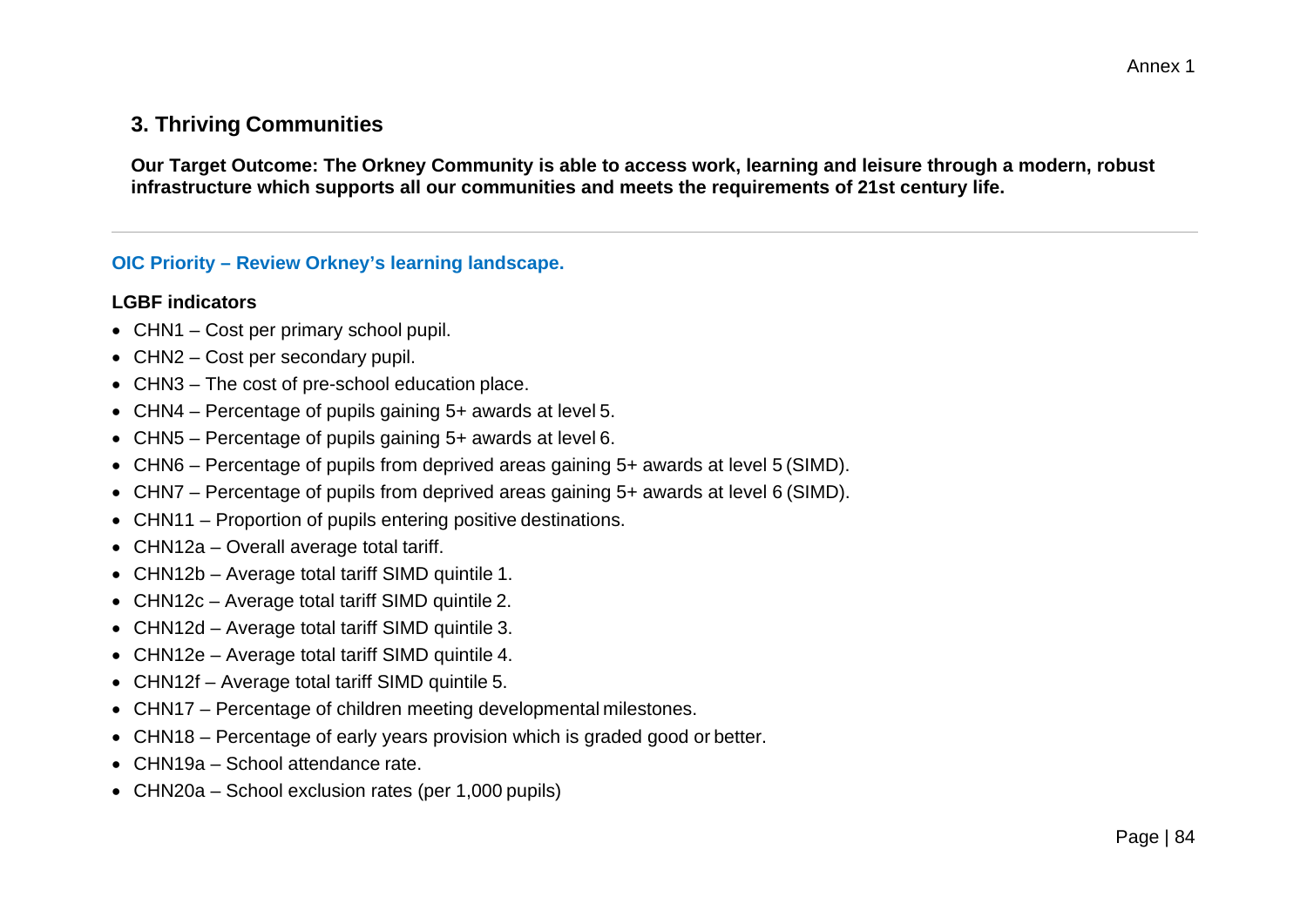## 3. Thriving Communities

**Our Target Outcome: The Orkney Community is able to access work, learning and leisure through a modern, robust infrastructure which supports all our communities and meets the requirements of 21st century life.**

---

### OIC Priority – Review Orkney's learning landscape.

**LGBF indicators**

- CHN1 – Cost per primary school pupil.
- CHN2 – Cost per secondary pupil.
- CHN3 – The cost of pre-school education place.
- CHN4 – Percentage of pupils gaining 5+ awards at level 5.
- CHN5 – Percentage of pupils gaining 5+ awards at level 6.
- CHN6 – Percentage of pupils from deprived areas gaining 5+ awards at level 5 (SIMD).
- CHN7 – Percentage of pupils from deprived areas gaining 5+ awards at level 6 (SIMD).
- CHN11 – Proportion of pupils entering positive destinations.
- CHN12a – Overall average total tariff.
- CHN12b – Average total tariff SIMD quintile 1.
- CHN12c – Average total tariff SIMD quintile 2.
- CHN12d – Average total tariff SIMD quintile 3.
- CHN12e – Average total tariff SIMD quintile 4.
- CHN12f – Average total tariff SIMD quintile 5.
- CHN17 – Percentage of children meeting developmental milestones.
- CHN18 – Percentage of early years provision which is graded good or better.
- CHN19a – School attendance rate.
- CHN20a – School exclusion rates (per 1,000 pupils)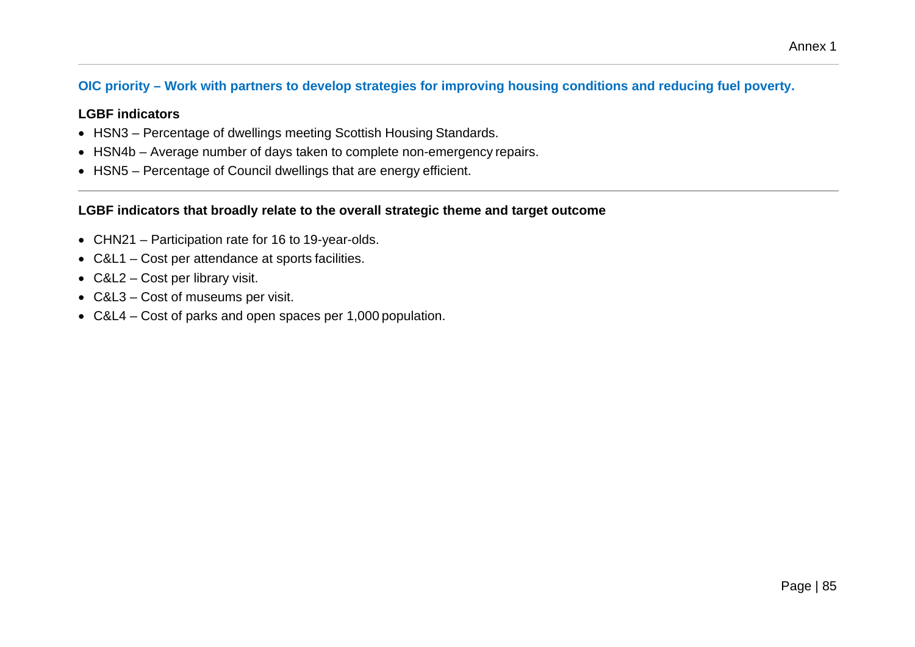### OIC priority – Work with partners to develop strategies for improving housing conditions and reducing fuel poverty.

**LGBF indicators**

- HSN3 – Percentage of dwellings meeting Scottish Housing Standards.
- HSN4b – Average number of days taken to complete non-emergency repairs.
- HSN5 – Percentage of Council dwellings that are energy efficient.

---

**LGBF indicators that broadly relate to the overall strategic theme and target outcome**

- CHN21 – Participation rate for 16 to 19-year-olds.
- C&L1 – Cost per attendance at sports facilities.
- C&L2 – Cost per library visit.
- C&L3 – Cost of museums per visit.
- C&L4 – Cost of parks and open spaces per 1,000 population.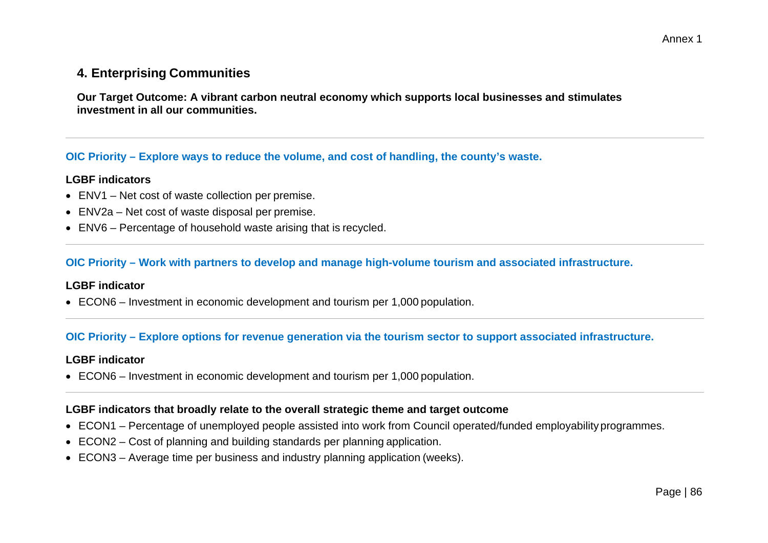## 4. Enterprising Communities

**Our Target Outcome: A vibrant carbon neutral economy which supports local businesses and stimulates investment in all our communities.**

---

### OIC Priority – Explore ways to reduce the volume, and cost of handling, the county's waste.

**LGBF indicators**

- ENV1 – Net cost of waste collection per premise.
- ENV2a – Net cost of waste disposal per premise.
- ENV6 – Percentage of household waste arising that is recycled.

---

### OIC Priority – Work with partners to develop and manage high-volume tourism and associated infrastructure.

**LGBF indicator**

- ECON6 – Investment in economic development and tourism per 1,000 population.

---

### OIC Priority – Explore options for revenue generation via the tourism sector to support associated infrastructure.

**LGBF indicator**

- ECON6 – Investment in economic development and tourism per 1,000 population.

---

**LGBF indicators that broadly relate to the overall strategic theme and target outcome**

- ECON1 – Percentage of unemployed people assisted into work from Council operated/funded employability programmes.
- ECON2 – Cost of planning and building standards per planning application.
- ECON3 – Average time per business and industry planning application (weeks).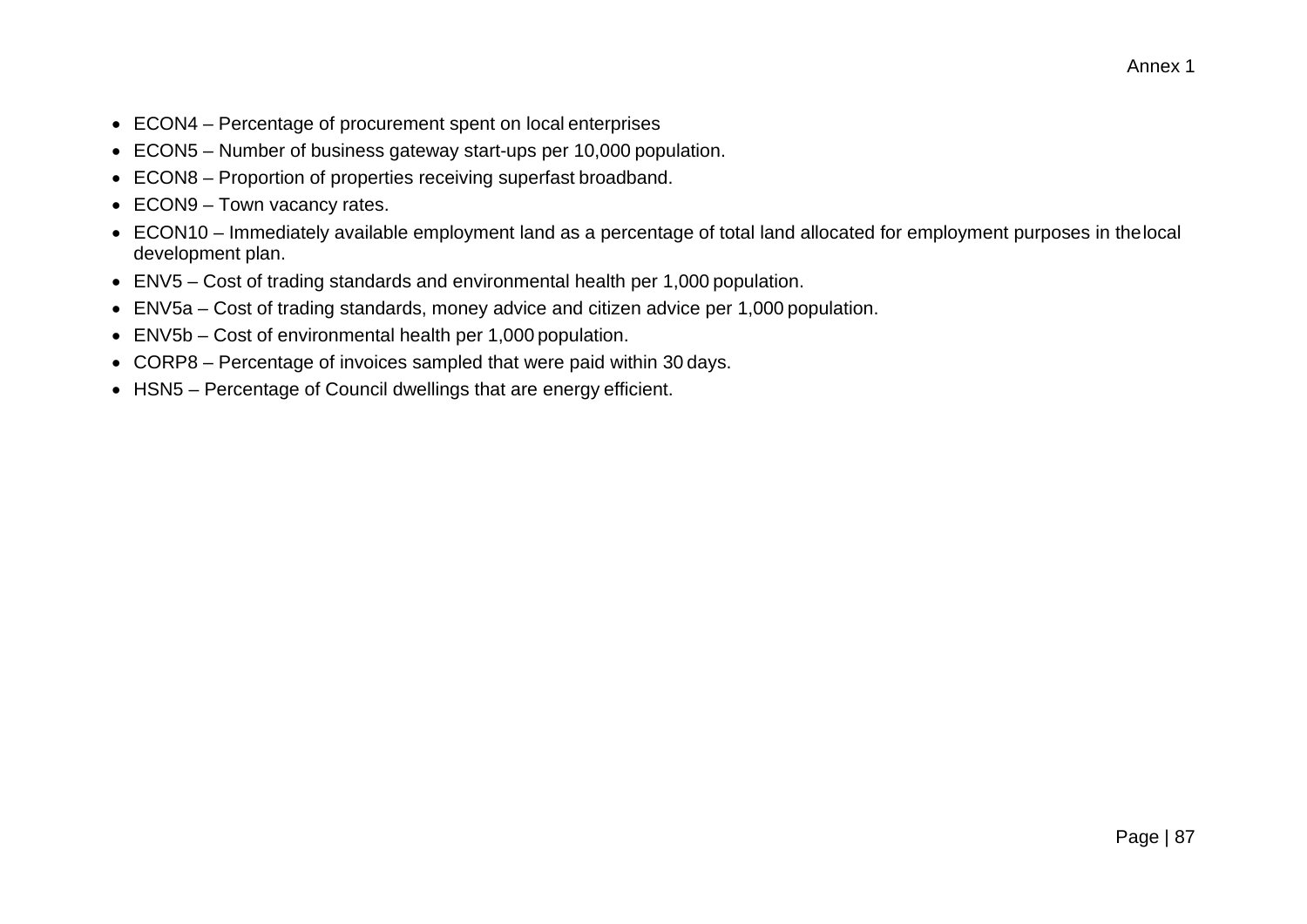- ECON4 – Percentage of procurement spent on local enterprises
- ECON5 – Number of business gateway start-ups per 10,000 population.
- ECON8 – Proportion of properties receiving superfast broadband.
- ECON9 – Town vacancy rates.
- ECON10 – Immediately available employment land as a percentage of total land allocated for employment purposes in the local development plan.
- ENV5 – Cost of trading standards and environmental health per 1,000 population.
- ENV5a – Cost of trading standards, money advice and citizen advice per 1,000 population.
- ENV5b – Cost of environmental health per 1,000 population.
- CORP8 – Percentage of invoices sampled that were paid within 30 days.
- HSN5 – Percentage of Council dwellings that are energy efficient.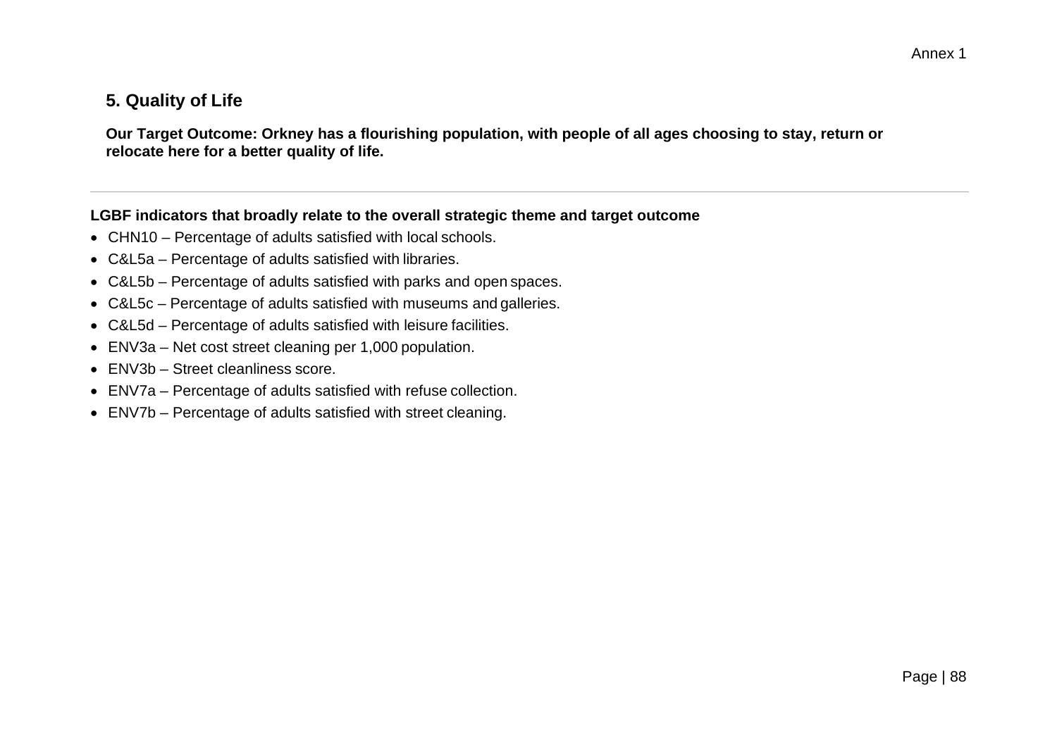## 5. Quality of Life

**Our Target Outcome: Orkney has a flourishing population, with people of all ages choosing to stay, return or relocate here for a better quality of life.**

---

**LGBF indicators that broadly relate to the overall strategic theme and target outcome**

- CHN10 – Percentage of adults satisfied with local schools.
- C&L5a – Percentage of adults satisfied with libraries.
- C&L5b – Percentage of adults satisfied with parks and open spaces.
- C&L5c – Percentage of adults satisfied with museums and galleries.
- C&L5d – Percentage of adults satisfied with leisure facilities.
- ENV3a – Net cost street cleaning per 1,000 population.
- ENV3b – Street cleanliness score.
- ENV7a – Percentage of adults satisfied with refuse collection.
- ENV7b – Percentage of adults satisfied with street cleaning.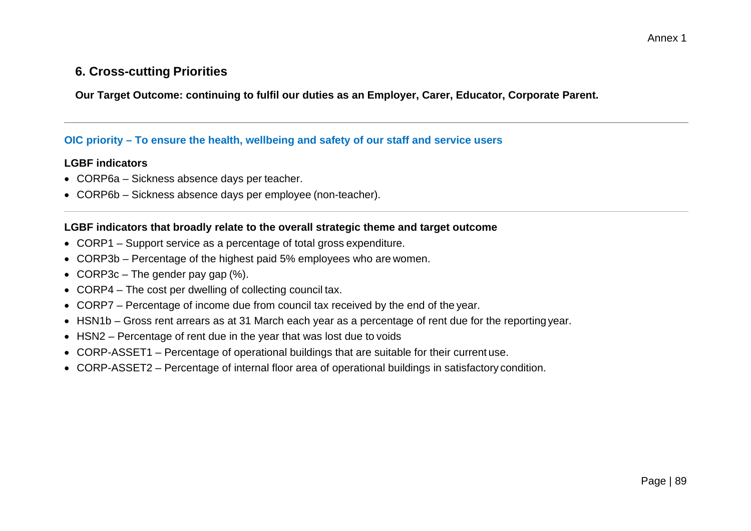## 6. Cross-cutting Priorities

**Our Target Outcome: continuing to fulfil our duties as an Employer, Carer, Educator, Corporate Parent.**

---

### OIC priority – To ensure the health, wellbeing and safety of our staff and service users

**LGBF indicators**

- CORP6a – Sickness absence days per teacher.
- CORP6b – Sickness absence days per employee (non-teacher).

---

**LGBF indicators that broadly relate to the overall strategic theme and target outcome**

- CORP1 – Support service as a percentage of total gross expenditure.
- CORP3b – Percentage of the highest paid 5% employees who are women.
- CORP3c – The gender pay gap (%).
- CORP4 – The cost per dwelling of collecting council tax.
- CORP7 – Percentage of income due from council tax received by the end of the year.
- HSN1b – Gross rent arrears as at 31 March each year as a percentage of rent due for the reporting year.
- HSN2 – Percentage of rent due in the year that was lost due to voids
- CORP-ASSET1 – Percentage of operational buildings that are suitable for their current use.
- CORP-ASSET2 – Percentage of internal floor area of operational buildings in satisfactory condition.